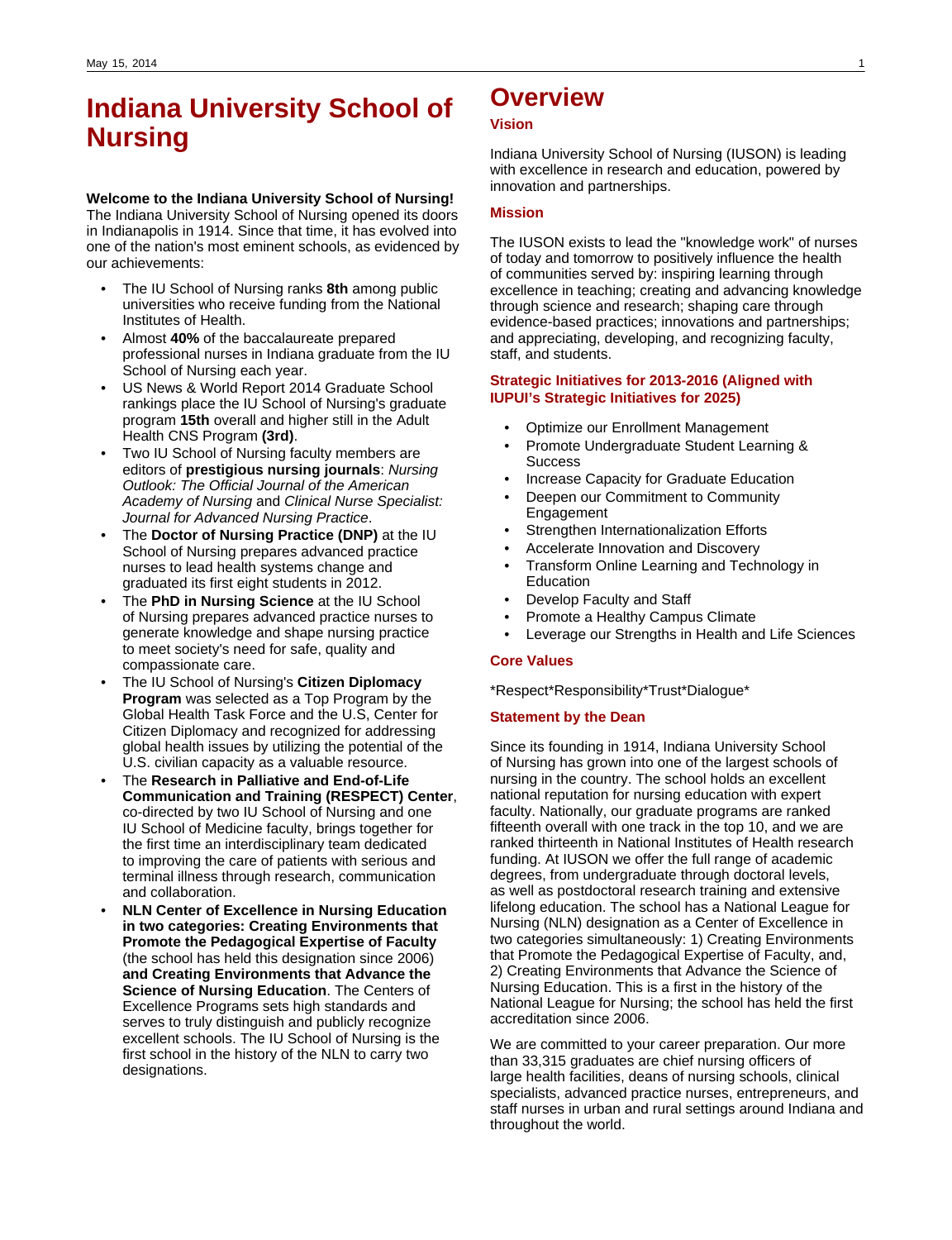# Indiana University School of Nursing

**Welcome to the Indiana University School of Nursing!** The Indiana University School of Nursing opened its doors in Indianapolis in 1914. Since that time, it has evolved into one of the nation's most eminent schools, as evidenced by our achievements:

- The IU School of Nursing ranks **8th** among public universities who receive funding from the National Institutes of Health.
- Almost **40%** of the baccalaureate prepared professional nurses in Indiana graduate from the IU School of Nursing each year.
- US News & World Report 2014 Graduate School rankings place the IU School of Nursing's graduate program **15th** overall and higher still in the Adult Health CNS Program **(3rd)**.
- Two IU School of Nursing faculty members are editors of **prestigious nursing journals**: *Nursing Outlook: The Official Journal of the American Academy of Nursing* and *Clinical Nurse Specialist: Journal for Advanced Nursing Practice*.
- The **Doctor of Nursing Practice (DNP)** at the IU School of Nursing prepares advanced practice nurses to lead health systems change and graduated its first eight students in 2012.
- The **PhD in Nursing Science** at the IU School of Nursing prepares advanced practice nurses to generate knowledge and shape nursing practice to meet society's need for safe, quality and compassionate care.
- The IU School of Nursing's **Citizen Diplomacy Program** was selected as a Top Program by the Global Health Task Force and the U.S, Center for Citizen Diplomacy and recognized for addressing global health issues by utilizing the potential of the U.S. civilian capacity as a valuable resource.
- The **Research in Palliative and End-of-Life Communication and Training (RESPECT) Center**, co-directed by two IU School of Nursing and one IU School of Medicine faculty, brings together for the first time an interdisciplinary team dedicated to improving the care of patients with serious and terminal illness through research, communication and collaboration.
- **NLN Center of Excellence in Nursing Education in two categories: Creating Environments that Promote the Pedagogical Expertise of Faculty** (the school has held this designation since 2006) **and Creating Environments that Advance the Science of Nursing Education**. The Centers of Excellence Programs sets high standards and serves to truly distinguish and publicly recognize excellent schools. The IU School of Nursing is the first school in the history of the NLN to carry two designations.

# Overview

### Vision

Indiana University School of Nursing (IUSON) is leading with excellence in research and education, powered by innovation and partnerships.

### Mission

The IUSON exists to lead the "knowledge work" of nurses of today and tomorrow to positively influence the health of communities served by: inspiring learning through excellence in teaching; creating and advancing knowledge through science and research; shaping care through evidence-based practices; innovations and partnerships; and appreciating, developing, and recognizing faculty, staff, and students.

### Strategic Initiatives for 2013-2016 (Aligned with IUPUI's Strategic Initiatives for 2025)

- Optimize our Enrollment Management
- Promote Undergraduate Student Learning & Success
- Increase Capacity for Graduate Education
- Deepen our Commitment to Community Engagement
- Strengthen Internationalization Efforts
- Accelerate Innovation and Discovery
- Transform Online Learning and Technology in Education
- Develop Faculty and Staff
- Promote a Healthy Campus Climate
- Leverage our Strengths in Health and Life Sciences

### Core Values

*Respect*Responsibility*Trust*Dialogue*

### Statement by the Dean

Since its founding in 1914, Indiana University School of Nursing has grown into one of the largest schools of nursing in the country. The school holds an excellent national reputation for nursing education with expert faculty. Nationally, our graduate programs are ranked fifteenth overall with one track in the top 10, and we are ranked thirteenth in National Institutes of Health research funding. At IUSON we offer the full range of academic degrees, from undergraduate through doctoral levels, as well as postdoctoral research training and extensive lifelong education. The school has a National League for Nursing (NLN) designation as a Center of Excellence in two categories simultaneously: 1) Creating Environments that Promote the Pedagogical Expertise of Faculty, and, 2) Creating Environments that Advance the Science of Nursing Education. This is a first in the history of the National League for Nursing; the school has held the first accreditation since 2006.

We are committed to your career preparation. Our more than 33,315 graduates are chief nursing officers of large health facilities, deans of nursing schools, clinical specialists, advanced practice nurses, entrepreneurs, and staff nurses in urban and rural settings around Indiana and throughout the world.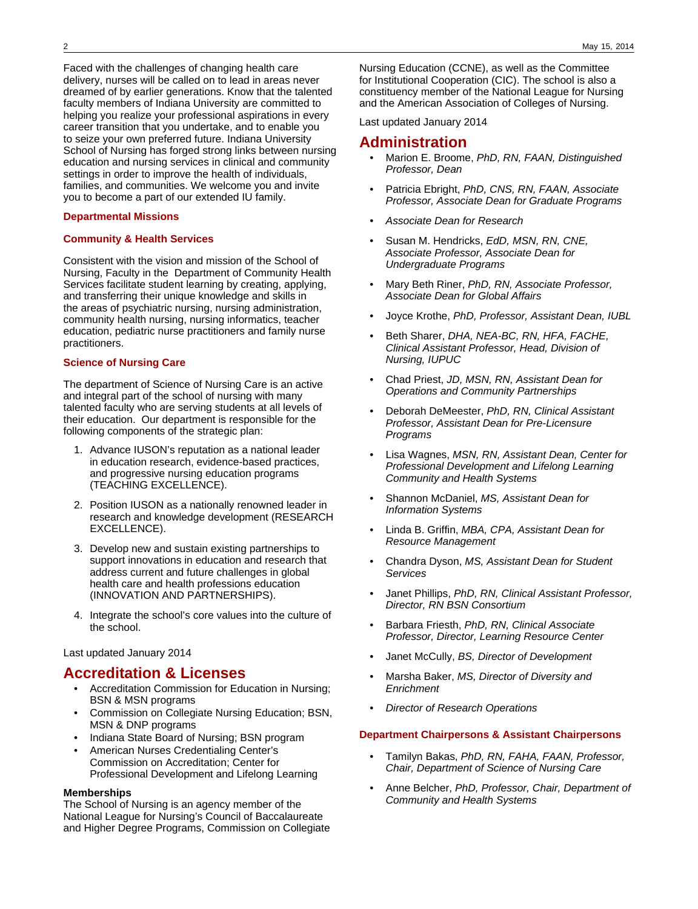Faced with the challenges of changing health care delivery, nurses will be called on to lead in areas never dreamed of by earlier generations. Know that the talented faculty members of Indiana University are committed to helping you realize your professional aspirations in every career transition that you undertake, and to enable you to seize your own preferred future. Indiana University School of Nursing has forged strong links between nursing education and nursing services in clinical and community settings in order to improve the health of individuals, families, and communities. We welcome you and invite you to become a part of our extended IU family.

### Departmental Missions

### Community & Health Services

Consistent with the vision and mission of the School of Nursing, Faculty in the Department of Community Health Services facilitate student learning by creating, applying, and transferring their unique knowledge and skills in the areas of psychiatric nursing, nursing administration, community health nursing, nursing informatics, teacher education, pediatric nurse practitioners and family nurse practitioners.

### Science of Nursing Care

The department of Science of Nursing Care is an active and integral part of the school of nursing with many talented faculty who are serving students at all levels of their education. Our department is responsible for the following components of the strategic plan:

1. Advance IUSON's reputation as a national leader in education research, evidence-based practices, and progressive nursing education programs (TEACHING EXCELLENCE).
2. Position IUSON as a nationally renowned leader in research and knowledge development (RESEARCH EXCELLENCE).
3. Develop new and sustain existing partnerships to support innovations in education and research that address current and future challenges in global health care and health professions education (INNOVATION AND PARTNERSHIPS).
4. Integrate the school's core values into the culture of the school.

Last updated January 2014

## Accreditation & Licenses

- Accreditation Commission for Education in Nursing; BSN & MSN programs
- Commission on Collegiate Nursing Education; BSN, MSN & DNP programs
- Indiana State Board of Nursing; BSN program
- American Nurses Credentialing Center's Commission on Accreditation; Center for Professional Development and Lifelong Learning

**Memberships**

The School of Nursing is an agency member of the National League for Nursing's Council of Baccalaureate and Higher Degree Programs, Commission on Collegiate Nursing Education (CCNE), as well as the Committee for Institutional Cooperation (CIC). The school is also a constituency member of the National League for Nursing and the American Association of Colleges of Nursing.

Last updated January 2014

## Administration

- Marion E. Broome, *PhD, RN, FAAN, Distinguished Professor, Dean*
- Patricia Ebright, *PhD, CNS, RN, FAAN, Associate Professor, Associate Dean for Graduate Programs*
- *Associate Dean for Research*
- Susan M. Hendricks, *EdD, MSN, RN, CNE, Associate Professor, Associate Dean for Undergraduate Programs*
- Mary Beth Riner, *PhD, RN, Associate Professor, Associate Dean for Global Affairs*
- Joyce Krothe, *PhD, Professor, Assistant Dean, IUBL*
- Beth Sharer, *DHA, NEA-BC, RN, HFA, FACHE, Clinical Assistant Professor, Head, Division of Nursing, IUPUC*
- Chad Priest, *JD, MSN, RN, Assistant Dean for Operations and Community Partnerships*
- Deborah DeMeester, *PhD, RN, Clinical Assistant Professor, Assistant Dean for Pre-Licensure Programs*
- Lisa Wagnes, *MSN, RN, Assistant Dean, Center for Professional Development and Lifelong Learning Community and Health Systems*
- Shannon McDaniel, *MS, Assistant Dean for Information Systems*
- Linda B. Griffin, *MBA, CPA, Assistant Dean for Resource Management*
- Chandra Dyson, *MS, Assistant Dean for Student Services*
- Janet Phillips, *PhD, RN, Clinical Assistant Professor, Director, RN BSN Consortium*
- Barbara Friesth, *PhD, RN, Clinical Associate Professor, Director, Learning Resource Center*
- Janet McCully, *BS, Director of Development*
- Marsha Baker, *MS, Director of Diversity and Enrichment*
- *Director of Research Operations*

### Department Chairpersons & Assistant Chairpersons

- Tamilyn Bakas, *PhD, RN, FAHA, FAAN, Professor, Chair, Department of Science of Nursing Care*
- Anne Belcher, *PhD, Professor, Chair, Department of Community and Health Systems*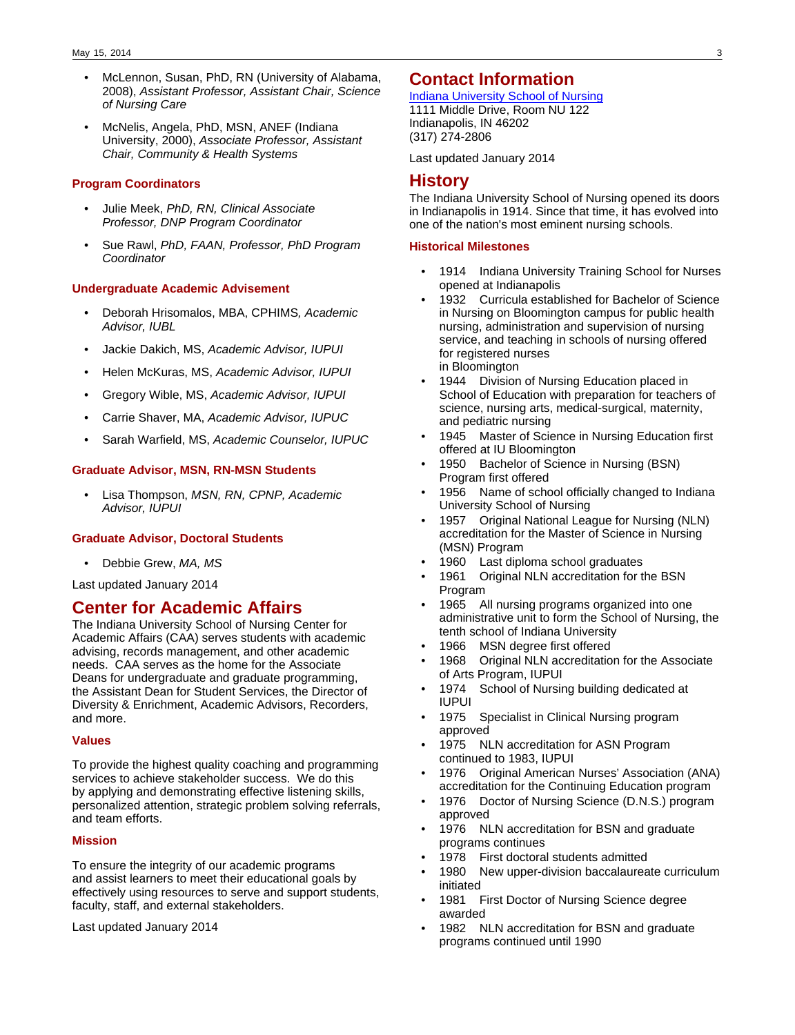- McLennon, Susan, PhD, RN (University of Alabama, 2008), *Assistant Professor, Assistant Chair, Science of Nursing Care*
- McNelis, Angela, PhD, MSN, ANEF (Indiana University, 2000), *Associate Professor, Assistant Chair, Community & Health Systems*

### Program Coordinators

- Julie Meek, *PhD, RN, Clinical Associate Professor, DNP Program Coordinator*
- Sue Rawl, *PhD, FAAN, Professor, PhD Program Coordinator*

### Undergraduate Academic Advisement

- Deborah Hrisomalos, MBA, CPHIMS*, Academic Advisor, IUBL*
- Jackie Dakich, MS, *Academic Advisor, IUPUI*
- Helen McKuras, MS, *Academic Advisor, IUPUI*
- Gregory Wible, MS, *Academic Advisor, IUPUI*
- Carrie Shaver, MA, *Academic Advisor, IUPUC*
- Sarah Warfield, MS, *Academic Counselor, IUPUC*

### Graduate Advisor, MSN, RN-MSN Students

- Lisa Thompson, *MSN, RN, CPNP, Academic Advisor, IUPUI*

### Graduate Advisor, Doctoral Students

- Debbie Grew, *MA, MS*

Last updated January 2014

## Center for Academic Affairs

The Indiana University School of Nursing Center for Academic Affairs (CAA) serves students with academic advising, records management, and other academic needs. CAA serves as the home for the Associate Deans for undergraduate and graduate programming, the Assistant Dean for Student Services, the Director of Diversity & Enrichment, Academic Advisors, Recorders, and more.

### Values

To provide the highest quality coaching and programming services to achieve stakeholder success. We do this by applying and demonstrating effective listening skills, personalized attention, strategic problem solving referrals, and team efforts.

### Mission

To ensure the integrity of our academic programs and assist learners to meet their educational goals by effectively using resources to serve and support students, faculty, staff, and external stakeholders.

Last updated January 2014

## Contact Information

[Indiana University School of Nursing](#)
1111 Middle Drive, Room NU 122
Indianapolis, IN 46202
(317) 274-2806

Last updated January 2014

## History

The Indiana University School of Nursing opened its doors in Indianapolis in 1914. Since that time, it has evolved into one of the nation's most eminent nursing schools.

### Historical Milestones

- 1914 Indiana University Training School for Nurses opened at Indianapolis
- 1932 Curricula established for Bachelor of Science in Nursing on Bloomington campus for public health nursing, administration and supervision of nursing service, and teaching in schools of nursing offered for registered nurses in Bloomington
- 1944 Division of Nursing Education placed in School of Education with preparation for teachers of science, nursing arts, medical-surgical, maternity, and pediatric nursing
- 1945 Master of Science in Nursing Education first offered at IU Bloomington
- 1950 Bachelor of Science in Nursing (BSN) Program first offered
- 1956 Name of school officially changed to Indiana University School of Nursing
- 1957 Original National League for Nursing (NLN) accreditation for the Master of Science in Nursing (MSN) Program
- 1960 Last diploma school graduates
- 1961 Original NLN accreditation for the BSN Program
- 1965 All nursing programs organized into one administrative unit to form the School of Nursing, the tenth school of Indiana University
- 1966 MSN degree first offered
- 1968 Original NLN accreditation for the Associate of Arts Program, IUPUI
- 1974 School of Nursing building dedicated at IUPUI
- 1975 Specialist in Clinical Nursing program approved
- 1975 NLN accreditation for ASN Program continued to 1983, IUPUI
- 1976 Original American Nurses' Association (ANA) accreditation for the Continuing Education program
- 1976 Doctor of Nursing Science (D.N.S.) program approved
- 1976 NLN accreditation for BSN and graduate programs continues
- 1978 First doctoral students admitted
- 1980 New upper-division baccalaureate curriculum initiated
- 1981 First Doctor of Nursing Science degree awarded
- 1982 NLN accreditation for BSN and graduate programs continued until 1990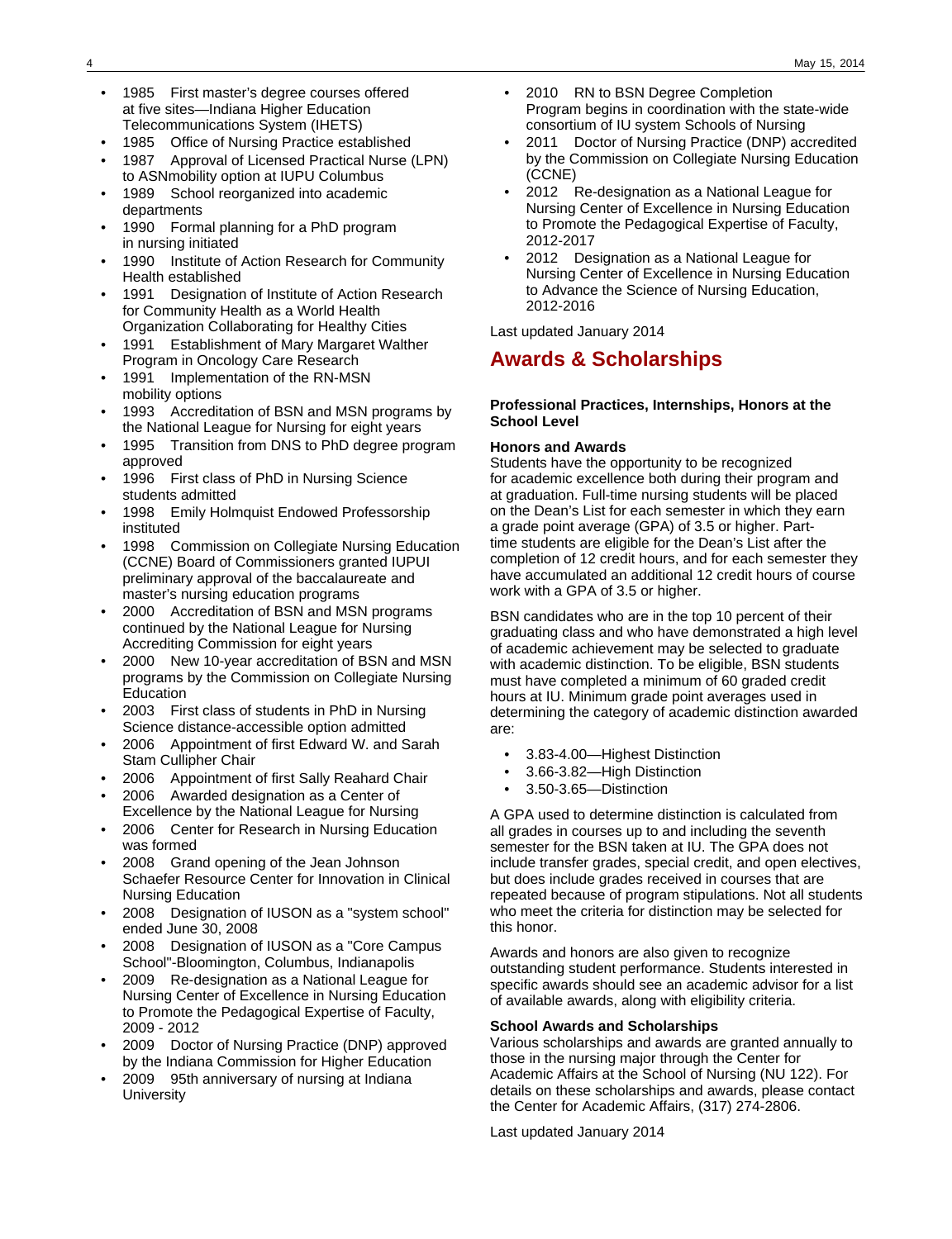- 1985 First master's degree courses offered at five sites—Indiana Higher Education Telecommunications System (IHETS)
- 1985 Office of Nursing Practice established
- 1987 Approval of Licensed Practical Nurse (LPN) to ASNmobility option at IUPU Columbus
- 1989 School reorganized into academic departments
- 1990 Formal planning for a PhD program in nursing initiated
- 1990 Institute of Action Research for Community Health established
- 1991 Designation of Institute of Action Research for Community Health as a World Health Organization Collaborating for Healthy Cities
- 1991 Establishment of Mary Margaret Walther Program in Oncology Care Research
- 1991 Implementation of the RN-MSN mobility options
- 1993 Accreditation of BSN and MSN programs by the National League for Nursing for eight years
- 1995 Transition from DNS to PhD degree program approved
- 1996 First class of PhD in Nursing Science students admitted
- 1998 Emily Holmquist Endowed Professorship instituted
- 1998 Commission on Collegiate Nursing Education (CCNE) Board of Commissioners granted IUPUI preliminary approval of the baccalaureate and master's nursing education programs
- 2000 Accreditation of BSN and MSN programs continued by the National League for Nursing Accrediting Commission for eight years
- 2000 New 10-year accreditation of BSN and MSN programs by the Commission on Collegiate Nursing Education
- 2003 First class of students in PhD in Nursing Science distance-accessible option admitted
- 2006 Appointment of first Edward W. and Sarah Stam Cullipher Chair
- 2006 Appointment of first Sally Reahard Chair
- 2006 Awarded designation as a Center of Excellence by the National League for Nursing
- 2006 Center for Research in Nursing Education was formed
- 2008 Grand opening of the Jean Johnson Schaefer Resource Center for Innovation in Clinical Nursing Education
- 2008 Designation of IUSON as a "system school" ended June 30, 2008
- 2008 Designation of IUSON as a "Core Campus School"-Bloomington, Columbus, Indianapolis
- 2009 Re-designation as a National League for Nursing Center of Excellence in Nursing Education to Promote the Pedagogical Expertise of Faculty, 2009 - 2012
- 2009 Doctor of Nursing Practice (DNP) approved by the Indiana Commission for Higher Education
- 2009 95th anniversary of nursing at Indiana University
- 2010 RN to BSN Degree Completion Program begins in coordination with the state-wide consortium of IU system Schools of Nursing
- 2011 Doctor of Nursing Practice (DNP) accredited by the Commission on Collegiate Nursing Education (CCNE)
- 2012 Re-designation as a National League for Nursing Center of Excellence in Nursing Education to Promote the Pedagogical Expertise of Faculty, 2012-2017
- 2012 Designation as a National League for Nursing Center of Excellence in Nursing Education to Advance the Science of Nursing Education, 2012-2016

Last updated January 2014

## Awards & Scholarships

**Professional Practices, Internships, Honors at the School Level**

**Honors and Awards**

Students have the opportunity to be recognized for academic excellence both during their program and at graduation. Full-time nursing students will be placed on the Dean's List for each semester in which they earn a grade point average (GPA) of 3.5 or higher. Part-time students are eligible for the Dean's List after the completion of 12 credit hours, and for each semester they have accumulated an additional 12 credit hours of course work with a GPA of 3.5 or higher.

BSN candidates who are in the top 10 percent of their graduating class and who have demonstrated a high level of academic achievement may be selected to graduate with academic distinction. To be eligible, BSN students must have completed a minimum of 60 graded credit hours at IU. Minimum grade point averages used in determining the category of academic distinction awarded are:

- 3.83-4.00—Highest Distinction
- 3.66-3.82—High Distinction
- 3.50-3.65—Distinction

A GPA used to determine distinction is calculated from all grades in courses up to and including the seventh semester for the BSN taken at IU. The GPA does not include transfer grades, special credit, and open electives, but does include grades received in courses that are repeated because of program stipulations. Not all students who meet the criteria for distinction may be selected for this honor.

Awards and honors are also given to recognize outstanding student performance. Students interested in specific awards should see an academic advisor for a list of available awards, along with eligibility criteria.

**School Awards and Scholarships**

Various scholarships and awards are granted annually to those in the nursing major through the Center for Academic Affairs at the School of Nursing (NU 122). For details on these scholarships and awards, please contact the Center for Academic Affairs, (317) 274-2806.

Last updated January 2014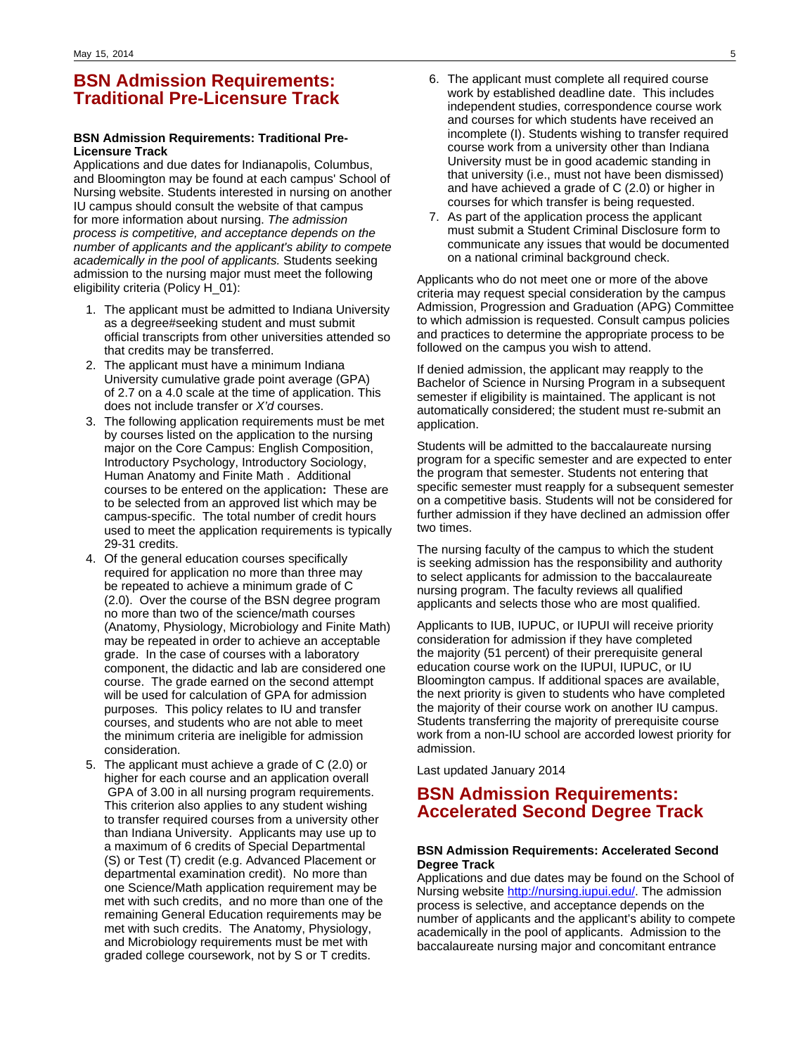# BSN Admission Requirements: Traditional Pre-Licensure Track

**BSN Admission Requirements: Traditional Pre-Licensure Track**

Applications and due dates for Indianapolis, Columbus, and Bloomington may be found at each campus' School of Nursing website. Students interested in nursing on another IU campus should consult the website of that campus for more information about nursing. *The admission process is competitive, and acceptance depends on the number of applicants and the applicant's ability to compete academically in the pool of applicants.* Students seeking admission to the nursing major must meet the following eligibility criteria (Policy H_01):

1. The applicant must be admitted to Indiana University as a degree#seeking student and must submit official transcripts from other universities attended so that credits may be transferred.
2. The applicant must have a minimum Indiana University cumulative grade point average (GPA) of 2.7 on a 4.0 scale at the time of application. This does not include transfer or *X'd* courses.
3. The following application requirements must be met by courses listed on the application to the nursing major on the Core Campus: English Composition, Introductory Psychology, Introductory Sociology, Human Anatomy and Finite Math . Additional courses to be entered on the application**:** These are to be selected from an approved list which may be campus-specific. The total number of credit hours used to meet the application requirements is typically 29-31 credits.
4. Of the general education courses specifically required for application no more than three may be repeated to achieve a minimum grade of C (2.0). Over the course of the BSN degree program no more than two of the science/math courses (Anatomy, Physiology, Microbiology and Finite Math) may be repeated in order to achieve an acceptable grade. In the case of courses with a laboratory component, the didactic and lab are considered one course. The grade earned on the second attempt will be used for calculation of GPA for admission purposes. This policy relates to IU and transfer courses, and students who are not able to meet the minimum criteria are ineligible for admission consideration.
5. The applicant must achieve a grade of C (2.0) or higher for each course and an application overall GPA of 3.00 in all nursing program requirements. This criterion also applies to any student wishing to transfer required courses from a university other than Indiana University. Applicants may use up to a maximum of 6 credits of Special Departmental (S) or Test (T) credit (e.g. Advanced Placement or departmental examination credit). No more than one Science/Math application requirement may be met with such credits, and no more than one of the remaining General Education requirements may be met with such credits. The Anatomy, Physiology, and Microbiology requirements must be met with graded college coursework, not by S or T credits.
6. The applicant must complete all required course work by established deadline date. This includes independent studies, correspondence course work and courses for which students have received an incomplete (I). Students wishing to transfer required course work from a university other than Indiana University must be in good academic standing in that university (i.e., must not have been dismissed) and have achieved a grade of C (2.0) or higher in courses for which transfer is being requested.
7. As part of the application process the applicant must submit a Student Criminal Disclosure form to communicate any issues that would be documented on a national criminal background check.

Applicants who do not meet one or more of the above criteria may request special consideration by the campus Admission, Progression and Graduation (APG) Committee to which admission is requested. Consult campus policies and practices to determine the appropriate process to be followed on the campus you wish to attend.

If denied admission, the applicant may reapply to the Bachelor of Science in Nursing Program in a subsequent semester if eligibility is maintained. The applicant is not automatically considered; the student must re-submit an application.

Students will be admitted to the baccalaureate nursing program for a specific semester and are expected to enter the program that semester. Students not entering that specific semester must reapply for a subsequent semester on a competitive basis. Students will not be considered for further admission if they have declined an admission offer two times.

The nursing faculty of the campus to which the student is seeking admission has the responsibility and authority to select applicants for admission to the baccalaureate nursing program. The faculty reviews all qualified applicants and selects those who are most qualified.

Applicants to IUB, IUPUC, or IUPUI will receive priority consideration for admission if they have completed the majority (51 percent) of their prerequisite general education course work on the IUPUI, IUPUC, or IU Bloomington campus. If additional spaces are available, the next priority is given to students who have completed the majority of their course work on another IU campus. Students transferring the majority of prerequisite course work from a non-IU school are accorded lowest priority for admission.

Last updated January 2014

# BSN Admission Requirements: Accelerated Second Degree Track

**BSN Admission Requirements: Accelerated Second Degree Track**

Applications and due dates may be found on the School of Nursing website http://nursing.iupui.edu/. The admission process is selective, and acceptance depends on the number of applicants and the applicant's ability to compete academically in the pool of applicants. Admission to the baccalaureate nursing major and concomitant entrance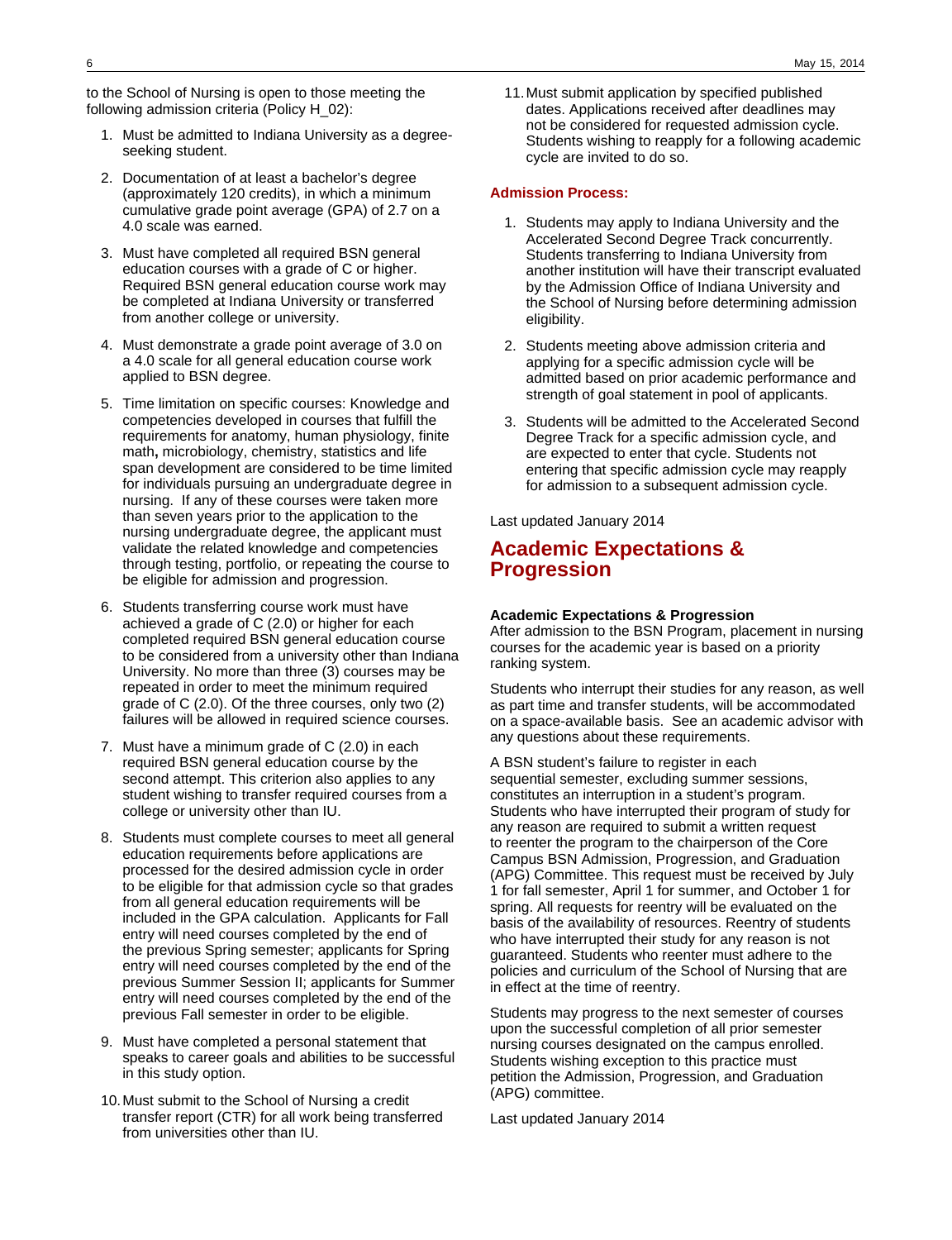to the School of Nursing is open to those meeting the following admission criteria (Policy H_02):

1. Must be admitted to Indiana University as a degree-seeking student.
2. Documentation of at least a bachelor's degree (approximately 120 credits), in which a minimum cumulative grade point average (GPA) of 2.7 on a 4.0 scale was earned.
3. Must have completed all required BSN general education courses with a grade of C or higher. Required BSN general education course work may be completed at Indiana University or transferred from another college or university.
4. Must demonstrate a grade point average of 3.0 on a 4.0 scale for all general education course work applied to BSN degree.
5. Time limitation on specific courses: Knowledge and competencies developed in courses that fulfill the requirements for anatomy, human physiology, finite math**,** microbiology, chemistry, statistics and life span development are considered to be time limited for individuals pursuing an undergraduate degree in nursing. If any of these courses were taken more than seven years prior to the application to the nursing undergraduate degree, the applicant must validate the related knowledge and competencies through testing, portfolio, or repeating the course to be eligible for admission and progression.
6. Students transferring course work must have achieved a grade of C (2.0) or higher for each completed required BSN general education course to be considered from a university other than Indiana University. No more than three (3) courses may be repeated in order to meet the minimum required grade of C (2.0). Of the three courses, only two (2) failures will be allowed in required science courses.
7. Must have a minimum grade of C (2.0) in each required BSN general education course by the second attempt. This criterion also applies to any student wishing to transfer required courses from a college or university other than IU.
8. Students must complete courses to meet all general education requirements before applications are processed for the desired admission cycle in order to be eligible for that admission cycle so that grades from all general education requirements will be included in the GPA calculation. Applicants for Fall entry will need courses completed by the end of the previous Spring semester; applicants for Spring entry will need courses completed by the end of the previous Summer Session II; applicants for Summer entry will need courses completed by the end of the previous Fall semester in order to be eligible.
9. Must have completed a personal statement that speaks to career goals and abilities to be successful in this study option.
10. Must submit to the School of Nursing a credit transfer report (CTR) for all work being transferred from universities other than IU.
11. Must submit application by specified published dates. Applications received after deadlines may not be considered for requested admission cycle. Students wishing to reapply for a following academic cycle are invited to do so.

**Admission Process:**

1. Students may apply to Indiana University and the Accelerated Second Degree Track concurrently. Students transferring to Indiana University from another institution will have their transcript evaluated by the Admission Office of Indiana University and the School of Nursing before determining admission eligibility.
2. Students meeting above admission criteria and applying for a specific admission cycle will be admitted based on prior academic performance and strength of goal statement in pool of applicants.
3. Students will be admitted to the Accelerated Second Degree Track for a specific admission cycle, and are expected to enter that cycle. Students not entering that specific admission cycle may reapply for admission to a subsequent admission cycle.

Last updated January 2014

## Academic Expectations & Progression

**Academic Expectations & Progression**
After admission to the BSN Program, placement in nursing courses for the academic year is based on a priority ranking system.

Students who interrupt their studies for any reason, as well as part time and transfer students, will be accommodated on a space-available basis. See an academic advisor with any questions about these requirements.

A BSN student's failure to register in each sequential semester, excluding summer sessions, constitutes an interruption in a student's program. Students who have interrupted their program of study for any reason are required to submit a written request to reenter the program to the chairperson of the Core Campus BSN Admission, Progression, and Graduation (APG) Committee. This request must be received by July 1 for fall semester, April 1 for summer, and October 1 for spring. All requests for reentry will be evaluated on the basis of the availability of resources. Reentry of students who have interrupted their study for any reason is not guaranteed. Students who reenter must adhere to the policies and curriculum of the School of Nursing that are in effect at the time of reentry.

Students may progress to the next semester of courses upon the successful completion of all prior semester nursing courses designated on the campus enrolled. Students wishing exception to this practice must petition the Admission, Progression, and Graduation (APG) committee.

Last updated January 2014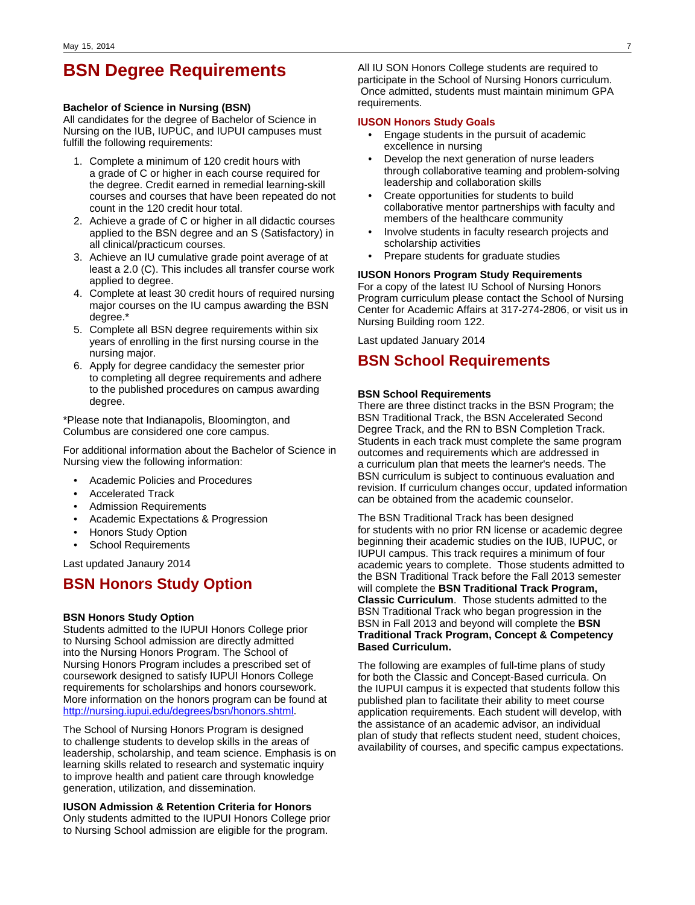# BSN Degree Requirements

**Bachelor of Science in Nursing (BSN)**

All candidates for the degree of Bachelor of Science in Nursing on the IUB, IUPUC, and IUPUI campuses must fulfill the following requirements:

1. Complete a minimum of 120 credit hours with a grade of C or higher in each course required for the degree. Credit earned in remedial learning-skill courses and courses that have been repeated do not count in the 120 credit hour total.
2. Achieve a grade of C or higher in all didactic courses applied to the BSN degree and an S (Satisfactory) in all clinical/practicum courses.
3. Achieve an IU cumulative grade point average of at least a 2.0 (C). This includes all transfer course work applied to degree.
4. Complete at least 30 credit hours of required nursing major courses on the IU campus awarding the BSN degree.*
5. Complete all BSN degree requirements within six years of enrolling in the first nursing course in the nursing major.
6. Apply for degree candidacy the semester prior to completing all degree requirements and adhere to the published procedures on campus awarding degree.

*Please note that Indianapolis, Bloomington, and Columbus are considered one core campus.

For additional information about the Bachelor of Science in Nursing view the following information:

- Academic Policies and Procedures
- Accelerated Track
- Admission Requirements
- Academic Expectations & Progression
- Honors Study Option
- School Requirements

Last updated Janaury 2014

# BSN Honors Study Option

**BSN Honors Study Option**

Students admitted to the IUPUI Honors College prior to Nursing School admission are directly admitted into the Nursing Honors Program. The School of Nursing Honors Program includes a prescribed set of coursework designed to satisfy IUPUI Honors College requirements for scholarships and honors coursework. More information on the honors program can be found at http://nursing.iupui.edu/degrees/bsn/honors.shtml.

The School of Nursing Honors Program is designed to challenge students to develop skills in the areas of leadership, scholarship, and team science. Emphasis is on learning skills related to research and systematic inquiry to improve health and patient care through knowledge generation, utilization, and dissemination.

**IUSON Admission & Retention Criteria for Honors**

Only students admitted to the IUPUI Honors College prior to Nursing School admission are eligible for the program. All IU SON Honors College students are required to participate in the School of Nursing Honors curriculum. Once admitted, students must maintain minimum GPA requirements.

### IUSON Honors Study Goals

- Engage students in the pursuit of academic excellence in nursing
- Develop the next generation of nurse leaders through collaborative teaming and problem-solving leadership and collaboration skills
- Create opportunities for students to build collaborative mentor partnerships with faculty and members of the healthcare community
- Involve students in faculty research projects and scholarship activities
- Prepare students for graduate studies

**IUSON Honors Program Study Requirements**

For a copy of the latest IU School of Nursing Honors Program curriculum please contact the School of Nursing Center for Academic Affairs at 317-274-2806, or visit us in Nursing Building room 122.

Last updated January 2014

# BSN School Requirements

**BSN School Requirements**

There are three distinct tracks in the BSN Program; the BSN Traditional Track, the BSN Accelerated Second Degree Track, and the RN to BSN Completion Track. Students in each track must complete the same program outcomes and requirements which are addressed in a curriculum plan that meets the learner's needs. The BSN curriculum is subject to continuous evaluation and revision. If curriculum changes occur, updated information can be obtained from the academic counselor.

The BSN Traditional Track has been designed for students with no prior RN license or academic degree beginning their academic studies on the IUB, IUPUC, or IUPUI campus. This track requires a minimum of four academic years to complete. Those students admitted to the BSN Traditional Track before the Fall 2013 semester will complete the **BSN Traditional Track Program, Classic Curriculum**. Those students admitted to the BSN Traditional Track who began progression in the BSN in Fall 2013 and beyond will complete the **BSN Traditional Track Program, Concept & Competency Based Curriculum.**

The following are examples of full-time plans of study for both the Classic and Concept-Based curricula. On the IUPUI campus it is expected that students follow this published plan to facilitate their ability to meet course application requirements. Each student will develop, with the assistance of an academic advisor, an individual plan of study that reflects student need, student choices, availability of courses, and specific campus expectations.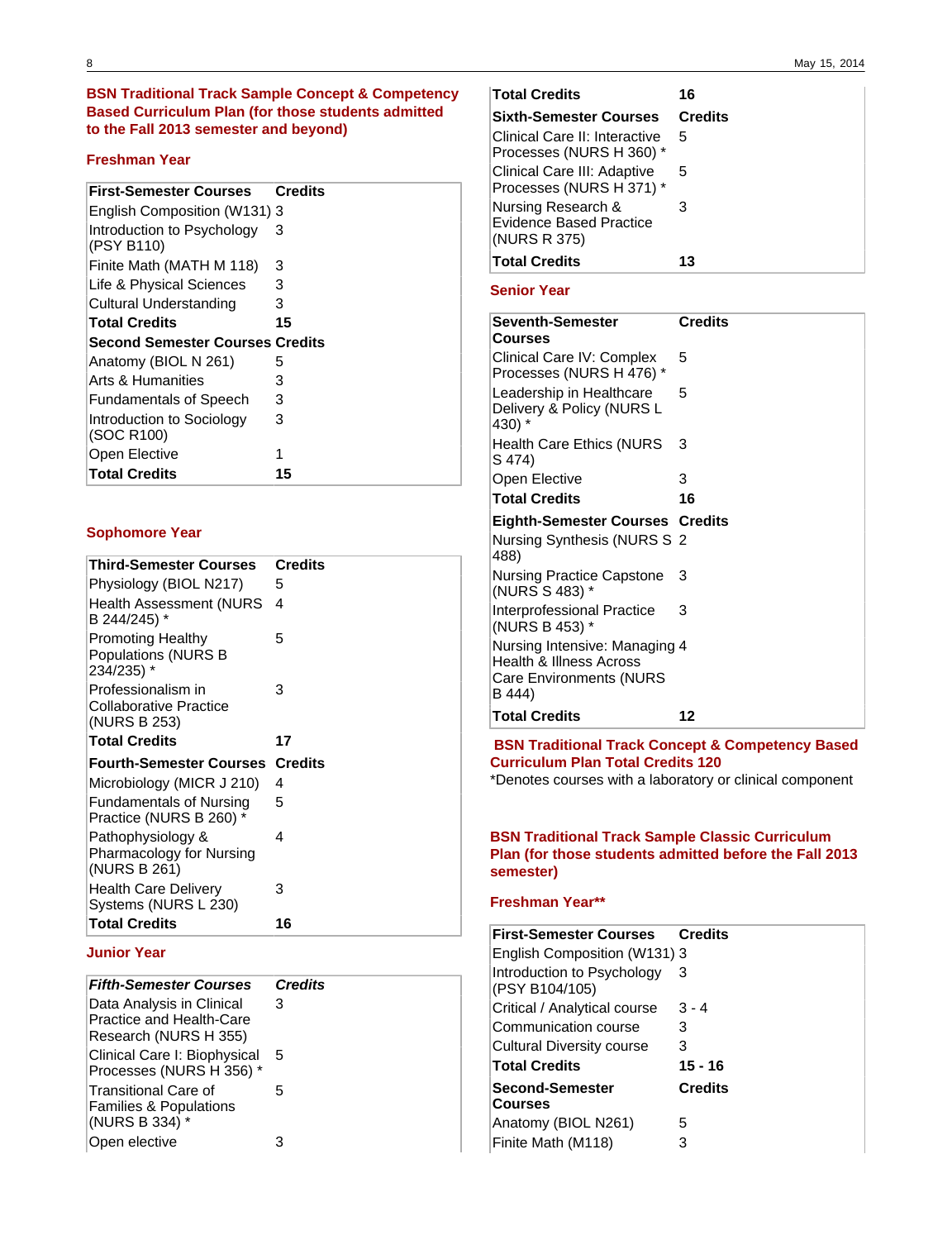## BSN Traditional Track Sample Concept & Competency Based Curriculum Plan (for those students admitted to the Fall 2013 semester and beyond)

### Freshman Year

| First-Semester Courses | Credits |
|---|---|
| English Composition (W131) | 3 |
| Introduction to Psychology (PSY B110) | 3 |
| Finite Math (MATH M 118) | 3 |
| Life & Physical Sciences | 3 |
| Cultural Understanding | 3 |
| **Total Credits** | **15** |
| **Second Semester Courses** | **Credits** |
| Anatomy (BIOL N 261) | 5 |
| Arts & Humanities | 3 |
| Fundamentals of Speech | 3 |
| Introduction to Sociology (SOC R100) | 3 |
| Open Elective | 1 |
| **Total Credits** | **15** |

### Sophomore Year

| Third-Semester Courses | Credits |
|---|---|
| Physiology (BIOL N217) | 5 |
| Health Assessment (NURS B 244/245) * | 4 |
| Promoting Healthy Populations (NURS B 234/235) * | 5 |
| Professionalism in Collaborative Practice (NURS B 253) | 3 |
| **Total Credits** | **17** |
| **Fourth-Semester Courses** | **Credits** |
| Microbiology (MICR J 210) | 4 |
| Fundamentals of Nursing Practice (NURS B 260) * | 5 |
| Pathophysiology & Pharmacology for Nursing (NURS B 261) | 4 |
| Health Care Delivery Systems (NURS L 230) | 3 |
| **Total Credits** | **16** |

### Junior Year

| *Fifth-Semester Courses* | *Credits* |
|---|---|
| Data Analysis in Clinical Practice and Health-Care Research (NURS H 355) | 3 |
| Clinical Care I: Biophysical Processes (NURS H 356) * | 5 |
| Transitional Care of Families & Populations (NURS B 334) * | 5 |
| Open elective | 3 |
| **Total Credits** | **16** |
| **Sixth-Semester Courses** | **Credits** |
| Clinical Care II: Interactive Processes (NURS H 360) * | 5 |
| Clinical Care III: Adaptive Processes (NURS H 371) * | 5 |
| Nursing Research & Evidence Based Practice (NURS R 375) | 3 |
| **Total Credits** | **13** |

### Senior Year

| Seventh-Semester Courses | Credits |
|---|---|
| Clinical Care IV: Complex Processes (NURS H 476) * | 5 |
| Leadership in Healthcare Delivery & Policy (NURS L 430) * | 5 |
| Health Care Ethics (NURS S 474) | 3 |
| Open Elective | 3 |
| **Total Credits** | **16** |
| **Eighth-Semester Courses** | **Credits** |
| Nursing Synthesis (NURS S 488) | 2 |
| Nursing Practice Capstone (NURS S 483) * | 3 |
| Interprofessional Practice (NURS B 453) * | 3 |
| Nursing Intensive: Managing Health & Illness Across Care Environments (NURS B 444) | 4 |
| **Total Credits** | **12** |

**BSN Traditional Track Concept & Competency Based Curriculum Plan Total Credits 120**

*Denotes courses with a laboratory or clinical component

## BSN Traditional Track Sample Classic Curriculum Plan (for those students admitted before the Fall 2013 semester)

### Freshman Year**

| First-Semester Courses | Credits |
|---|---|
| English Composition (W131) | 3 |
| Introduction to Psychology (PSY B104/105) | 3 |
| Critical / Analytical course | 3 - 4 |
| Communication course | 3 |
| Cultural Diversity course | 3 |
| **Total Credits** | **15 - 16** |
| **Second-Semester Courses** | **Credits** |
| Anatomy (BIOL N261) | 5 |
| Finite Math (M118) | 3 |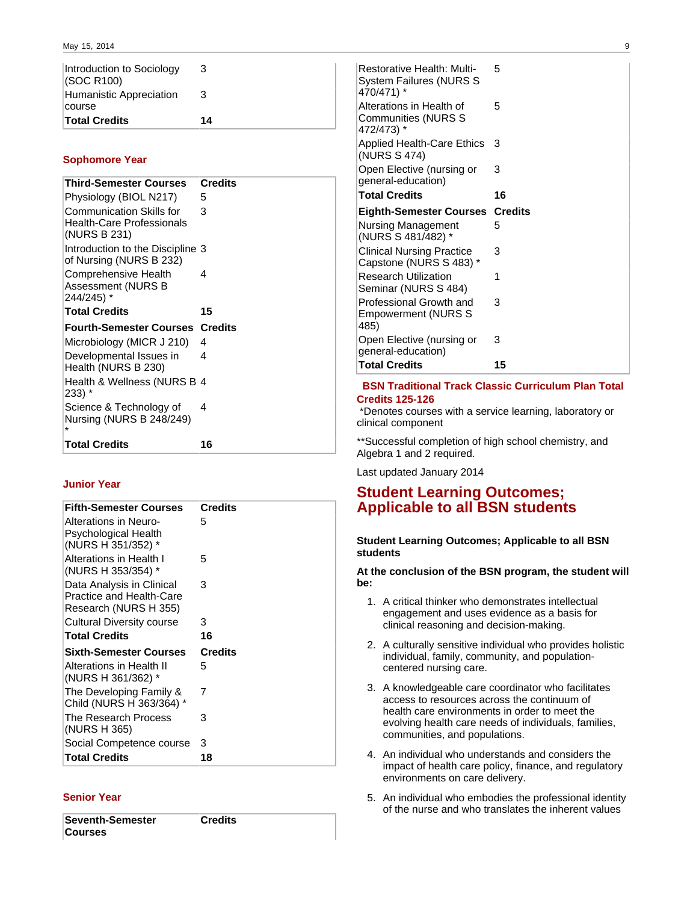| Introduction to Sociology (SOC R100) | 3 |
|---|---|
| Humanistic Appreciation course | 3 |
| **Total Credits** | **14** |

### Sophomore Year

| Third-Semester Courses | Credits |
|---|---|
| Physiology (BIOL N217) | 5 |
| Communication Skills for Health-Care Professionals (NURS B 231) | 3 |
| Introduction to the Discipline of Nursing (NURS B 232) | 3 |
| Comprehensive Health Assessment (NURS B 244/245) * | 4 |
| **Total Credits** | **15** |
| **Fourth-Semester Courses** | **Credits** |
| Microbiology (MICR J 210) | 4 |
| Developmental Issues in Health (NURS B 230) | 4 |
| Health & Wellness (NURS B 233) * | 4 |
| Science & Technology of Nursing (NURS B 248/249) * | 4 |
| **Total Credits** | **16** |

### Junior Year

| Fifth-Semester Courses | Credits |
|---|---|
| Alterations in Neuro-Psychological Health (NURS H 351/352) * | 5 |
| Alterations in Health I (NURS H 353/354) * | 5 |
| Data Analysis in Clinical Practice and Health-Care Research (NURS H 355) | 3 |
| Cultural Diversity course | 3 |
| **Total Credits** | **16** |
| **Sixth-Semester Courses** | **Credits** |
| Alterations in Health II (NURS H 361/362) * | 5 |
| The Developing Family & Child (NURS H 363/364) * | 7 |
| The Research Process (NURS H 365) | 3 |
| Social Competence course | 3 |
| **Total Credits** | **18** |

### Senior Year

| Seventh-Semester Courses | Credits |
|---|---|
| Restorative Health: Multi-System Failures (NURS S 470/471) * | 5 |
| Alterations in Health of Communities (NURS S 472/473) * | 5 |
| Applied Health-Care Ethics (NURS S 474) | 3 |
| Open Elective (nursing or general-education) | 3 |
| **Total Credits** | **16** |
| **Eighth-Semester Courses** | **Credits** |
| Nursing Management (NURS S 481/482) * | 5 |
| Clinical Nursing Practice Capstone (NURS S 483) * | 3 |
| Research Utilization Seminar (NURS S 484) | 1 |
| Professional Growth and Empowerment (NURS S 485) | 3 |
| Open Elective (nursing or general-education) | 3 |
| **Total Credits** | **15** |

**BSN Traditional Track Classic Curriculum Plan Total Credits 125-126**

*Denotes courses with a service learning, laboratory or clinical component

**Successful completion of high school chemistry, and Algebra 1 and 2 required.

Last updated January 2014

## Student Learning Outcomes; Applicable to all BSN students

**Student Learning Outcomes; Applicable to all BSN students**

**At the conclusion of the BSN program, the student will be:**

1. A critical thinker who demonstrates intellectual engagement and uses evidence as a basis for clinical reasoning and decision-making.
2. A culturally sensitive individual who provides holistic individual, family, community, and population-centered nursing care.
3. A knowledgeable care coordinator who facilitates access to resources across the continuum of health care environments in order to meet the evolving health care needs of individuals, families, communities, and populations.
4. An individual who understands and considers the impact of health care policy, finance, and regulatory environments on care delivery.
5. An individual who embodies the professional identity of the nurse and who translates the inherent values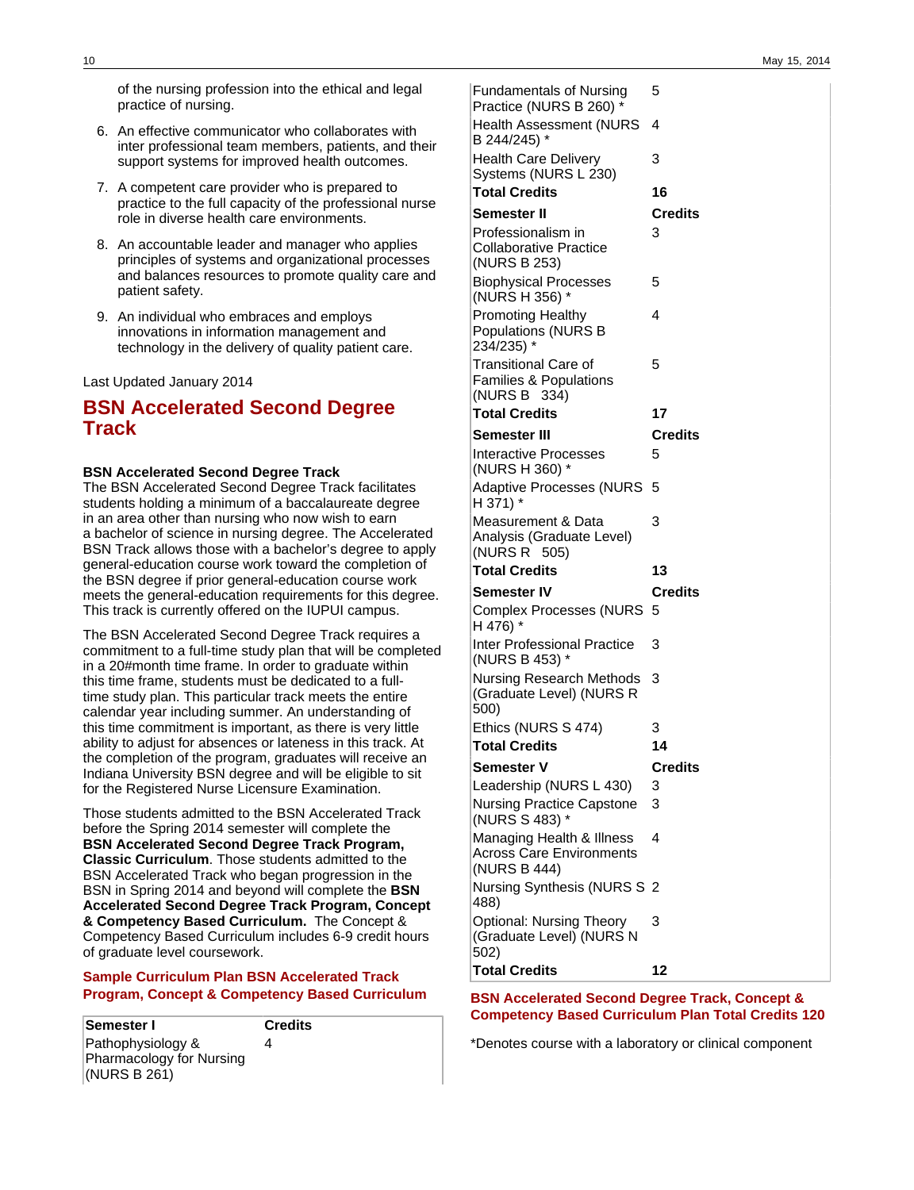of the nursing profession into the ethical and legal practice of nursing.

6. An effective communicator who collaborates with inter professional team members, patients, and their support systems for improved health outcomes.
7. A competent care provider who is prepared to practice to the full capacity of the professional nurse role in diverse health care environments.
8. An accountable leader and manager who applies principles of systems and organizational processes and balances resources to promote quality care and patient safety.
9. An individual who embraces and employs innovations in information management and technology in the delivery of quality patient care.

Last Updated January 2014

## BSN Accelerated Second Degree Track

**BSN Accelerated Second Degree Track**
The BSN Accelerated Second Degree Track facilitates students holding a minimum of a baccalaureate degree in an area other than nursing who now wish to earn a bachelor of science in nursing degree. The Accelerated BSN Track allows those with a bachelor's degree to apply general-education course work toward the completion of the BSN degree if prior general-education course work meets the general-education requirements for this degree. This track is currently offered on the IUPUI campus.

The BSN Accelerated Second Degree Track requires a commitment to a full-time study plan that will be completed in a 20#month time frame. In order to graduate within this time frame, students must be dedicated to a full-time study plan. This particular track meets the entire calendar year including summer. An understanding of this time commitment is important, as there is very little ability to adjust for absences or lateness in this track. At the completion of the program, graduates will receive an Indiana University BSN degree and will be eligible to sit for the Registered Nurse Licensure Examination.

Those students admitted to the BSN Accelerated Track before the Spring 2014 semester will complete the **BSN Accelerated Second Degree Track Program, Classic Curriculum**. Those students admitted to the BSN Accelerated Track who began progression in the BSN in Spring 2014 and beyond will complete the **BSN Accelerated Second Degree Track Program, Concept & Competency Based Curriculum.** The Concept & Competency Based Curriculum includes 6-9 credit hours of graduate level coursework.

### Sample Curriculum Plan BSN Accelerated Track Program, Concept & Competency Based Curriculum

| Semester I | Credits |
|---|---|
| Pathophysiology & Pharmacology for Nursing (NURS B 261) | 4 |
| Fundamentals of Nursing Practice (NURS B 260) * | 5 |
| Health Assessment (NURS B 244/245) * | 4 |
| Health Care Delivery Systems (NURS L 230) | 3 |
| **Total Credits** | **16** |
| **Semester II** | **Credits** |
| Professionalism in Collaborative Practice (NURS B 253) | 3 |
| Biophysical Processes (NURS H 356) * | 5 |
| Promoting Healthy Populations (NURS B 234/235) * | 4 |
| Transitional Care of Families & Populations (NURS B 334) | 5 |
| **Total Credits** | **17** |
| **Semester III** | **Credits** |
| Interactive Processes (NURS H 360) * | 5 |
| Adaptive Processes (NURS H 371) * | 5 |
| Measurement & Data Analysis (Graduate Level) (NURS R 505) | 3 |
| **Total Credits** | **13** |
| **Semester IV** | **Credits** |
| Complex Processes (NURS H 476) * | 5 |
| Inter Professional Practice (NURS B 453) * | 3 |
| Nursing Research Methods (Graduate Level) (NURS R 500) | 3 |
| Ethics (NURS S 474) | 3 |
| **Total Credits** | **14** |
| **Semester V** | **Credits** |
| Leadership (NURS L 430) | 3 |
| Nursing Practice Capstone (NURS S 483) * | 3 |
| Managing Health & Illness Across Care Environments (NURS B 444) | 4 |
| Nursing Synthesis (NURS S 488) | 2 |
| Optional: Nursing Theory (Graduate Level) (NURS N 502) | 3 |
| **Total Credits** | **12** |

### BSN Accelerated Second Degree Track, Concept & Competency Based Curriculum Plan Total Credits 120

*Denotes course with a laboratory or clinical component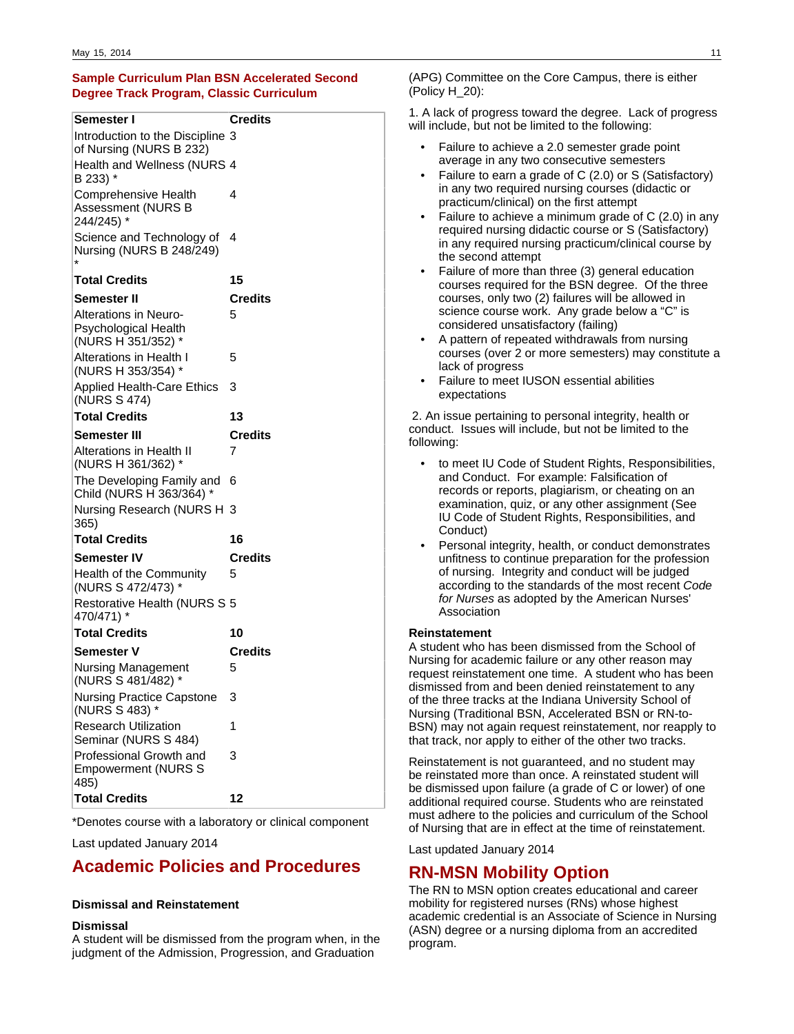### Sample Curriculum Plan BSN Accelerated Second Degree Track Program, Classic Curriculum

| Semester I | Credits |
|---|---|
| Introduction to the Discipline of Nursing (NURS B 232) | 3 |
| Health and Wellness (NURS B 233) * | 4 |
| Comprehensive Health Assessment (NURS B 244/245) * | 4 |
| Science and Technology of Nursing (NURS B 248/249) * | 4 |
| **Total Credits** | **15** |
| **Semester II** | **Credits** |
| Alterations in Neuro-Psychological Health (NURS H 351/352) * | 5 |
| Alterations in Health I (NURS H 353/354) * | 5 |
| Applied Health-Care Ethics (NURS S 474) | 3 |
| **Total Credits** | **13** |
| **Semester III** | **Credits** |
| Alterations in Health II (NURS H 361/362) * | 7 |
| The Developing Family and Child (NURS H 363/364) * | 6 |
| Nursing Research (NURS H 365) | 3 |
| **Total Credits** | **16** |
| **Semester IV** | **Credits** |
| Health of the Community (NURS S 472/473) * | 5 |
| Restorative Health (NURS S 470/471) * | 5 |
| **Total Credits** | **10** |
| **Semester V** | **Credits** |
| Nursing Management (NURS S 481/482) * | 5 |
| Nursing Practice Capstone (NURS S 483) * | 3 |
| Research Utilization Seminar (NURS S 484) | 1 |
| Professional Growth and Empowerment (NURS S 485) | 3 |
| **Total Credits** | **12** |

*Denotes course with a laboratory or clinical component

Last updated January 2014

# Academic Policies and Procedures

### Dismissal and Reinstatement

**Dismissal**

A student will be dismissed from the program when, in the judgment of the Admission, Progression, and Graduation (APG) Committee on the Core Campus, there is either (Policy H_20):

1. A lack of progress toward the degree. Lack of progress will include, but not be limited to the following:

- Failure to achieve a 2.0 semester grade point average in any two consecutive semesters
- Failure to earn a grade of C (2.0) or S (Satisfactory) in any two required nursing courses (didactic or practicum/clinical) on the first attempt
- Failure to achieve a minimum grade of C (2.0) in any required nursing didactic course or S (Satisfactory) in any required nursing practicum/clinical course by the second attempt
- Failure of more than three (3) general education courses required for the BSN degree. Of the three courses, only two (2) failures will be allowed in science course work. Any grade below a "C" is considered unsatisfactory (failing)
- A pattern of repeated withdrawals from nursing courses (over 2 or more semesters) may constitute a lack of progress
- Failure to meet IUSON essential abilities expectations

2. An issue pertaining to personal integrity, health or conduct. Issues will include, but not be limited to the following:

- to meet IU Code of Student Rights, Responsibilities, and Conduct. For example: Falsification of records or reports, plagiarism, or cheating on an examination, quiz, or any other assignment (See IU Code of Student Rights, Responsibilities, and Conduct)
- Personal integrity, health, or conduct demonstrates unfitness to continue preparation for the profession of nursing. Integrity and conduct will be judged according to the standards of the most recent *Code for Nurses* as adopted by the American Nurses' Association

**Reinstatement**

A student who has been dismissed from the School of Nursing for academic failure or any other reason may request reinstatement one time. A student who has been dismissed from and been denied reinstatement to any of the three tracks at the Indiana University School of Nursing (Traditional BSN, Accelerated BSN or RN-to-BSN) may not again request reinstatement, nor reapply to that track, nor apply to either of the other two tracks.

Reinstatement is not guaranteed, and no student may be reinstated more than once. A reinstated student will be dismissed upon failure (a grade of C or lower) of one additional required course. Students who are reinstated must adhere to the policies and curriculum of the School of Nursing that are in effect at the time of reinstatement.

Last updated January 2014

# RN-MSN Mobility Option

The RN to MSN option creates educational and career mobility for registered nurses (RNs) whose highest academic credential is an Associate of Science in Nursing (ASN) degree or a nursing diploma from an accredited program.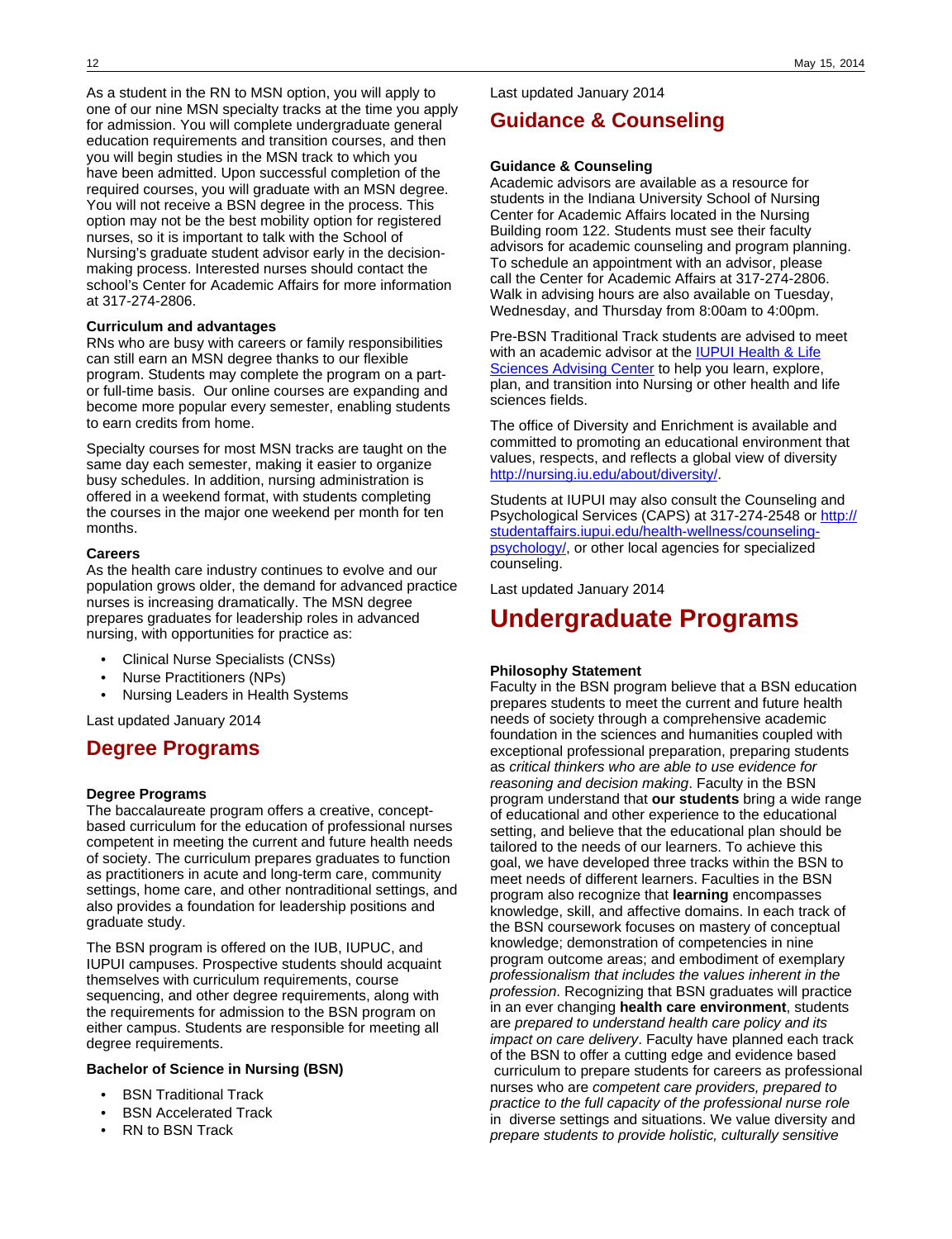As a student in the RN to MSN option, you will apply to one of our nine MSN specialty tracks at the time you apply for admission. You will complete undergraduate general education requirements and transition courses, and then you will begin studies in the MSN track to which you have been admitted. Upon successful completion of the required courses, you will graduate with an MSN degree. You will not receive a BSN degree in the process. This option may not be the best mobility option for registered nurses, so it is important to talk with the School of Nursing's graduate student advisor early in the decision-making process. Interested nurses should contact the school's Center for Academic Affairs for more information at 317-274-2806.

**Curriculum and advantages**
RNs who are busy with careers or family responsibilities can still earn an MSN degree thanks to our flexible program. Students may complete the program on a part- or full-time basis. Our online courses are expanding and become more popular every semester, enabling students to earn credits from home.

Specialty courses for most MSN tracks are taught on the same day each semester, making it easier to organize busy schedules. In addition, nursing administration is offered in a weekend format, with students completing the courses in the major one weekend per month for ten months.

**Careers**
As the health care industry continues to evolve and our population grows older, the demand for advanced practice nurses is increasing dramatically. The MSN degree prepares graduates for leadership roles in advanced nursing, with opportunities for practice as:

- Clinical Nurse Specialists (CNSs)
- Nurse Practitioners (NPs)
- Nursing Leaders in Health Systems

Last updated January 2014

## Degree Programs

**Degree Programs**
The baccalaureate program offers a creative, concept-based curriculum for the education of professional nurses competent in meeting the current and future health needs of society. The curriculum prepares graduates to function as practitioners in acute and long-term care, community settings, home care, and other nontraditional settings, and also provides a foundation for leadership positions and graduate study.

The BSN program is offered on the IUB, IUPUC, and IUPUI campuses. Prospective students should acquaint themselves with curriculum requirements, course sequencing, and other degree requirements, along with the requirements for admission to the BSN program on either campus. Students are responsible for meeting all degree requirements.

**Bachelor of Science in Nursing (BSN)**

- BSN Traditional Track
- BSN Accelerated Track
- RN to BSN Track

Last updated January 2014

## Guidance & Counseling

**Guidance & Counseling**
Academic advisors are available as a resource for students in the Indiana University School of Nursing Center for Academic Affairs located in the Nursing Building room 122. Students must see their faculty advisors for academic counseling and program planning. To schedule an appointment with an advisor, please call the Center for Academic Affairs at 317-274-2806. Walk in advising hours are also available on Tuesday, Wednesday, and Thursday from 8:00am to 4:00pm.

Pre-BSN Traditional Track students are advised to meet with an academic advisor at the IUPUI Health & Life Sciences Advising Center to help you learn, explore, plan, and transition into Nursing or other health and life sciences fields.

The office of Diversity and Enrichment is available and committed to promoting an educational environment that values, respects, and reflects a global view of diversity http://nursing.iu.edu/about/diversity/.

Students at IUPUI may also consult the Counseling and Psychological Services (CAPS) at 317-274-2548 or http://studentaffairs.iupui.edu/health-wellness/counseling-psychology/, or other local agencies for specialized counseling.

Last updated January 2014

# Undergraduate Programs

**Philosophy Statement**
Faculty in the BSN program believe that a BSN education prepares students to meet the current and future health needs of society through a comprehensive academic foundation in the sciences and humanities coupled with exceptional professional preparation, preparing students as *critical thinkers who are able to use evidence for reasoning and decision making*. Faculty in the BSN program understand that **our students** bring a wide range of educational and other experience to the educational setting, and believe that the educational plan should be tailored to the needs of our learners. To achieve this goal, we have developed three tracks within the BSN to meet needs of different learners. Faculties in the BSN program also recognize that **learning** encompasses knowledge, skill, and affective domains. In each track of the BSN coursework focuses on mastery of conceptual knowledge; demonstration of competencies in nine program outcome areas; and embodiment of exemplary *professionalism that includes the values inherent in the profession*. Recognizing that BSN graduates will practice in an ever changing **health care environment**, students are *prepared to understand health care policy and its impact on care delivery*. Faculty have planned each track of the BSN to offer a cutting edge and evidence based curriculum to prepare students for careers as professional nurses who are *competent care providers, prepared to practice to the full capacity of the professional nurse role* in diverse settings and situations. We value diversity and *prepare students to provide holistic, culturally sensitive*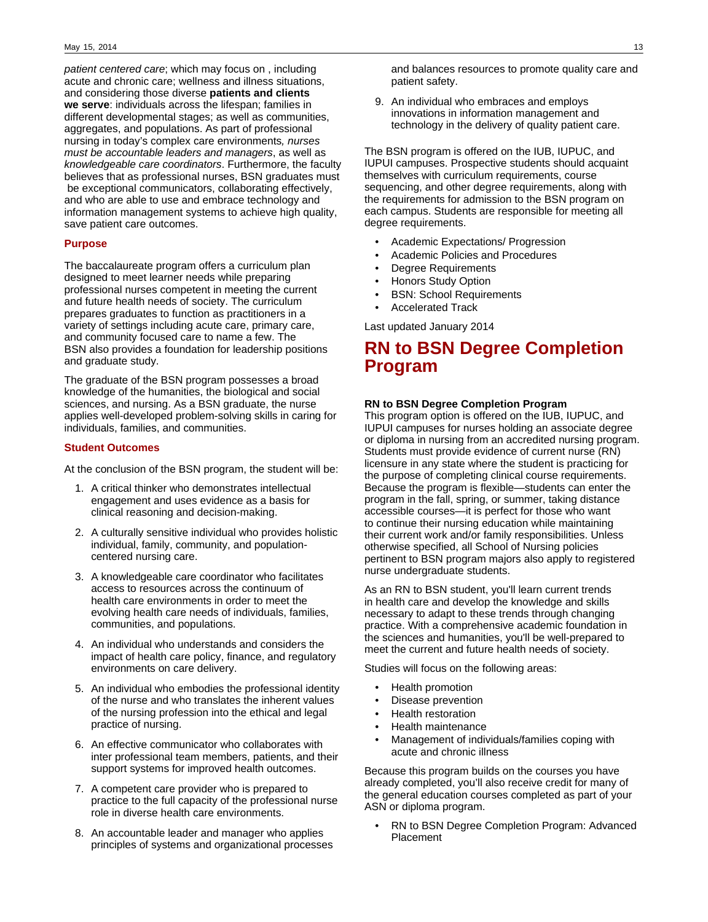*patient centered care*; which may focus on , including acute and chronic care; wellness and illness situations, and considering those diverse **patients and clients we serve**: individuals across the lifespan; families in different developmental stages; as well as communities, aggregates, and populations. As part of professional nursing in today's complex care environments*, nurses must be accountable leaders and managers*, as well as *knowledgeable care coordinators*. Furthermore, the faculty believes that as professional nurses, BSN graduates must be exceptional communicators, collaborating effectively, and who are able to use and embrace technology and information management systems to achieve high quality, save patient care outcomes.

### Purpose

The baccalaureate program offers a curriculum plan designed to meet learner needs while preparing professional nurses competent in meeting the current and future health needs of society. The curriculum prepares graduates to function as practitioners in a variety of settings including acute care, primary care, and community focused care to name a few. The BSN also provides a foundation for leadership positions and graduate study.

The graduate of the BSN program possesses a broad knowledge of the humanities, the biological and social sciences, and nursing. As a BSN graduate, the nurse applies well-developed problem-solving skills in caring for individuals, families, and communities.

### Student Outcomes

At the conclusion of the BSN program, the student will be:

1. A critical thinker who demonstrates intellectual engagement and uses evidence as a basis for clinical reasoning and decision-making.
2. A culturally sensitive individual who provides holistic individual, family, community, and population-centered nursing care.
3. A knowledgeable care coordinator who facilitates access to resources across the continuum of health care environments in order to meet the evolving health care needs of individuals, families, communities, and populations.
4. An individual who understands and considers the impact of health care policy, finance, and regulatory environments on care delivery.
5. An individual who embodies the professional identity of the nurse and who translates the inherent values of the nursing profession into the ethical and legal practice of nursing.
6. An effective communicator who collaborates with inter professional team members, patients, and their support systems for improved health outcomes.
7. A competent care provider who is prepared to practice to the full capacity of the professional nurse role in diverse health care environments.
8. An accountable leader and manager who applies principles of systems and organizational processes and balances resources to promote quality care and patient safety.
9. An individual who embraces and employs innovations in information management and technology in the delivery of quality patient care.

The BSN program is offered on the IUB, IUPUC, and IUPUI campuses. Prospective students should acquaint themselves with curriculum requirements, course sequencing, and other degree requirements, along with the requirements for admission to the BSN program on each campus. Students are responsible for meeting all degree requirements.

- Academic Expectations/ Progression
- Academic Policies and Procedures
- Degree Requirements
- Honors Study Option
- BSN: School Requirements
- Accelerated Track

Last updated January 2014

# RN to BSN Degree Completion Program

**RN to BSN Degree Completion Program**

This program option is offered on the IUB, IUPUC, and IUPUI campuses for nurses holding an associate degree or diploma in nursing from an accredited nursing program. Students must provide evidence of current nurse (RN) licensure in any state where the student is practicing for the purpose of completing clinical course requirements. Because the program is flexible—students can enter the program in the fall, spring, or summer, taking distance accessible courses—it is perfect for those who want to continue their nursing education while maintaining their current work and/or family responsibilities. Unless otherwise specified, all School of Nursing policies pertinent to BSN program majors also apply to registered nurse undergraduate students.

As an RN to BSN student, you'll learn current trends in health care and develop the knowledge and skills necessary to adapt to these trends through changing practice. With a comprehensive academic foundation in the sciences and humanities, you'll be well-prepared to meet the current and future health needs of society.

Studies will focus on the following areas:

- Health promotion
- Disease prevention
- Health restoration
- Health maintenance
- Management of individuals/families coping with acute and chronic illness

Because this program builds on the courses you have already completed, you'll also receive credit for many of the general education courses completed as part of your ASN or diploma program.

- RN to BSN Degree Completion Program: Advanced Placement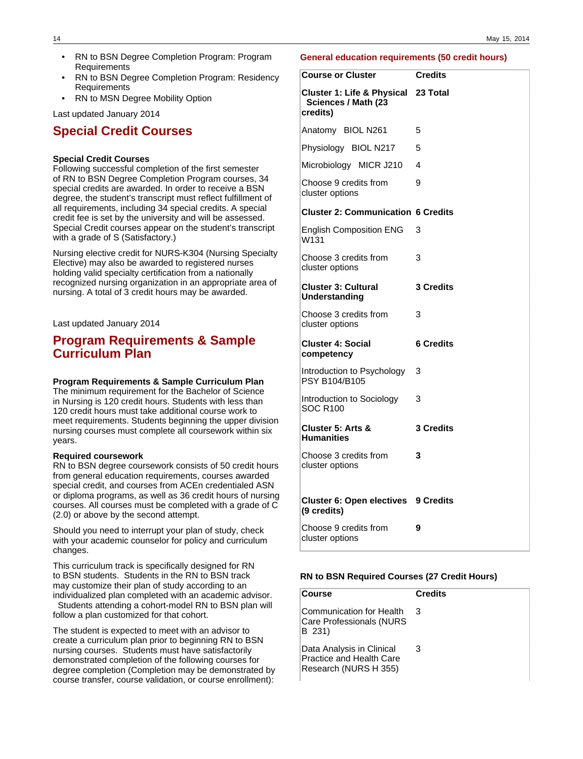- RN to BSN Degree Completion Program: Program Requirements
- RN to BSN Degree Completion Program: Residency Requirements
- RN to MSN Degree Mobility Option

Last updated January 2014

## Special Credit Courses

**Special Credit Courses**
Following successful completion of the first semester of RN to BSN Degree Completion Program courses, 34 special credits are awarded. In order to receive a BSN degree, the student's transcript must reflect fulfillment of all requirements, including 34 special credits. A special credit fee is set by the university and will be assessed. Special Credit courses appear on the student's transcript with a grade of S (Satisfactory.)

Nursing elective credit for NURS-K304 (Nursing Specialty Elective) may also be awarded to registered nurses holding valid specialty certification from a nationally recognized nursing organization in an appropriate area of nursing. A total of 3 credit hours may be awarded.

Last updated January 2014

## Program Requirements & Sample Curriculum Plan

**Program Requirements & Sample Curriculum Plan**
The minimum requirement for the Bachelor of Science in Nursing is 120 credit hours. Students with less than 120 credit hours must take additional course work to meet requirements. Students beginning the upper division nursing courses must complete all coursework within six years.

**Required coursework**
RN to BSN degree coursework consists of 50 credit hours from general education requirements, courses awarded special credit, and courses from ACEn credentialed ASN or diploma programs, as well as 36 credit hours of nursing courses. All courses must be completed with a grade of C (2.0) or above by the second attempt.

Should you need to interrupt your plan of study, check with your academic counselor for policy and curriculum changes.

This curriculum track is specifically designed for RN to BSN students. Students in the RN to BSN track may customize their plan of study according to an individualized plan completed with an academic advisor. Students attending a cohort-model RN to BSN plan will follow a plan customized for that cohort.

The student is expected to meet with an advisor to create a curriculum plan prior to beginning RN to BSN nursing courses. Students must have satisfactorily demonstrated completion of the following courses for degree completion (Completion may be demonstrated by course transfer, course validation, or course enrollment):

### General education requirements (50 credit hours)

| Course or Cluster | Credits |
|---|---|
| **Cluster 1: Life & Physical Sciences / Math (23 credits)** | **23 Total** |
| Anatomy BIOL N261 | 5 |
| Physiology BIOL N217 | 5 |
| Microbiology MICR J210 | 4 |
| Choose 9 credits from cluster options | 9 |
| **Cluster 2: Communication** | **6 Credits** |
| English Composition ENG W131 | 3 |
| Choose 3 credits from cluster options | 3 |
| **Cluster 3: Cultural Understanding** | **3 Credits** |
| Choose 3 credits from cluster options | 3 |
| **Cluster 4: Social competency** | **6 Credits** |
| Introduction to Psychology PSY B104/B105 | 3 |
| Introduction to Sociology SOC R100 | 3 |
| **Cluster 5: Arts & Humanities** | **3 Credits** |
| Choose 3 credits from cluster options | **3** |
| **Cluster 6: Open electives (9 credits)** | **9 Credits** |
| Choose 9 credits from cluster options | **9** |

**RN to BSN Required Courses (27 Credit Hours)**

| Course | Credits |
|---|---|
| Communication for Health Care Professionals (NURS B 231) | 3 |
| Data Analysis in Clinical Practice and Health Care Research (NURS H 355) | 3 |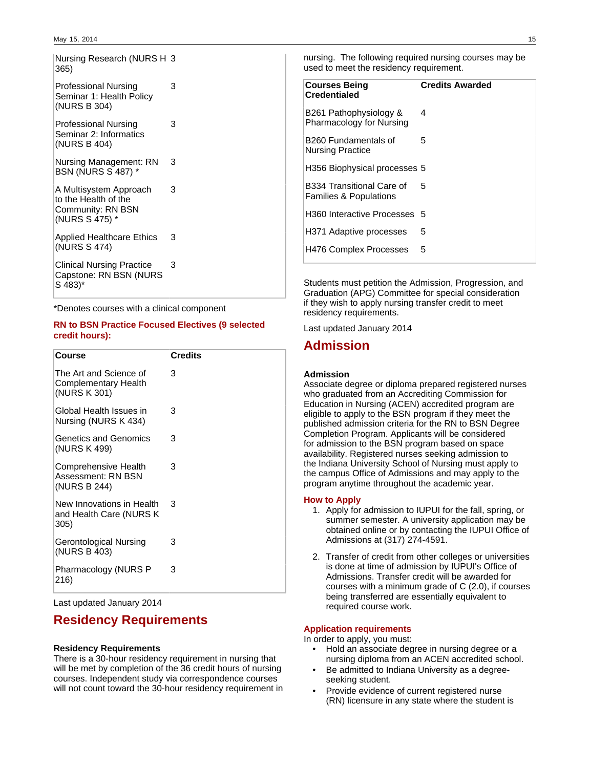| Course | Credits |
|---|---|
| Nursing Research (NURS H 365) | 3 |
| Professional Nursing Seminar 1: Health Policy (NURS B 304) | 3 |
| Professional Nursing Seminar 2: Informatics (NURS B 404) | 3 |
| Nursing Management: RN BSN (NURS S 487) * | 3 |
| A Multisystem Approach to the Health of the Community: RN BSN (NURS S 475) * | 3 |
| Applied Healthcare Ethics (NURS S 474) | 3 |
| Clinical Nursing Practice Capstone: RN BSN (NURS S 483)* | 3 |

*Denotes courses with a clinical component

**RN to BSN Practice Focused Electives (9 selected credit hours):**

| Course | Credits |
|---|---|
| The Art and Science of Complementary Health (NURS K 301) | 3 |
| Global Health Issues in Nursing (NURS K 434) | 3 |
| Genetics and Genomics (NURS K 499) | 3 |
| Comprehensive Health Assessment: RN BSN (NURS B 244) | 3 |
| New Innovations in Health and Health Care (NURS K 305) | 3 |
| Gerontological Nursing (NURS B 403) | 3 |
| Pharmacology (NURS P 216) | 3 |

Last updated January 2014

# Residency Requirements

**Residency Requirements**
There is a 30-hour residency requirement in nursing that will be met by completion of the 36 credit hours of nursing courses. Independent study via correspondence courses will not count toward the 30-hour residency requirement in nursing. The following required nursing courses may be used to meet the residency requirement.

| Courses Being Credentialed | Credits Awarded |
|---|---|
| B261 Pathophysiology & Pharmacology for Nursing | 4 |
| B260 Fundamentals of Nursing Practice | 5 |
| H356 Biophysical processes | 5 |
| B334 Transitional Care of Families & Populations | 5 |
| H360 Interactive Processes | 5 |
| H371 Adaptive processes | 5 |
| H476 Complex Processes | 5 |

Students must petition the Admission, Progression, and Graduation (APG) Committee for special consideration if they wish to apply nursing transfer credit to meet residency requirements.

Last updated January 2014

# Admission

**Admission**
Associate degree or diploma prepared registered nurses who graduated from an Accrediting Commission for Education in Nursing (ACEN) accredited program are eligible to apply to the BSN program if they meet the published admission criteria for the RN to BSN Degree Completion Program. Applicants will be considered for admission to the BSN program based on space availability. Registered nurses seeking admission to the Indiana University School of Nursing must apply to the campus Office of Admissions and may apply to the program anytime throughout the academic year.

**How to Apply**

1. Apply for admission to IUPUI for the fall, spring, or summer semester. A university application may be obtained online or by contacting the IUPUI Office of Admissions at (317) 274-4591.
2. Transfer of credit from other colleges or universities is done at time of admission by IUPUI's Office of Admissions. Transfer credit will be awarded for courses with a minimum grade of C (2.0), if courses being transferred are essentially equivalent to required course work.

**Application requirements**
In order to apply, you must:

- Hold an associate degree in nursing degree or a nursing diploma from an ACEN accredited school.
- Be admitted to Indiana University as a degree-seeking student.
- Provide evidence of current registered nurse (RN) licensure in any state where the student is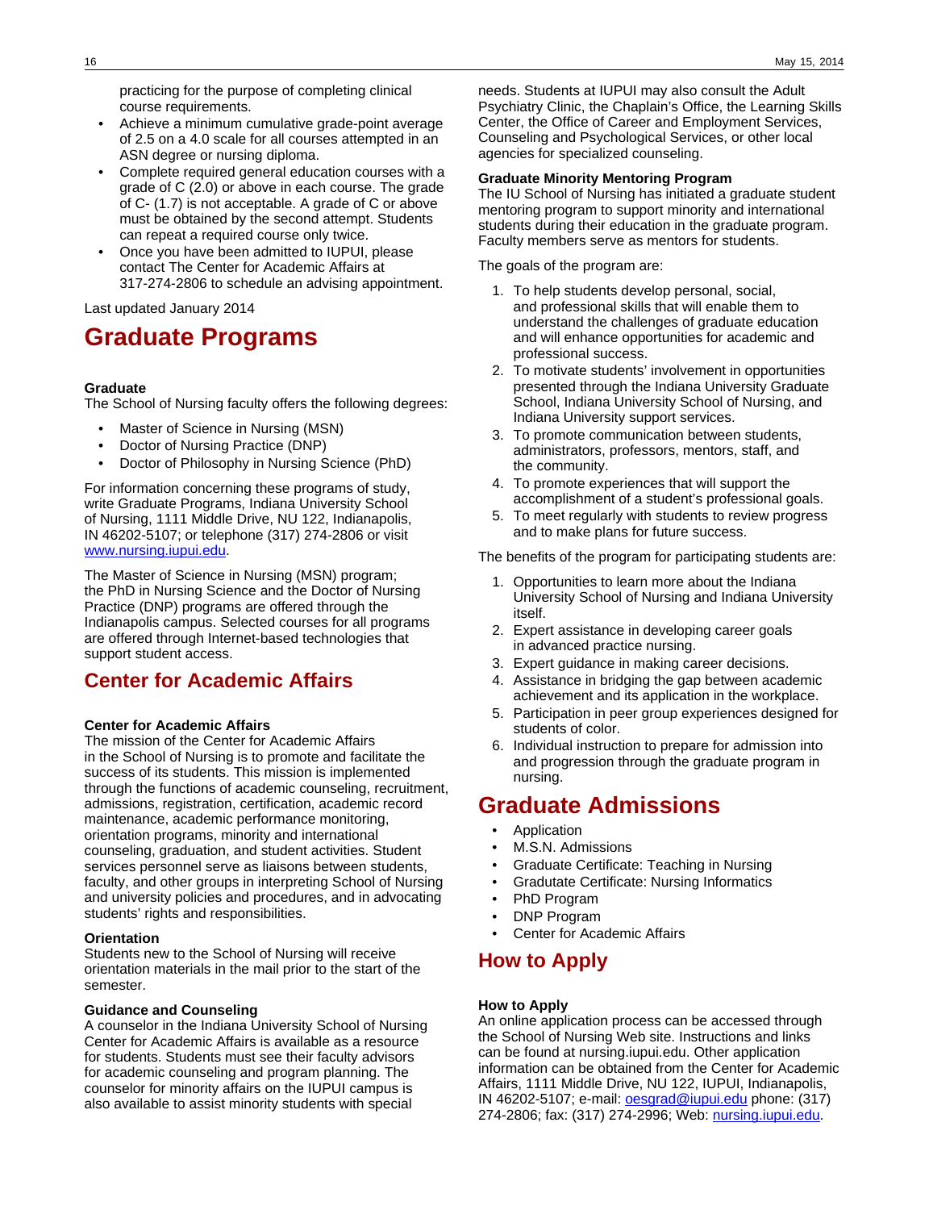practicing for the purpose of completing clinical course requirements.

- Achieve a minimum cumulative grade-point average of 2.5 on a 4.0 scale for all courses attempted in an ASN degree or nursing diploma.
- Complete required general education courses with a grade of C (2.0) or above in each course. The grade of C- (1.7) is not acceptable. A grade of C or above must be obtained by the second attempt. Students can repeat a required course only twice.
- Once you have been admitted to IUPUI, please contact The Center for Academic Affairs at 317-274-2806 to schedule an advising appointment.

Last updated January 2014

# Graduate Programs

**Graduate**

The School of Nursing faculty offers the following degrees:

- Master of Science in Nursing (MSN)
- Doctor of Nursing Practice (DNP)
- Doctor of Philosophy in Nursing Science (PhD)

For information concerning these programs of study, write Graduate Programs, Indiana University School of Nursing, 1111 Middle Drive, NU 122, Indianapolis, IN 46202-5107; or telephone (317) 274-2806 or visit [www.nursing.iupui.edu](www.nursing.iupui.edu).

The Master of Science in Nursing (MSN) program; the PhD in Nursing Science and the Doctor of Nursing Practice (DNP) programs are offered through the Indianapolis campus. Selected courses for all programs are offered through Internet-based technologies that support student access.

## Center for Academic Affairs

**Center for Academic Affairs**

The mission of the Center for Academic Affairs in the School of Nursing is to promote and facilitate the success of its students. This mission is implemented through the functions of academic counseling, recruitment, admissions, registration, certification, academic record maintenance, academic performance monitoring, orientation programs, minority and international counseling, graduation, and student activities. Student services personnel serve as liaisons between students, faculty, and other groups in interpreting School of Nursing and university policies and procedures, and in advocating students' rights and responsibilities.

**Orientation**

Students new to the School of Nursing will receive orientation materials in the mail prior to the start of the semester.

**Guidance and Counseling**

A counselor in the Indiana University School of Nursing Center for Academic Affairs is available as a resource for students. Students must see their faculty advisors for academic counseling and program planning. The counselor for minority affairs on the IUPUI campus is also available to assist minority students with special needs. Students at IUPUI may also consult the Adult Psychiatry Clinic, the Chaplain's Office, the Learning Skills Center, the Office of Career and Employment Services, Counseling and Psychological Services, or other local agencies for specialized counseling.

**Graduate Minority Mentoring Program**

The IU School of Nursing has initiated a graduate student mentoring program to support minority and international students during their education in the graduate program. Faculty members serve as mentors for students.

The goals of the program are:

1. To help students develop personal, social, and professional skills that will enable them to understand the challenges of graduate education and will enhance opportunities for academic and professional success.
2. To motivate students' involvement in opportunities presented through the Indiana University Graduate School, Indiana University School of Nursing, and Indiana University support services.
3. To promote communication between students, administrators, professors, mentors, staff, and the community.
4. To promote experiences that will support the accomplishment of a student's professional goals.
5. To meet regularly with students to review progress and to make plans for future success.

The benefits of the program for participating students are:

1. Opportunities to learn more about the Indiana University School of Nursing and Indiana University itself.
2. Expert assistance in developing career goals in advanced practice nursing.
3. Expert guidance in making career decisions.
4. Assistance in bridging the gap between academic achievement and its application in the workplace.
5. Participation in peer group experiences designed for students of color.
6. Individual instruction to prepare for admission into and progression through the graduate program in nursing.

# Graduate Admissions

- Application
- M.S.N. Admissions
- Graduate Certificate: Teaching in Nursing
- Gradutate Certificate: Nursing Informatics
- PhD Program
- DNP Program
- Center for Academic Affairs

## How to Apply

**How to Apply**

An online application process can be accessed through the School of Nursing Web site. Instructions and links can be found at nursing.iupui.edu. Other application information can be obtained from the Center for Academic Affairs, 1111 Middle Drive, NU 122, IUPUI, Indianapolis, IN 46202-5107; e-mail: [oesgrad@iupui.edu](mailto:oesgrad@iupui.edu) phone: (317) 274-2806; fax: (317) 274-2996; Web: [nursing.iupui.edu](nursing.iupui.edu).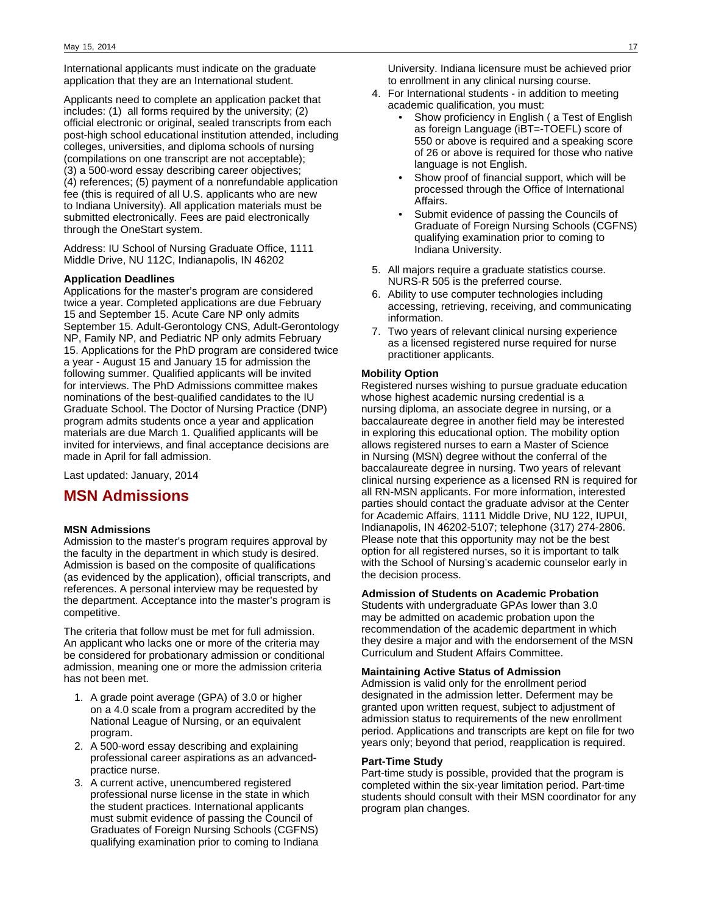International applicants must indicate on the graduate application that they are an International student.

Applicants need to complete an application packet that includes: (1) all forms required by the university; (2) official electronic or original, sealed transcripts from each post-high school educational institution attended, including colleges, universities, and diploma schools of nursing (compilations on one transcript are not acceptable); (3) a 500-word essay describing career objectives; (4) references; (5) payment of a nonrefundable application fee (this is required of all U.S. applicants who are new to Indiana University). All application materials must be submitted electronically. Fees are paid electronically through the OneStart system.

Address: IU School of Nursing Graduate Office, 1111 Middle Drive, NU 112C, Indianapolis, IN 46202

**Application Deadlines**

Applications for the master's program are considered twice a year. Completed applications are due February 15 and September 15. Acute Care NP only admits September 15. Adult-Gerontology CNS, Adult-Gerontology NP, Family NP, and Pediatric NP only admits February 15. Applications for the PhD program are considered twice a year - August 15 and January 15 for admission the following summer. Qualified applicants will be invited for interviews. The PhD Admissions committee makes nominations of the best-qualified candidates to the IU Graduate School. The Doctor of Nursing Practice (DNP) program admits students once a year and application materials are due March 1. Qualified applicants will be invited for interviews, and final acceptance decisions are made in April for fall admission.

Last updated: January, 2014

# MSN Admissions

**MSN Admissions**

Admission to the master's program requires approval by the faculty in the department in which study is desired. Admission is based on the composite of qualifications (as evidenced by the application), official transcripts, and references. A personal interview may be requested by the department. Acceptance into the master's program is competitive.

The criteria that follow must be met for full admission. An applicant who lacks one or more of the criteria may be considered for probationary admission or conditional admission, meaning one or more the admission criteria has not been met.

1. A grade point average (GPA) of 3.0 or higher on a 4.0 scale from a program accredited by the National League of Nursing, or an equivalent program.
2. A 500-word essay describing and explaining professional career aspirations as an advanced-practice nurse.
3. A current active, unencumbered registered professional nurse license in the state in which the student practices. International applicants must submit evidence of passing the Council of Graduates of Foreign Nursing Schools (CGFNS) qualifying examination prior to coming to Indiana University. Indiana licensure must be achieved prior to enrollment in any clinical nursing course.
4. For International students - in addition to meeting academic qualification, you must:
   - Show proficiency in English ( a Test of English as foreign Language (iBT=-TOEFL) score of 550 or above is required and a speaking score of 26 or above is required for those who native language is not English.
   - Show proof of financial support, which will be processed through the Office of International Affairs.
   - Submit evidence of passing the Councils of Graduate of Foreign Nursing Schools (CGFNS) qualifying examination prior to coming to Indiana University.
5. All majors require a graduate statistics course. NURS-R 505 is the preferred course.
6. Ability to use computer technologies including accessing, retrieving, receiving, and communicating information.
7. Two years of relevant clinical nursing experience as a licensed registered nurse required for nurse practitioner applicants.

**Mobility Option**

Registered nurses wishing to pursue graduate education whose highest academic nursing credential is a nursing diploma, an associate degree in nursing, or a baccalaureate degree in another field may be interested in exploring this educational option. The mobility option allows registered nurses to earn a Master of Science in Nursing (MSN) degree without the conferral of the baccalaureate degree in nursing. Two years of relevant clinical nursing experience as a licensed RN is required for all RN-MSN applicants. For more information, interested parties should contact the graduate advisor at the Center for Academic Affairs, 1111 Middle Drive, NU 122, IUPUI, Indianapolis, IN 46202-5107; telephone (317) 274-2806. Please note that this opportunity may not be the best option for all registered nurses, so it is important to talk with the School of Nursing's academic counselor early in the decision process.

**Admission of Students on Academic Probation**

Students with undergraduate GPAs lower than 3.0 may be admitted on academic probation upon the recommendation of the academic department in which they desire a major and with the endorsement of the MSN Curriculum and Student Affairs Committee.

**Maintaining Active Status of Admission**

Admission is valid only for the enrollment period designated in the admission letter. Deferment may be granted upon written request, subject to adjustment of admission status to requirements of the new enrollment period. Applications and transcripts are kept on file for two years only; beyond that period, reapplication is required.

**Part-Time Study**

Part-time study is possible, provided that the program is completed within the six-year limitation period. Part-time students should consult with their MSN coordinator for any program plan changes.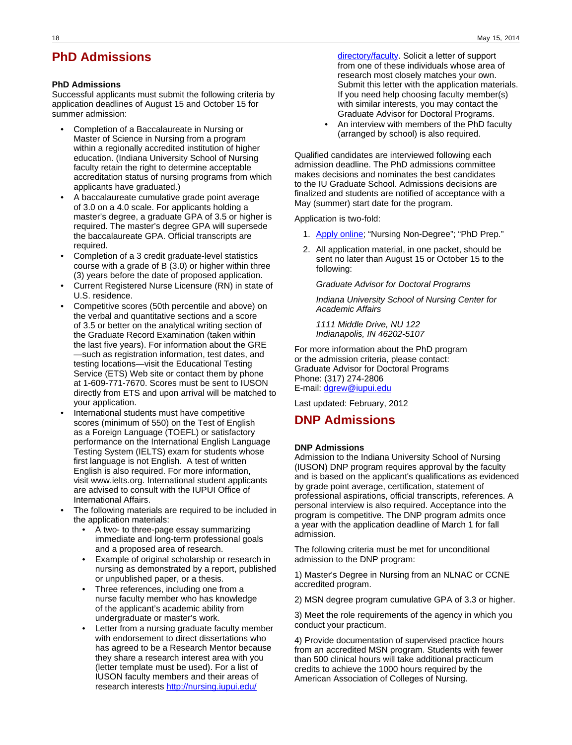# PhD Admissions

**PhD Admissions**

Successful applicants must submit the following criteria by application deadlines of August 15 and October 15 for summer admission:

- Completion of a Baccalaureate in Nursing or Master of Science in Nursing from a program within a regionally accredited institution of higher education. (Indiana University School of Nursing faculty retain the right to determine acceptable accreditation status of nursing programs from which applicants have graduated.)
- A baccalaureate cumulative grade point average of 3.0 on a 4.0 scale. For applicants holding a master's degree, a graduate GPA of 3.5 or higher is required. The master's degree GPA will supersede the baccalaureate GPA. Official transcripts are required.
- Completion of a 3 credit graduate-level statistics course with a grade of B (3.0) or higher within three (3) years before the date of proposed application.
- Current Registered Nurse Licensure (RN) in state of U.S. residence.
- Competitive scores (50th percentile and above) on the verbal and quantitative sections and a score of 3.5 or better on the analytical writing section of the Graduate Record Examination (taken within the last five years). For information about the GRE—such as registration information, test dates, and testing locations—visit the Educational Testing Service (ETS) Web site or contact them by phone at 1-609-771-7670. Scores must be sent to IUSON directly from ETS and upon arrival will be matched to your application.
- International students must have competitive scores (minimum of 550) on the Test of English as a Foreign Language (TOEFL) or satisfactory performance on the International English Language Testing System (IELTS) exam for students whose first language is not English. A test of written English is also required. For more information, visit www.ielts.org. International student applicants are advised to consult with the IUPUI Office of International Affairs.
- The following materials are required to be included in the application materials:
  - A two- to three-page essay summarizing immediate and long-term professional goals and a proposed area of research.
  - Example of original scholarship or research in nursing as demonstrated by a report, published or unpublished paper, or a thesis.
  - Three references, including one from a nurse faculty member who has knowledge of the applicant's academic ability from undergraduate or master's work.
  - Letter from a nursing graduate faculty member with endorsement to direct dissertations who has agreed to be a Research Mentor because they share a research interest area with you (letter template must be used). For a list of IUSON faculty members and their areas of research interests http://nursing.iupui.edu/directory/faculty. Solicit a letter of support from one of these individuals whose area of research most closely matches your own. Submit this letter with the application materials. If you need help choosing faculty member(s) with similar interests, you may contact the Graduate Advisor for Doctoral Programs.
  - An interview with members of the PhD faculty (arranged by school) is also required.

Qualified candidates are interviewed following each admission deadline. The PhD admissions committee makes decisions and nominates the best candidates to the IU Graduate School. Admissions decisions are finalized and students are notified of acceptance with a May (summer) start date for the program.

Application is two-fold:

1. Apply online; "Nursing Non-Degree"; "PhD Prep."
2. All application material, in one packet, should be sent no later than August 15 or October 15 to the following:

   *Graduate Advisor for Doctoral Programs*

   *Indiana University School of Nursing Center for Academic Affairs*

   *1111 Middle Drive, NU 122*
   *Indianapolis, IN 46202-5107*

For more information about the PhD program or the admission criteria, please contact:
Graduate Advisor for Doctoral Programs
Phone: (317) 274-2806
E-mail: dgrew@iupui.edu

Last updated: February, 2012

# DNP Admissions

**DNP Admissions**

Admission to the Indiana University School of Nursing (IUSON) DNP program requires approval by the faculty and is based on the applicant's qualifications as evidenced by grade point average, certification, statement of professional aspirations, official transcripts, references. A personal interview is also required. Acceptance into the program is competitive. The DNP program admits once a year with the application deadline of March 1 for fall admission.

The following criteria must be met for unconditional admission to the DNP program:

1) Master's Degree in Nursing from an NLNAC or CCNE accredited program.

2) MSN degree program cumulative GPA of 3.3 or higher.

3) Meet the role requirements of the agency in which you conduct your practicum.

4) Provide documentation of supervised practice hours from an accredited MSN program. Students with fewer than 500 clinical hours will take additional practicum credits to achieve the 1000 hours required by the American Association of Colleges of Nursing.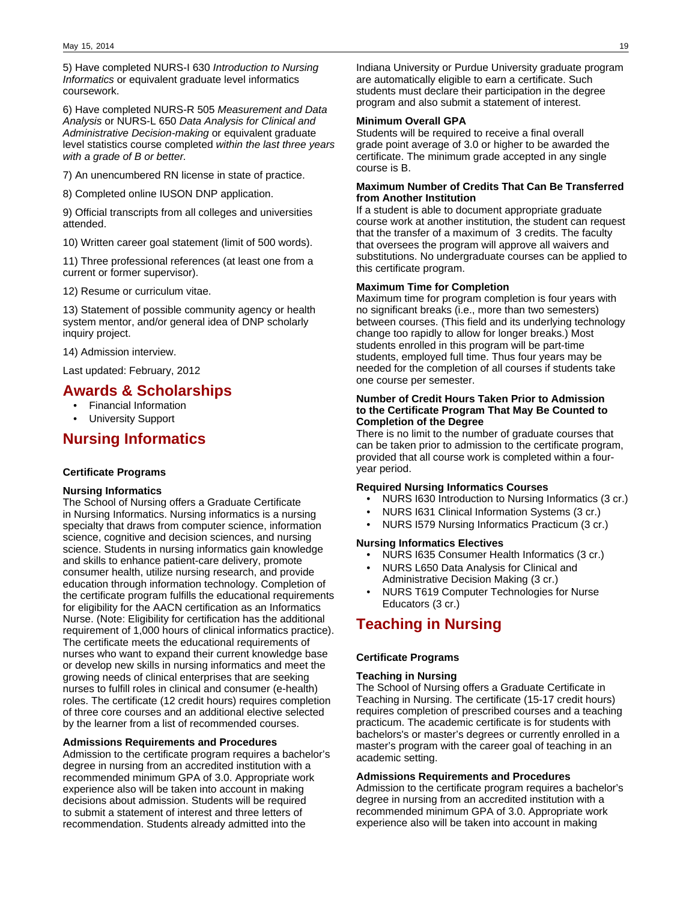5) Have completed NURS-I 630 *Introduction to Nursing Informatics* or equivalent graduate level informatics coursework.

6) Have completed NURS-R 505 *Measurement and Data Analysis* or NURS-L 650 *Data Analysis for Clinical and Administrative Decision-making* or equivalent graduate level statistics course completed *within the last three years with a grade of B or better.*

7) An unencumbered RN license in state of practice.

8) Completed online IUSON DNP application.

9) Official transcripts from all colleges and universities attended.

10) Written career goal statement (limit of 500 words).

11) Three professional references (at least one from a current or former supervisor).

12) Resume or curriculum vitae.

13) Statement of possible community agency or health system mentor, and/or general idea of DNP scholarly inquiry project.

14) Admission interview.

Last updated: February, 2012

## Awards & Scholarships

- Financial Information
- University Support

## Nursing Informatics

**Certificate Programs**

**Nursing Informatics**

The School of Nursing offers a Graduate Certificate in Nursing Informatics. Nursing informatics is a nursing specialty that draws from computer science, information science, cognitive and decision sciences, and nursing science. Students in nursing informatics gain knowledge and skills to enhance patient-care delivery, promote consumer health, utilize nursing research, and provide education through information technology. Completion of the certificate program fulfills the educational requirements for eligibility for the AACN certification as an Informatics Nurse. (Note: Eligibility for certification has the additional requirement of 1,000 hours of clinical informatics practice). The certificate meets the educational requirements of nurses who want to expand their current knowledge base or develop new skills in nursing informatics and meet the growing needs of clinical enterprises that are seeking nurses to fulfill roles in clinical and consumer (e-health) roles. The certificate (12 credit hours) requires completion of three core courses and an additional elective selected by the learner from a list of recommended courses.

**Admissions Requirements and Procedures**

Admission to the certificate program requires a bachelor's degree in nursing from an accredited institution with a recommended minimum GPA of 3.0. Appropriate work experience also will be taken into account in making decisions about admission. Students will be required to submit a statement of interest and three letters of recommendation. Students already admitted into the Indiana University or Purdue University graduate program are automatically eligible to earn a certificate. Such students must declare their participation in the degree program and also submit a statement of interest.

**Minimum Overall GPA**

Students will be required to receive a final overall grade point average of 3.0 or higher to be awarded the certificate. The minimum grade accepted in any single course is B.

**Maximum Number of Credits That Can Be Transferred from Another Institution**

If a student is able to document appropriate graduate course work at another institution, the student can request that the transfer of a maximum of 3 credits. The faculty that oversees the program will approve all waivers and substitutions. No undergraduate courses can be applied to this certificate program.

**Maximum Time for Completion**

Maximum time for program completion is four years with no significant breaks (i.e., more than two semesters) between courses. (This field and its underlying technology change too rapidly to allow for longer breaks.) Most students enrolled in this program will be part-time students, employed full time. Thus four years may be needed for the completion of all courses if students take one course per semester.

**Number of Credit Hours Taken Prior to Admission to the Certificate Program That May Be Counted to Completion of the Degree**

There is no limit to the number of graduate courses that can be taken prior to admission to the certificate program, provided that all course work is completed within a four-year period.

**Required Nursing Informatics Courses**

- NURS I630 Introduction to Nursing Informatics (3 cr.)
- NURS I631 Clinical Information Systems (3 cr.)
- NURS I579 Nursing Informatics Practicum (3 cr.)

**Nursing Informatics Electives**

- NURS I635 Consumer Health Informatics (3 cr.)
- NURS L650 Data Analysis for Clinical and Administrative Decision Making (3 cr.)
- NURS T619 Computer Technologies for Nurse Educators (3 cr.)

## Teaching in Nursing

**Certificate Programs**

**Teaching in Nursing**

The School of Nursing offers a Graduate Certificate in Teaching in Nursing. The certificate (15-17 credit hours) requires completion of prescribed courses and a teaching practicum. The academic certificate is for students with bachelors's or master's degrees or currently enrolled in a master's program with the career goal of teaching in an academic setting.

**Admissions Requirements and Procedures**

Admission to the certificate program requires a bachelor's degree in nursing from an accredited institution with a recommended minimum GPA of 3.0. Appropriate work experience also will be taken into account in making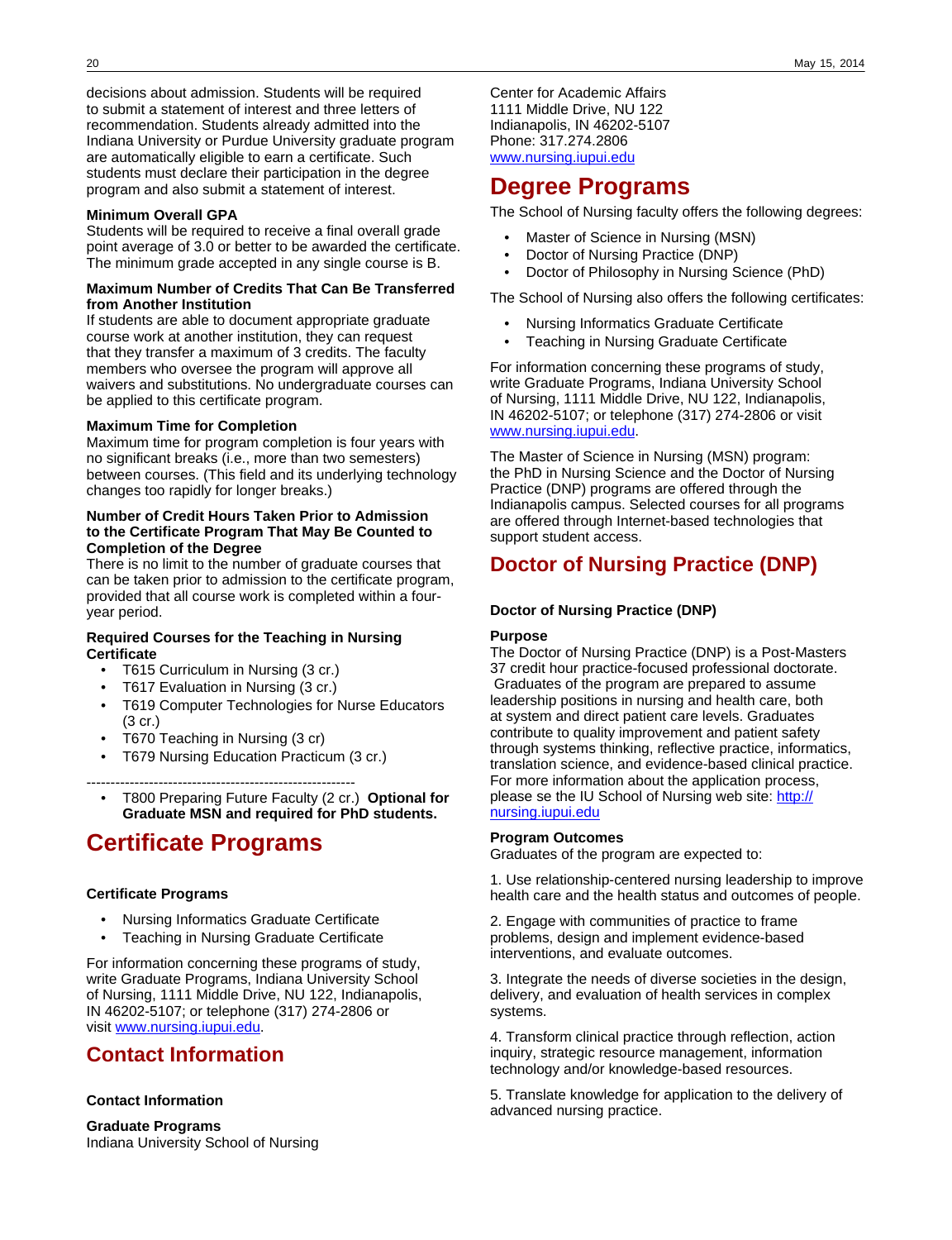decisions about admission. Students will be required to submit a statement of interest and three letters of recommendation. Students already admitted into the Indiana University or Purdue University graduate program are automatically eligible to earn a certificate. Such students must declare their participation in the degree program and also submit a statement of interest.

**Minimum Overall GPA**
Students will be required to receive a final overall grade point average of 3.0 or better to be awarded the certificate. The minimum grade accepted in any single course is B.

**Maximum Number of Credits That Can Be Transferred from Another Institution**
If students are able to document appropriate graduate course work at another institution, they can request that they transfer a maximum of 3 credits. The faculty members who oversee the program will approve all waivers and substitutions. No undergraduate courses can be applied to this certificate program.

**Maximum Time for Completion**
Maximum time for program completion is four years with no significant breaks (i.e., more than two semesters) between courses. (This field and its underlying technology changes too rapidly for longer breaks.)

**Number of Credit Hours Taken Prior to Admission to the Certificate Program That May Be Counted to Completion of the Degree**
There is no limit to the number of graduate courses that can be taken prior to admission to the certificate program, provided that all course work is completed within a four-year period.

**Required Courses for the Teaching in Nursing Certificate**

- T615 Curriculum in Nursing (3 cr.)
- T617 Evaluation in Nursing (3 cr.)
- T619 Computer Technologies for Nurse Educators (3 cr.)
- T670 Teaching in Nursing (3 cr)
- T679 Nursing Education Practicum (3 cr.)

--------------------------------------------------------

- T800 Preparing Future Faculty (2 cr.) **Optional for Graduate MSN and required for PhD students.**

# Certificate Programs

**Certificate Programs**

- Nursing Informatics Graduate Certificate
- Teaching in Nursing Graduate Certificate

For information concerning these programs of study, write Graduate Programs, Indiana University School of Nursing, 1111 Middle Drive, NU 122, Indianapolis, IN 46202-5107; or telephone (317) 274-2806 or visit www.nursing.iupui.edu.

# Contact Information

**Contact Information**

**Graduate Programs**
Indiana University School of Nursing
Center for Academic Affairs
1111 Middle Drive, NU 122
Indianapolis, IN 46202-5107
Phone: 317.274.2806
www.nursing.iupui.edu

# Degree Programs

The School of Nursing faculty offers the following degrees:

- Master of Science in Nursing (MSN)
- Doctor of Nursing Practice (DNP)
- Doctor of Philosophy in Nursing Science (PhD)

The School of Nursing also offers the following certificates:

- Nursing Informatics Graduate Certificate
- Teaching in Nursing Graduate Certificate

For information concerning these programs of study, write Graduate Programs, Indiana University School of Nursing, 1111 Middle Drive, NU 122, Indianapolis, IN 46202-5107; or telephone (317) 274-2806 or visit www.nursing.iupui.edu.

The Master of Science in Nursing (MSN) program: the PhD in Nursing Science and the Doctor of Nursing Practice (DNP) programs are offered through the Indianapolis campus. Selected courses for all programs are offered through Internet-based technologies that support student access.

# Doctor of Nursing Practice (DNP)

**Doctor of Nursing Practice (DNP)**

**Purpose**
The Doctor of Nursing Practice (DNP) is a Post-Masters 37 credit hour practice-focused professional doctorate. Graduates of the program are prepared to assume leadership positions in nursing and health care, both at system and direct patient care levels. Graduates contribute to quality improvement and patient safety through systems thinking, reflective practice, informatics, translation science, and evidence-based clinical practice. For more information about the application process, please se the IU School of Nursing web site: http://nursing.iupui.edu

**Program Outcomes**
Graduates of the program are expected to:

1. Use relationship-centered nursing leadership to improve health care and the health status and outcomes of people.

2. Engage with communities of practice to frame problems, design and implement evidence-based interventions, and evaluate outcomes.

3. Integrate the needs of diverse societies in the design, delivery, and evaluation of health services in complex systems.

4. Transform clinical practice through reflection, action inquiry, strategic resource management, information technology and/or knowledge-based resources.

5. Translate knowledge for application to the delivery of advanced nursing practice.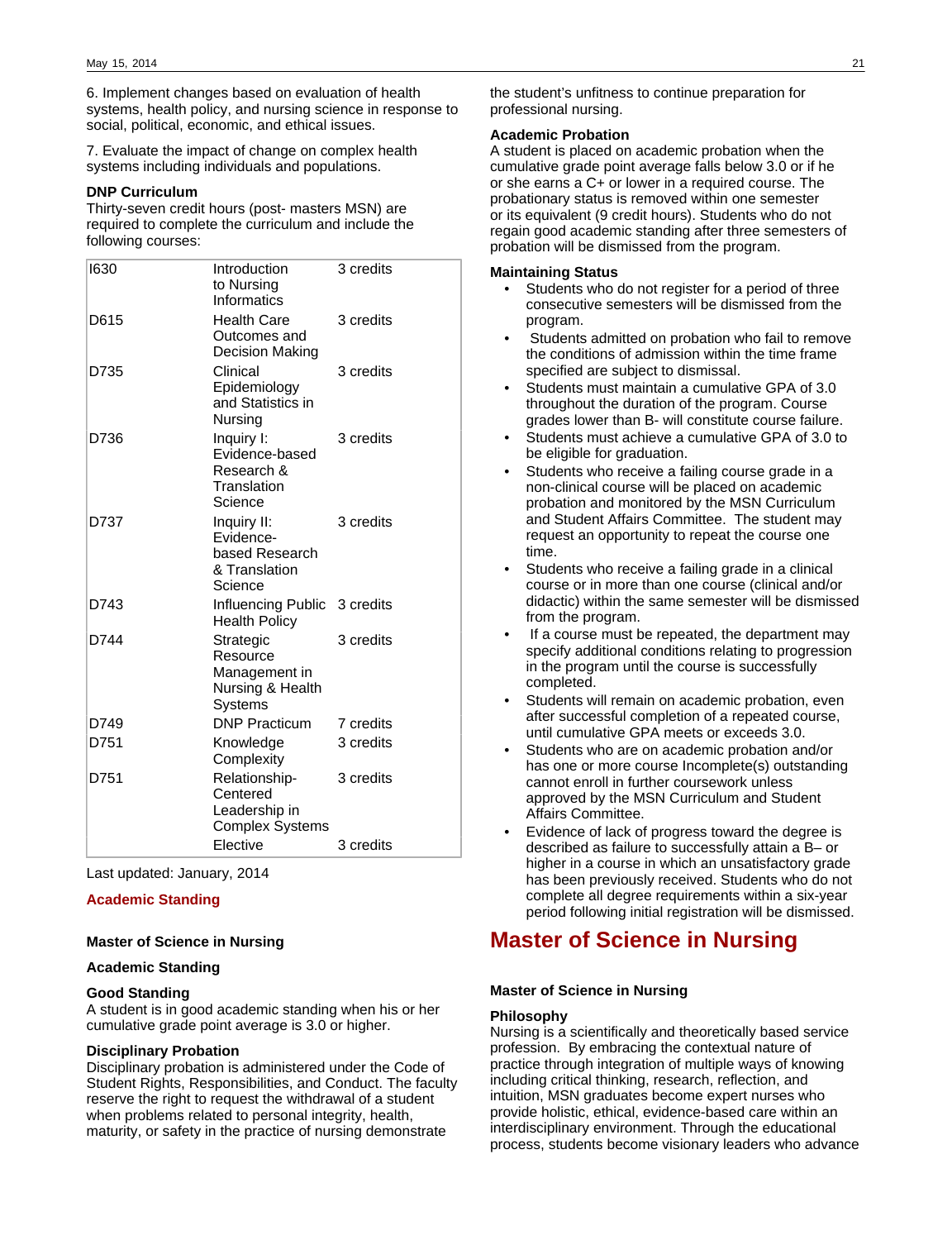6. Implement changes based on evaluation of health systems, health policy, and nursing science in response to social, political, economic, and ethical issues.

7. Evaluate the impact of change on complex health systems including individuals and populations.

### DNP Curriculum

Thirty-seven credit hours (post- masters MSN) are required to complete the curriculum and include the following courses:

| | | |
|---|---|---|
| I630 | Introduction to Nursing Informatics | 3 credits |
| D615 | Health Care Outcomes and Decision Making | 3 credits |
| D735 | Clinical Epidemiology and Statistics in Nursing | 3 credits |
| D736 | Inquiry I: Evidence-based Research & Translation Science | 3 credits |
| D737 | Inquiry II: Evidence-based Research & Translation Science | 3 credits |
| D743 | Influencing Public Health Policy | 3 credits |
| D744 | Strategic Resource Management in Nursing & Health Systems | 3 credits |
| D749 | DNP Practicum | 7 credits |
| D751 | Knowledge Complexity | 3 credits |
| D751 | Relationship-Centered Leadership in Complex Systems | 3 credits |
| | Elective | 3 credits |

Last updated: January, 2014

## Academic Standing

### Master of Science in Nursing

### Academic Standing

#### Good Standing

A student is in good academic standing when his or her cumulative grade point average is 3.0 or higher.

#### Disciplinary Probation

Disciplinary probation is administered under the Code of Student Rights, Responsibilities, and Conduct. The faculty reserve the right to request the withdrawal of a student when problems related to personal integrity, health, maturity, or safety in the practice of nursing demonstrate the student's unfitness to continue preparation for professional nursing.

#### Academic Probation

A student is placed on academic probation when the cumulative grade point average falls below 3.0 or if he or she earns a C+ or lower in a required course. The probationary status is removed within one semester or its equivalent (9 credit hours). Students who do not regain good academic standing after three semesters of probation will be dismissed from the program.

#### Maintaining Status

- Students who do not register for a period of three consecutive semesters will be dismissed from the program.
- Students admitted on probation who fail to remove the conditions of admission within the time frame specified are subject to dismissal.
- Students must maintain a cumulative GPA of 3.0 throughout the duration of the program. Course grades lower than B- will constitute course failure.
- Students must achieve a cumulative GPA of 3.0 to be eligible for graduation.
- Students who receive a failing course grade in a non-clinical course will be placed on academic probation and monitored by the MSN Curriculum and Student Affairs Committee. The student may request an opportunity to repeat the course one time.
- Students who receive a failing grade in a clinical course or in more than one course (clinical and/or didactic) within the same semester will be dismissed from the program.
- If a course must be repeated, the department may specify additional conditions relating to progression in the program until the course is successfully completed.
- Students will remain on academic probation, even after successful completion of a repeated course, until cumulative GPA meets or exceeds 3.0.
- Students who are on academic probation and/or has one or more course Incomplete(s) outstanding cannot enroll in further coursework unless approved by the MSN Curriculum and Student Affairs Committee.
- Evidence of lack of progress toward the degree is described as failure to successfully attain a B– or higher in a course in which an unsatisfactory grade has been previously received. Students who do not complete all degree requirements within a six-year period following initial registration will be dismissed.

# Master of Science in Nursing

### Master of Science in Nursing

#### Philosophy

Nursing is a scientifically and theoretically based service profession. By embracing the contextual nature of practice through integration of multiple ways of knowing including critical thinking, research, reflection, and intuition, MSN graduates become expert nurses who provide holistic, ethical, evidence-based care within an interdisciplinary environment. Through the educational process, students become visionary leaders who advance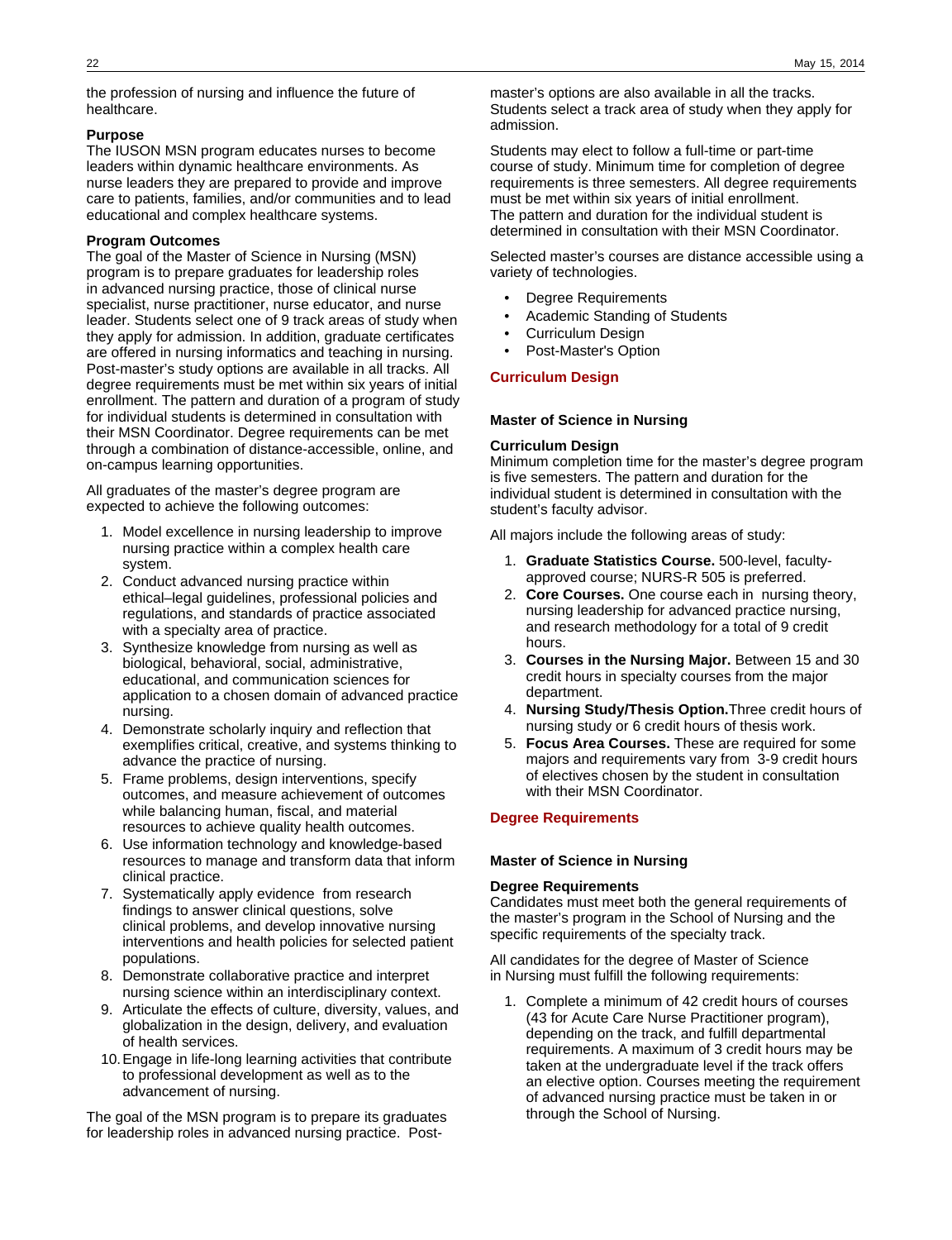the profession of nursing and influence the future of healthcare.

**Purpose**

The IUSON MSN program educates nurses to become leaders within dynamic healthcare environments. As nurse leaders they are prepared to provide and improve care to patients, families, and/or communities and to lead educational and complex healthcare systems.

**Program Outcomes**

The goal of the Master of Science in Nursing (MSN) program is to prepare graduates for leadership roles in advanced nursing practice, those of clinical nurse specialist, nurse practitioner, nurse educator, and nurse leader. Students select one of 9 track areas of study when they apply for admission. In addition, graduate certificates are offered in nursing informatics and teaching in nursing. Post-master's study options are available in all tracks. All degree requirements must be met within six years of initial enrollment. The pattern and duration of a program of study for individual students is determined in consultation with their MSN Coordinator. Degree requirements can be met through a combination of distance-accessible, online, and on-campus learning opportunities.

All graduates of the master's degree program are expected to achieve the following outcomes:

1. Model excellence in nursing leadership to improve nursing practice within a complex health care system.
2. Conduct advanced nursing practice within ethical–legal guidelines, professional policies and regulations, and standards of practice associated with a specialty area of practice.
3. Synthesize knowledge from nursing as well as biological, behavioral, social, administrative, educational, and communication sciences for application to a chosen domain of advanced practice nursing.
4. Demonstrate scholarly inquiry and reflection that exemplifies critical, creative, and systems thinking to advance the practice of nursing.
5. Frame problems, design interventions, specify outcomes, and measure achievement of outcomes while balancing human, fiscal, and material resources to achieve quality health outcomes.
6. Use information technology and knowledge-based resources to manage and transform data that inform clinical practice.
7. Systematically apply evidence from research findings to answer clinical questions, solve clinical problems, and develop innovative nursing interventions and health policies for selected patient populations.
8. Demonstrate collaborative practice and interpret nursing science within an interdisciplinary context.
9. Articulate the effects of culture, diversity, values, and globalization in the design, delivery, and evaluation of health services.
10. Engage in life-long learning activities that contribute to professional development as well as to the advancement of nursing.

The goal of the MSN program is to prepare its graduates for leadership roles in advanced nursing practice. Post-master's options are also available in all the tracks. Students select a track area of study when they apply for admission.

Students may elect to follow a full-time or part-time course of study. Minimum time for completion of degree requirements is three semesters. All degree requirements must be met within six years of initial enrollment. The pattern and duration for the individual student is determined in consultation with their MSN Coordinator.

Selected master's courses are distance accessible using a variety of technologies.

- Degree Requirements
- Academic Standing of Students
- Curriculum Design
- Post-Master's Option

## Curriculum Design

### Master of Science in Nursing

**Curriculum Design**

Minimum completion time for the master's degree program is five semesters. The pattern and duration for the individual student is determined in consultation with the student's faculty advisor.

All majors include the following areas of study:

1. **Graduate Statistics Course.** 500-level, faculty-approved course; NURS-R 505 is preferred.
2. **Core Courses.** One course each in nursing theory, nursing leadership for advanced practice nursing, and research methodology for a total of 9 credit hours.
3. **Courses in the Nursing Major.** Between 15 and 30 credit hours in specialty courses from the major department.
4. **Nursing Study/Thesis Option.** Three credit hours of nursing study or 6 credit hours of thesis work.
5. **Focus Area Courses.** These are required for some majors and requirements vary from 3-9 credit hours of electives chosen by the student in consultation with their MSN Coordinator.

## Degree Requirements

### Master of Science in Nursing

**Degree Requirements**

Candidates must meet both the general requirements of the master's program in the School of Nursing and the specific requirements of the specialty track.

All candidates for the degree of Master of Science in Nursing must fulfill the following requirements:

1. Complete a minimum of 42 credit hours of courses (43 for Acute Care Nurse Practitioner program), depending on the track, and fulfill departmental requirements. A maximum of 3 credit hours may be taken at the undergraduate level if the track offers an elective option. Courses meeting the requirement of advanced nursing practice must be taken in or through the School of Nursing.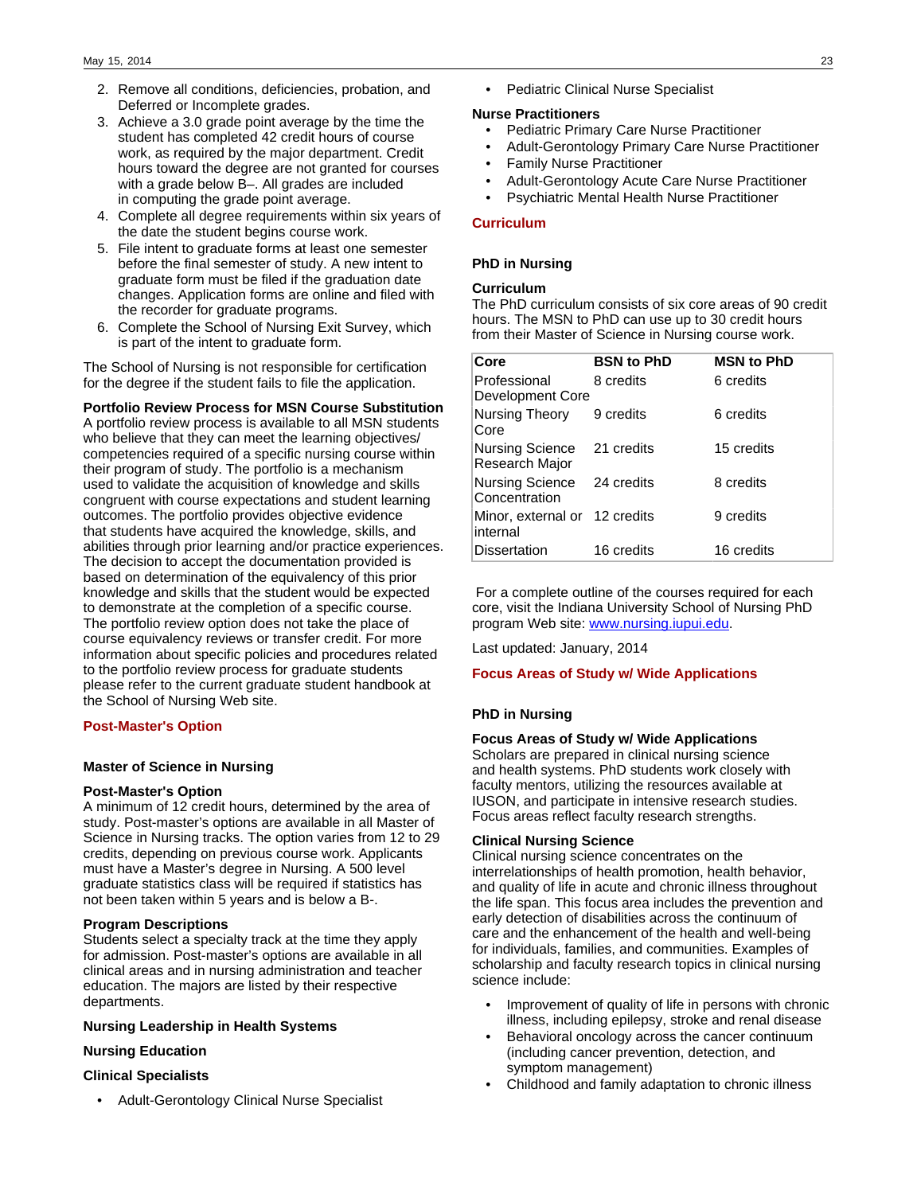2. Remove all conditions, deficiencies, probation, and Deferred or Incomplete grades.
3. Achieve a 3.0 grade point average by the time the student has completed 42 credit hours of course work, as required by the major department. Credit hours toward the degree are not granted for courses with a grade below B–. All grades are included in computing the grade point average.
4. Complete all degree requirements within six years of the date the student begins course work.
5. File intent to graduate forms at least one semester before the final semester of study. A new intent to graduate form must be filed if the graduation date changes. Application forms are online and filed with the recorder for graduate programs.
6. Complete the School of Nursing Exit Survey, which is part of the intent to graduate form.

The School of Nursing is not responsible for certification for the degree if the student fails to file the application.

**Portfolio Review Process for MSN Course Substitution**
A portfolio review process is available to all MSN students who believe that they can meet the learning objectives/ competencies required of a specific nursing course within their program of study. The portfolio is a mechanism used to validate the acquisition of knowledge and skills congruent with course expectations and student learning outcomes. The portfolio provides objective evidence that students have acquired the knowledge, skills, and abilities through prior learning and/or practice experiences. The decision to accept the documentation provided is based on determination of the equivalency of this prior knowledge and skills that the student would be expected to demonstrate at the completion of a specific course. The portfolio review option does not take the place of course equivalency reviews or transfer credit. For more information about specific policies and procedures related to the portfolio review process for graduate students please refer to the current graduate student handbook at the School of Nursing Web site.

## Post-Master's Option

### Master of Science in Nursing

**Post-Master's Option**
A minimum of 12 credit hours, determined by the area of study. Post-master's options are available in all Master of Science in Nursing tracks. The option varies from 12 to 29 credits, depending on previous course work. Applicants must have a Master's degree in Nursing. A 500 level graduate statistics class will be required if statistics has not been taken within 5 years and is below a B-.

**Program Descriptions**
Students select a specialty track at the time they apply for admission. Post-master's options are available in all clinical areas and in nursing administration and teacher education. The majors are listed by their respective departments.

**Nursing Leadership in Health Systems**

**Nursing Education**

**Clinical Specialists**

- Adult-Gerontology Clinical Nurse Specialist
- Pediatric Clinical Nurse Specialist

**Nurse Practitioners**

- Pediatric Primary Care Nurse Practitioner
- Adult-Gerontology Primary Care Nurse Practitioner
- Family Nurse Practitioner
- Adult-Gerontology Acute Care Nurse Practitioner
- Psychiatric Mental Health Nurse Practitioner

## Curriculum

### PhD in Nursing

**Curriculum**
The PhD curriculum consists of six core areas of 90 credit hours. The MSN to PhD can use up to 30 credit hours from their Master of Science in Nursing course work.

| Core | BSN to PhD | MSN to PhD |
|---|---|---|
| Professional Development Core | 8 credits | 6 credits |
| Nursing Theory Core | 9 credits | 6 credits |
| Nursing Science Research Major | 21 credits | 15 credits |
| Nursing Science Concentration | 24 credits | 8 credits |
| Minor, external or internal | 12 credits | 9 credits |
| Dissertation | 16 credits | 16 credits |

For a complete outline of the courses required for each core, visit the Indiana University School of Nursing PhD program Web site: www.nursing.iupui.edu.

Last updated: January, 2014

## Focus Areas of Study w/ Wide Applications

### PhD in Nursing

**Focus Areas of Study w/ Wide Applications**
Scholars are prepared in clinical nursing science and health systems. PhD students work closely with faculty mentors, utilizing the resources available at IUSON, and participate in intensive research studies. Focus areas reflect faculty research strengths.

**Clinical Nursing Science**
Clinical nursing science concentrates on the interrelationships of health promotion, health behavior, and quality of life in acute and chronic illness throughout the life span. This focus area includes the prevention and early detection of disabilities across the continuum of care and the enhancement of the health and well-being for individuals, families, and communities. Examples of scholarship and faculty research topics in clinical nursing science include:

- Improvement of quality of life in persons with chronic illness, including epilepsy, stroke and renal disease
- Behavioral oncology across the cancer continuum (including cancer prevention, detection, and symptom management)
- Childhood and family adaptation to chronic illness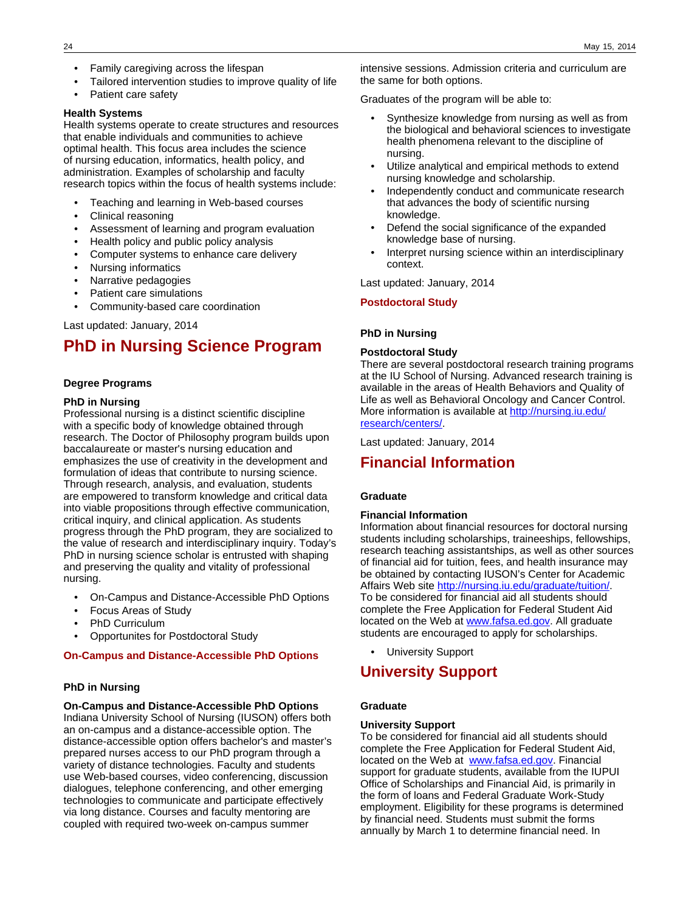- Family caregiving across the lifespan
- Tailored intervention studies to improve quality of life
- Patient care safety

**Health Systems**
Health systems operate to create structures and resources that enable individuals and communities to achieve optimal health. This focus area includes the science of nursing education, informatics, health policy, and administration. Examples of scholarship and faculty research topics within the focus of health systems include:

- Teaching and learning in Web-based courses
- Clinical reasoning
- Assessment of learning and program evaluation
- Health policy and public policy analysis
- Computer systems to enhance care delivery
- Nursing informatics
- Narrative pedagogies
- Patient care simulations
- Community-based care coordination

Last updated: January, 2014

# PhD in Nursing Science Program

### Degree Programs

**PhD in Nursing**
Professional nursing is a distinct scientific discipline with a specific body of knowledge obtained through research. The Doctor of Philosophy program builds upon baccalaureate or master's nursing education and emphasizes the use of creativity in the development and formulation of ideas that contribute to nursing science. Through research, analysis, and evaluation, students are empowered to transform knowledge and critical data into viable propositions through effective communication, critical inquiry, and clinical application. As students progress through the PhD program, they are socialized to the value of research and interdisciplinary inquiry. Today's PhD in nursing science scholar is entrusted with shaping and preserving the quality and vitality of professional nursing.

- On-Campus and Distance-Accessible PhD Options
- Focus Areas of Study
- PhD Curriculum
- Opportunites for Postdoctoral Study

## On-Campus and Distance-Accessible PhD Options

### PhD in Nursing

**On-Campus and Distance-Accessible PhD Options**
Indiana University School of Nursing (IUSON) offers both an on-campus and a distance-accessible option. The distance-accessible option offers bachelor's and master's prepared nurses access to our PhD program through a variety of distance technologies. Faculty and students use Web-based courses, video conferencing, discussion dialogues, telephone conferencing, and other emerging technologies to communicate and participate effectively via long distance. Courses and faculty mentoring are coupled with required two-week on-campus summer intensive sessions. Admission criteria and curriculum are the same for both options.

Graduates of the program will be able to:

- Synthesize knowledge from nursing as well as from the biological and behavioral sciences to investigate health phenomena relevant to the discipline of nursing.
- Utilize analytical and empirical methods to extend nursing knowledge and scholarship.
- Independently conduct and communicate research that advances the body of scientific nursing knowledge.
- Defend the social significance of the expanded knowledge base of nursing.
- Interpret nursing science within an interdisciplinary context.

Last updated: January, 2014

## Postdoctoral Study

### PhD in Nursing

**Postdoctoral Study**
There are several postdoctoral research training programs at the IU School of Nursing. Advanced research training is available in the areas of Health Behaviors and Quality of Life as well as Behavioral Oncology and Cancer Control. More information is available at [http://nursing.iu.edu/research/centers/](http://nursing.iu.edu/research/centers/).

Last updated: January, 2014

# Financial Information

### Graduate

**Financial Information**
Information about financial resources for doctoral nursing students including scholarships, traineeships, fellowships, research teaching assistantships, as well as other sources of financial aid for tuition, fees, and health insurance may be obtained by contacting IUSON's Center for Academic Affairs Web site [http://nursing.iu.edu/graduate/tuition/](http://nursing.iu.edu/graduate/tuition/). To be considered for financial aid all students should complete the Free Application for Federal Student Aid located on the Web at [www.fafsa.ed.gov](http://www.fafsa.ed.gov). All graduate students are encouraged to apply for scholarships.

- University Support

# University Support

### Graduate

**University Support**
To be considered for financial aid all students should complete the Free Application for Federal Student Aid, located on the Web at [www.fafsa.ed.gov](http://www.fafsa.ed.gov). Financial support for graduate students, available from the IUPUI Office of Scholarships and Financial Aid, is primarily in the form of loans and Federal Graduate Work-Study employment. Eligibility for these programs is determined by financial need. Students must submit the forms annually by March 1 to determine financial need. In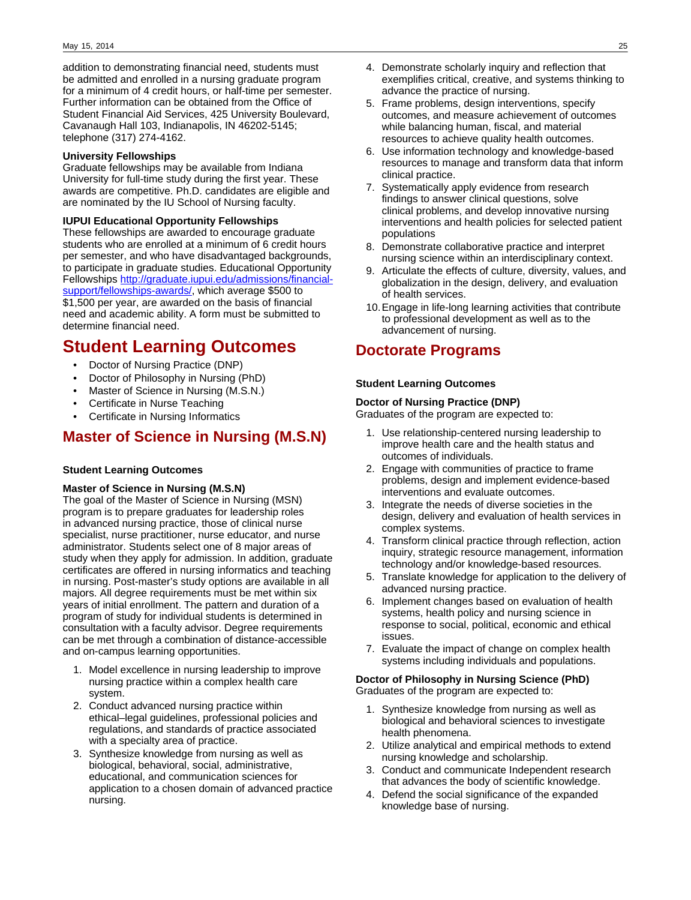addition to demonstrating financial need, students must be admitted and enrolled in a nursing graduate program for a minimum of 4 credit hours, or half-time per semester. Further information can be obtained from the Office of Student Financial Aid Services, 425 University Boulevard, Cavanaugh Hall 103, Indianapolis, IN 46202-5145; telephone (317) 274-4162.

**University Fellowships**

Graduate fellowships may be available from Indiana University for full-time study during the first year. These awards are competitive. Ph.D. candidates are eligible and are nominated by the IU School of Nursing faculty.

**IUPUI Educational Opportunity Fellowships**

These fellowships are awarded to encourage graduate students who are enrolled at a minimum of 6 credit hours per semester, and who have disadvantaged backgrounds, to participate in graduate studies. Educational Opportunity Fellowships [http://graduate.iupui.edu/admissions/financial-support/fellowships-awards/](http://graduate.iupui.edu/admissions/financial-support/fellowships-awards/), which average $500 to $1,500 per year, are awarded on the basis of financial need and academic ability. A form must be submitted to determine financial need.

# Student Learning Outcomes

- Doctor of Nursing Practice (DNP)
- Doctor of Philosophy in Nursing (PhD)
- Master of Science in Nursing (M.S.N.)
- Certificate in Nurse Teaching
- Certificate in Nursing Informatics

## Master of Science in Nursing (M.S.N)

**Student Learning Outcomes**

**Master of Science in Nursing (M.S.N)**

The goal of the Master of Science in Nursing (MSN) program is to prepare graduates for leadership roles in advanced nursing practice, those of clinical nurse specialist, nurse practitioner, nurse educator, and nurse administrator. Students select one of 8 major areas of study when they apply for admission. In addition, graduate certificates are offered in nursing informatics and teaching in nursing. Post-master's study options are available in all majors. All degree requirements must be met within six years of initial enrollment. The pattern and duration of a program of study for individual students is determined in consultation with a faculty advisor. Degree requirements can be met through a combination of distance-accessible and on-campus learning opportunities.

1. Model excellence in nursing leadership to improve nursing practice within a complex health care system.
2. Conduct advanced nursing practice within ethical–legal guidelines, professional policies and regulations, and standards of practice associated with a specialty area of practice.
3. Synthesize knowledge from nursing as well as biological, behavioral, social, administrative, educational, and communication sciences for application to a chosen domain of advanced practice nursing.
4. Demonstrate scholarly inquiry and reflection that exemplifies critical, creative, and systems thinking to advance the practice of nursing.
5. Frame problems, design interventions, specify outcomes, and measure achievement of outcomes while balancing human, fiscal, and material resources to achieve quality health outcomes.
6. Use information technology and knowledge-based resources to manage and transform data that inform clinical practice.
7. Systematically apply evidence from research findings to answer clinical questions, solve clinical problems, and develop innovative nursing interventions and health policies for selected patient populations
8. Demonstrate collaborative practice and interpret nursing science within an interdisciplinary context.
9. Articulate the effects of culture, diversity, values, and globalization in the design, delivery, and evaluation of health services.
10. Engage in life-long learning activities that contribute to professional development as well as to the advancement of nursing.

## Doctorate Programs

**Student Learning Outcomes**

**Doctor of Nursing Practice (DNP)**

Graduates of the program are expected to:

1. Use relationship-centered nursing leadership to improve health care and the health status and outcomes of individuals.
2. Engage with communities of practice to frame problems, design and implement evidence-based interventions and evaluate outcomes.
3. Integrate the needs of diverse societies in the design, delivery and evaluation of health services in complex systems.
4. Transform clinical practice through reflection, action inquiry, strategic resource management, information technology and/or knowledge-based resources.
5. Translate knowledge for application to the delivery of advanced nursing practice.
6. Implement changes based on evaluation of health systems, health policy and nursing science in response to social, political, economic and ethical issues.
7. Evaluate the impact of change on complex health systems including individuals and populations.

**Doctor of Philosophy in Nursing Science (PhD)**

Graduates of the program are expected to:

1. Synthesize knowledge from nursing as well as biological and behavioral sciences to investigate health phenomena.
2. Utilize analytical and empirical methods to extend nursing knowledge and scholarship.
3. Conduct and communicate Independent research that advances the body of scientific knowledge.
4. Defend the social significance of the expanded knowledge base of nursing.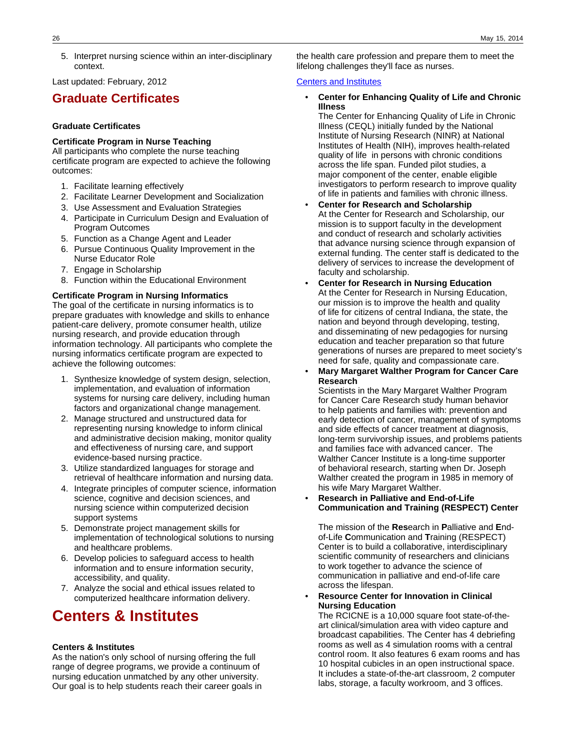5. Interpret nursing science within an inter-disciplinary context.

Last updated: February, 2012

# Graduate Certificates

**Graduate Certificates**

**Certificate Program in Nurse Teaching**
All participants who complete the nurse teaching certificate program are expected to achieve the following outcomes:

1. Facilitate learning effectively
2. Facilitate Learner Development and Socialization
3. Use Assessment and Evaluation Strategies
4. Participate in Curriculum Design and Evaluation of Program Outcomes
5. Function as a Change Agent and Leader
6. Pursue Continuous Quality Improvement in the Nurse Educator Role
7. Engage in Scholarship
8. Function within the Educational Environment

**Certificate Program in Nursing Informatics**
The goal of the certificate in nursing informatics is to prepare graduates with knowledge and skills to enhance patient-care delivery, promote consumer health, utilize nursing research, and provide education through information technology. All participants who complete the nursing informatics certificate program are expected to achieve the following outcomes:

1. Synthesize knowledge of system design, selection, implementation, and evaluation of information systems for nursing care delivery, including human factors and organizational change management.
2. Manage structured and unstructured data for representing nursing knowledge to inform clinical and administrative decision making, monitor quality and effectiveness of nursing care, and support evidence-based nursing practice.
3. Utilize standardized languages for storage and retrieval of healthcare information and nursing data.
4. Integrate principles of computer science, information science, cognitive and decision sciences, and nursing science within computerized decision support systems
5. Demonstrate project management skills for implementation of technological solutions to nursing and healthcare problems.
6. Develop policies to safeguard access to health information and to ensure information security, accessibility, and quality.
7. Analyze the social and ethical issues related to computerized healthcare information delivery.

# Centers & Institutes

**Centers & Institutes**
As the nation's only school of nursing offering the full range of degree programs, we provide a continuum of nursing education unmatched by any other university. Our goal is to help students reach their career goals in the health care profession and prepare them to meet the lifelong challenges they'll face as nurses.

Centers and Institutes

- **Center for Enhancing Quality of Life and Chronic Illness**
  The Center for Enhancing Quality of Life in Chronic Illness (CEQL) initially funded by the National Institute of Nursing Research (NINR) at National Institutes of Health (NIH), improves health-related quality of life in persons with chronic conditions across the life span. Funded pilot studies, a major component of the center, enable eligible investigators to perform research to improve quality of life in patients and families with chronic illness.
- **Center for Research and Scholarship**
  At the Center for Research and Scholarship, our mission is to support faculty in the development and conduct of research and scholarly activities that advance nursing science through expansion of external funding. The center staff is dedicated to the delivery of services to increase the development of faculty and scholarship.
- **Center for Research in Nursing Education**
  At the Center for Research in Nursing Education, our mission is to improve the health and quality of life for citizens of central Indiana, the state, the nation and beyond through developing, testing, and disseminating of new pedagogies for nursing education and teacher preparation so that future generations of nurses are prepared to meet society's need for safe, quality and compassionate care.
- **Mary Margaret Walther Program for Cancer Care Research**
  Scientists in the Mary Margaret Walther Program for Cancer Care Research study human behavior to help patients and families with: prevention and early detection of cancer, management of symptoms and side effects of cancer treatment at diagnosis, long-term survivorship issues, and problems patients and families face with advanced cancer. The Walther Cancer Institute is a long-time supporter of behavioral research, starting when Dr. Joseph Walther created the program in 1985 in memory of his wife Mary Margaret Walther.
- **Research in Palliative and End-of-Life Communication and Training (RESPECT) Center**

  The mission of the **Res**earch in **P**alliative and **E**nd-of-Life **C**ommunication and **T**raining (RESPECT) Center is to build a collaborative, interdisciplinary scientific community of researchers and clinicians to work together to advance the science of communication in palliative and end-of-life care across the lifespan.
- **Resource Center for Innovation in Clinical Nursing Education**
  The RCICNE is a 10,000 square foot state-of-the-art clinical/simulation area with video capture and broadcast capabilities. The Center has 4 debriefing rooms as well as 4 simulation rooms with a central control room. It also features 6 exam rooms and has 10 hospital cubicles in an open instructional space. It includes a state-of-the-art classroom, 2 computer labs, storage, a faculty workroom, and 3 offices.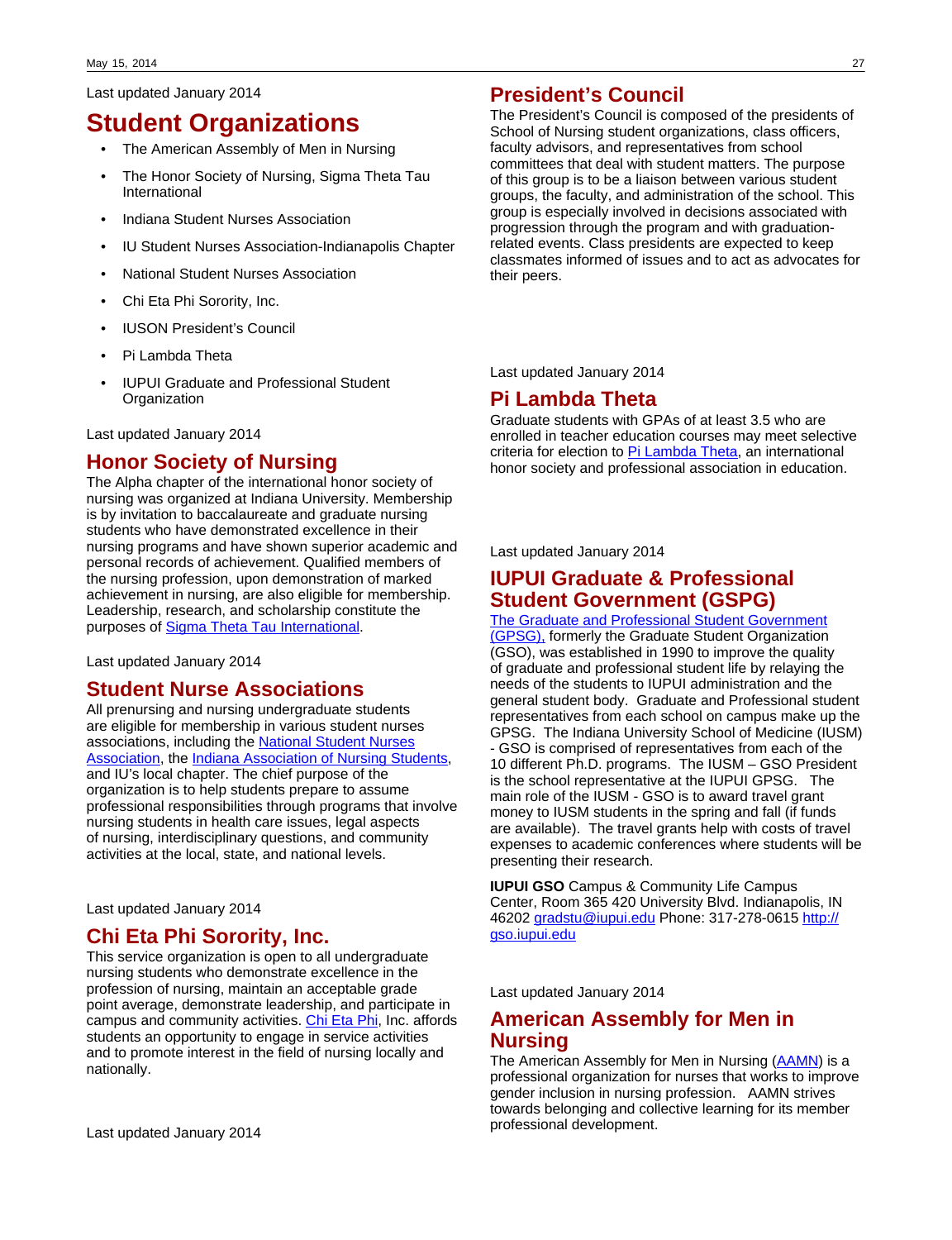Last updated January 2014

# Student Organizations

- The American Assembly of Men in Nursing
- The Honor Society of Nursing, Sigma Theta Tau International
- Indiana Student Nurses Association
- IU Student Nurses Association-Indianapolis Chapter
- National Student Nurses Association
- Chi Eta Phi Sorority, Inc.
- IUSON President's Council
- Pi Lambda Theta
- IUPUI Graduate and Professional Student Organization

Last updated January 2014

## Honor Society of Nursing

The Alpha chapter of the international honor society of nursing was organized at Indiana University. Membership is by invitation to baccalaureate and graduate nursing students who have demonstrated excellence in their nursing programs and have shown superior academic and personal records of achievement. Qualified members of the nursing profession, upon demonstration of marked achievement in nursing, are also eligible for membership. Leadership, research, and scholarship constitute the purposes of Sigma Theta Tau International.

Last updated January 2014

## Student Nurse Associations

All prenursing and nursing undergraduate students are eligible for membership in various student nurses associations, including the National Student Nurses Association, the Indiana Association of Nursing Students, and IU's local chapter. The chief purpose of the organization is to help students prepare to assume professional responsibilities through programs that involve nursing students in health care issues, legal aspects of nursing, interdisciplinary questions, and community activities at the local, state, and national levels.

Last updated January 2014

## Chi Eta Phi Sorority, Inc.

This service organization is open to all undergraduate nursing students who demonstrate excellence in the profession of nursing, maintain an acceptable grade point average, demonstrate leadership, and participate in campus and community activities. Chi Eta Phi, Inc. affords students an opportunity to engage in service activities and to promote interest in the field of nursing locally and nationally.

Last updated January 2014

## President's Council

The President's Council is composed of the presidents of School of Nursing student organizations, class officers, faculty advisors, and representatives from school committees that deal with student matters. The purpose of this group is to be a liaison between various student groups, the faculty, and administration of the school. This group is especially involved in decisions associated with progression through the program and with graduation-related events. Class presidents are expected to keep classmates informed of issues and to act as advocates for their peers.

Last updated January 2014

## Pi Lambda Theta

Graduate students with GPAs of at least 3.5 who are enrolled in teacher education courses may meet selective criteria for election to Pi Lambda Theta, an international honor society and professional association in education.

Last updated January 2014

## IUPUI Graduate & Professional Student Government (GSPG)

The Graduate and Professional Student Government (GPSG), formerly the Graduate Student Organization (GSO), was established in 1990 to improve the quality of graduate and professional student life by relaying the needs of the students to IUPUI administration and the general student body. Graduate and Professional student representatives from each school on campus make up the GPSG. The Indiana University School of Medicine (IUSM) - GSO is comprised of representatives from each of the 10 different Ph.D. programs. The IUSM – GSO President is the school representative at the IUPUI GPSG. The main role of the IUSM - GSO is to award travel grant money to IUSM students in the spring and fall (if funds are available). The travel grants help with costs of travel expenses to academic conferences where students will be presenting their research.

**IUPUI GSO** Campus & Community Life Campus Center, Room 365 420 University Blvd. Indianapolis, IN 46202 gradstu@iupui.edu Phone: 317-278-0615 http://gso.iupui.edu

Last updated January 2014

## American Assembly for Men in Nursing

The American Assembly for Men in Nursing (AAMN) is a professional organization for nurses that works to improve gender inclusion in nursing profession. AAMN strives towards belonging and collective learning for its member professional development.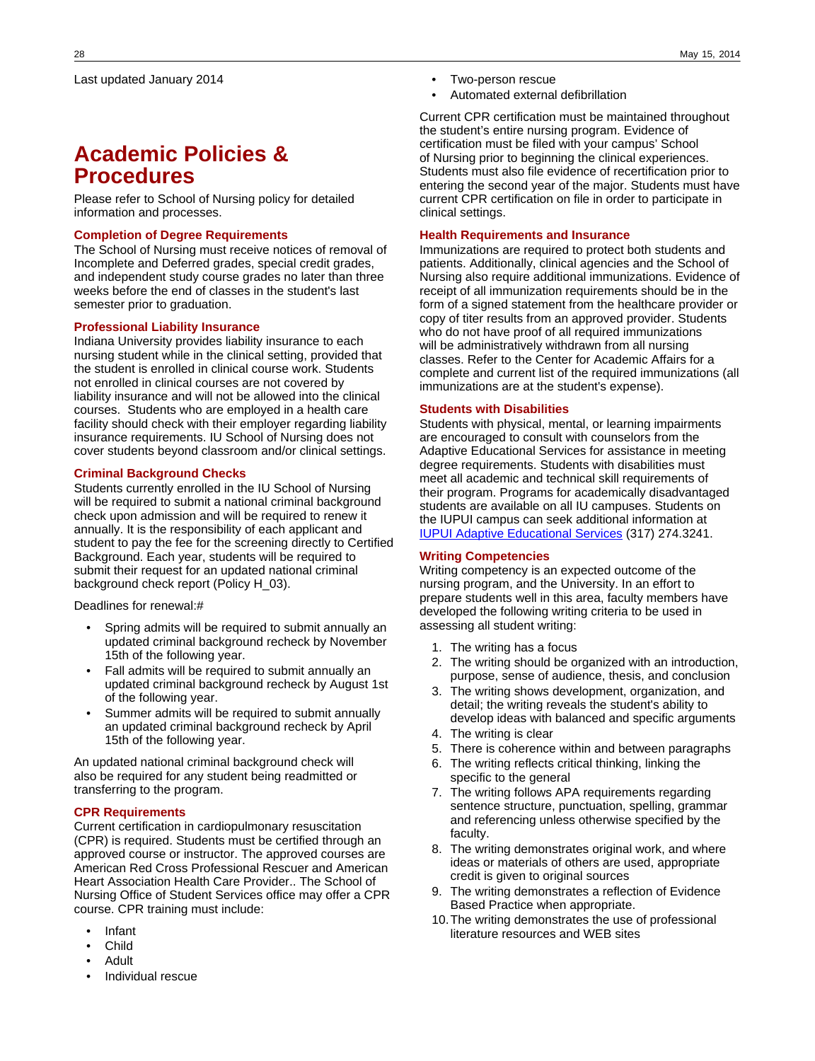Last updated January 2014

# Academic Policies & Procedures

Please refer to School of Nursing policy for detailed information and processes.

### Completion of Degree Requirements

The School of Nursing must receive notices of removal of Incomplete and Deferred grades, special credit grades, and independent study course grades no later than three weeks before the end of classes in the student's last semester prior to graduation.

### Professional Liability Insurance

Indiana University provides liability insurance to each nursing student while in the clinical setting, provided that the student is enrolled in clinical course work. Students not enrolled in clinical courses are not covered by liability insurance and will not be allowed into the clinical courses. Students who are employed in a health care facility should check with their employer regarding liability insurance requirements. IU School of Nursing does not cover students beyond classroom and/or clinical settings.

### Criminal Background Checks

Students currently enrolled in the IU School of Nursing will be required to submit a national criminal background check upon admission and will be required to renew it annually. It is the responsibility of each applicant and student to pay the fee for the screening directly to Certified Background. Each year, students will be required to submit their request for an updated national criminal background check report (Policy H_03).

Deadlines for renewal:#

- Spring admits will be required to submit annually an updated criminal background recheck by November 15th of the following year.
- Fall admits will be required to submit annually an updated criminal background recheck by August 1st of the following year.
- Summer admits will be required to submit annually an updated criminal background recheck by April 15th of the following year.

An updated national criminal background check will also be required for any student being readmitted or transferring to the program.

### CPR Requirements

Current certification in cardiopulmonary resuscitation (CPR) is required. Students must be certified through an approved course or instructor. The approved courses are American Red Cross Professional Rescuer and American Heart Association Health Care Provider.. The School of Nursing Office of Student Services office may offer a CPR course. CPR training must include:

- Infant
- Child
- Adult
- Individual rescue
- Two-person rescue
- Automated external defibrillation

Current CPR certification must be maintained throughout the student's entire nursing program. Evidence of certification must be filed with your campus' School of Nursing prior to beginning the clinical experiences. Students must also file evidence of recertification prior to entering the second year of the major. Students must have current CPR certification on file in order to participate in clinical settings.

### Health Requirements and Insurance

Immunizations are required to protect both students and patients. Additionally, clinical agencies and the School of Nursing also require additional immunizations. Evidence of receipt of all immunization requirements should be in the form of a signed statement from the healthcare provider or copy of titer results from an approved provider. Students who do not have proof of all required immunizations will be administratively withdrawn from all nursing classes. Refer to the Center for Academic Affairs for a complete and current list of the required immunizations (all immunizations are at the student's expense).

### Students with Disabilities

Students with physical, mental, or learning impairments are encouraged to consult with counselors from the Adaptive Educational Services for assistance in meeting degree requirements. Students with disabilities must meet all academic and technical skill requirements of their program. Programs for academically disadvantaged students are available on all IU campuses. Students on the IUPUI campus can seek additional information at IUPUI Adaptive Educational Services (317) 274.3241.

### Writing Competencies

Writing competency is an expected outcome of the nursing program, and the University. In an effort to prepare students well in this area, faculty members have developed the following writing criteria to be used in assessing all student writing:

1. The writing has a focus
2. The writing should be organized with an introduction, purpose, sense of audience, thesis, and conclusion
3. The writing shows development, organization, and detail; the writing reveals the student's ability to develop ideas with balanced and specific arguments
4. The writing is clear
5. There is coherence within and between paragraphs
6. The writing reflects critical thinking, linking the specific to the general
7. The writing follows APA requirements regarding sentence structure, punctuation, spelling, grammar and referencing unless otherwise specified by the faculty.
8. The writing demonstrates original work, and where ideas or materials of others are used, appropriate credit is given to original sources
9. The writing demonstrates a reflection of Evidence Based Practice when appropriate.
10. The writing demonstrates the use of professional literature resources and WEB sites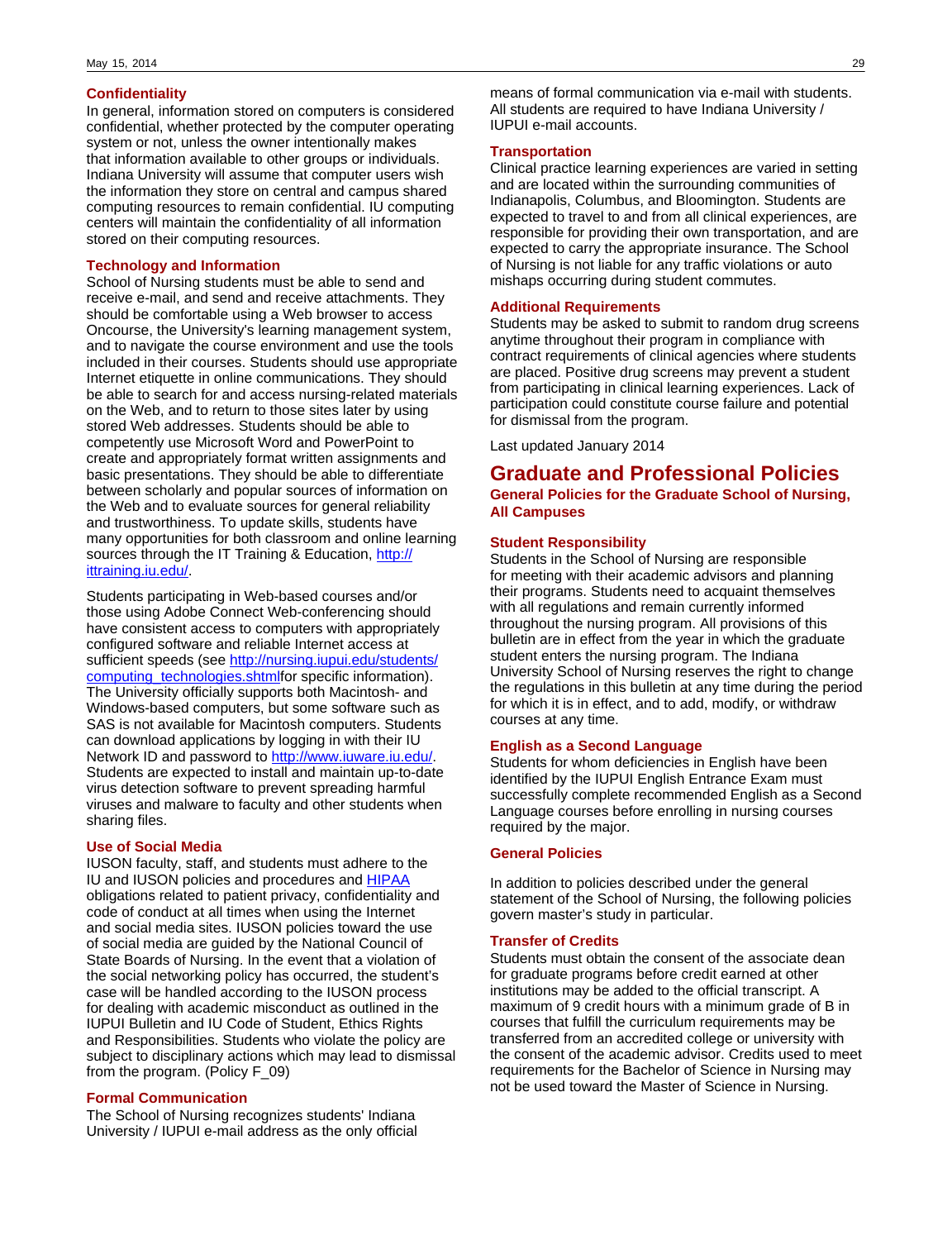### Confidentiality

In general, information stored on computers is considered confidential, whether protected by the computer operating system or not, unless the owner intentionally makes that information available to other groups or individuals. Indiana University will assume that computer users wish the information they store on central and campus shared computing resources to remain confidential. IU computing centers will maintain the confidentiality of all information stored on their computing resources.

### Technology and Information

School of Nursing students must be able to send and receive e-mail, and send and receive attachments. They should be comfortable using a Web browser to access Oncourse, the University's learning management system, and to navigate the course environment and use the tools included in their courses. Students should use appropriate Internet etiquette in online communications. They should be able to search for and access nursing-related materials on the Web, and to return to those sites later by using stored Web addresses. Students should be able to competently use Microsoft Word and PowerPoint to create and appropriately format written assignments and basic presentations. They should be able to differentiate between scholarly and popular sources of information on the Web and to evaluate sources for general reliability and trustworthiness. To update skills, students have many opportunities for both classroom and online learning sources through the IT Training & Education, [http://ittraining.iu.edu/](http://ittraining.iu.edu/).

Students participating in Web-based courses and/or those using Adobe Connect Web-conferencing should have consistent access to computers with appropriately configured software and reliable Internet access at sufficient speeds (see [http://nursing.iupui.edu/students/computing_technologies.shtml](http://nursing.iupui.edu/students/computing_technologies.shtml)for specific information). The University officially supports both Macintosh- and Windows-based computers, but some software such as SAS is not available for Macintosh computers. Students can download applications by logging in with their IU Network ID and password to [http://www.iuware.iu.edu/](http://www.iuware.iu.edu/). Students are expected to install and maintain up-to-date virus detection software to prevent spreading harmful viruses and malware to faculty and other students when sharing files.

### Use of Social Media

IUSON faculty, staff, and students must adhere to the IU and IUSON policies and procedures and HIPAA obligations related to patient privacy, confidentiality and code of conduct at all times when using the Internet and social media sites. IUSON policies toward the use of social media are guided by the National Council of State Boards of Nursing. In the event that a violation of the social networking policy has occurred, the student's case will be handled according to the IUSON process for dealing with academic misconduct as outlined in the IUPUI Bulletin and IU Code of Student, Ethics Rights and Responsibilities. Students who violate the policy are subject to disciplinary actions which may lead to dismissal from the program. (Policy F_09)

### Formal Communication

The School of Nursing recognizes students' Indiana University / IUPUI e-mail address as the only official means of formal communication via e-mail with students. All students are required to have Indiana University / IUPUI e-mail accounts.

### Transportation

Clinical practice learning experiences are varied in setting and are located within the surrounding communities of Indianapolis, Columbus, and Bloomington. Students are expected to travel to and from all clinical experiences, are responsible for providing their own transportation, and are expected to carry the appropriate insurance. The School of Nursing is not liable for any traffic violations or auto mishaps occurring during student commutes.

### Additional Requirements

Students may be asked to submit to random drug screens anytime throughout their program in compliance with contract requirements of clinical agencies where students are placed. Positive drug screens may prevent a student from participating in clinical learning experiences. Lack of participation could constitute course failure and potential for dismissal from the program.

Last updated January 2014

# Graduate and Professional Policies

## General Policies for the Graduate School of Nursing, All Campuses

### Student Responsibility

Students in the School of Nursing are responsible for meeting with their academic advisors and planning their programs. Students need to acquaint themselves with all regulations and remain currently informed throughout the nursing program. All provisions of this bulletin are in effect from the year in which the graduate student enters the nursing program. The Indiana University School of Nursing reserves the right to change the regulations in this bulletin at any time during the period for which it is in effect, and to add, modify, or withdraw courses at any time.

### English as a Second Language

Students for whom deficiencies in English have been identified by the IUPUI English Entrance Exam must successfully complete recommended English as a Second Language courses before enrolling in nursing courses required by the major.

### General Policies

In addition to policies described under the general statement of the School of Nursing, the following policies govern master's study in particular.

### Transfer of Credits

Students must obtain the consent of the associate dean for graduate programs before credit earned at other institutions may be added to the official transcript. A maximum of 9 credit hours with a minimum grade of B in courses that fulfill the curriculum requirements may be transferred from an accredited college or university with the consent of the academic advisor. Credits used to meet requirements for the Bachelor of Science in Nursing may not be used toward the Master of Science in Nursing.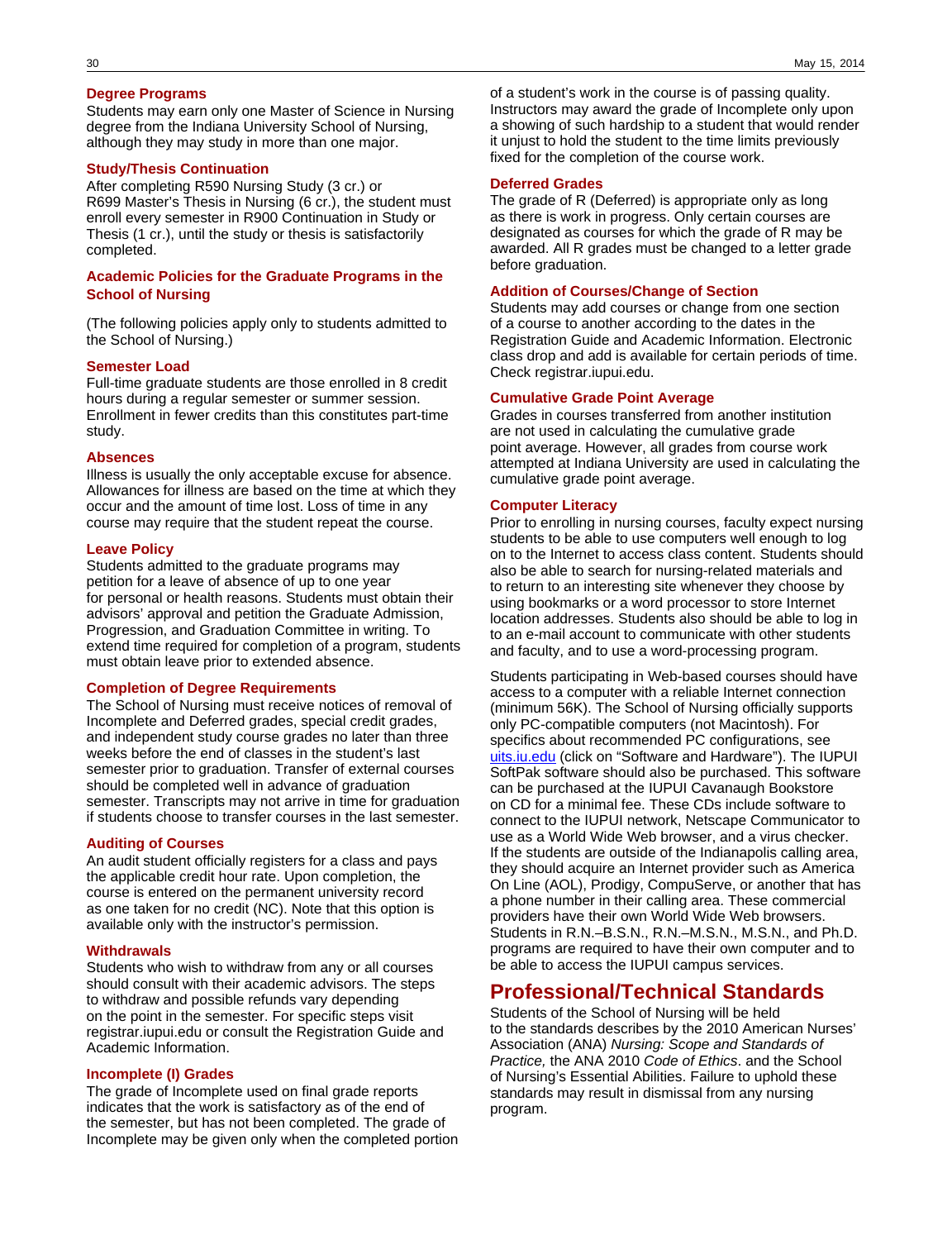### Degree Programs

Students may earn only one Master of Science in Nursing degree from the Indiana University School of Nursing, although they may study in more than one major.

### Study/Thesis Continuation

After completing R590 Nursing Study (3 cr.) or R699 Master's Thesis in Nursing (6 cr.), the student must enroll every semester in R900 Continuation in Study or Thesis (1 cr.), until the study or thesis is satisfactorily completed.

### Academic Policies for the Graduate Programs in the School of Nursing

(The following policies apply only to students admitted to the School of Nursing.)

### Semester Load

Full-time graduate students are those enrolled in 8 credit hours during a regular semester or summer session. Enrollment in fewer credits than this constitutes part-time study.

### Absences

Illness is usually the only acceptable excuse for absence. Allowances for illness are based on the time at which they occur and the amount of time lost. Loss of time in any course may require that the student repeat the course.

### Leave Policy

Students admitted to the graduate programs may petition for a leave of absence of up to one year for personal or health reasons. Students must obtain their advisors' approval and petition the Graduate Admission, Progression, and Graduation Committee in writing. To extend time required for completion of a program, students must obtain leave prior to extended absence.

### Completion of Degree Requirements

The School of Nursing must receive notices of removal of Incomplete and Deferred grades, special credit grades, and independent study course grades no later than three weeks before the end of classes in the student's last semester prior to graduation. Transfer of external courses should be completed well in advance of graduation semester. Transcripts may not arrive in time for graduation if students choose to transfer courses in the last semester.

### Auditing of Courses

An audit student officially registers for a class and pays the applicable credit hour rate. Upon completion, the course is entered on the permanent university record as one taken for no credit (NC). Note that this option is available only with the instructor's permission.

### Withdrawals

Students who wish to withdraw from any or all courses should consult with their academic advisors. The steps to withdraw and possible refunds vary depending on the point in the semester. For specific steps visit registrar.iupui.edu or consult the Registration Guide and Academic Information.

### Incomplete (I) Grades

The grade of Incomplete used on final grade reports indicates that the work is satisfactory as of the end of the semester, but has not been completed. The grade of Incomplete may be given only when the completed portion of a student's work in the course is of passing quality. Instructors may award the grade of Incomplete only upon a showing of such hardship to a student that would render it unjust to hold the student to the time limits previously fixed for the completion of the course work.

### Deferred Grades

The grade of R (Deferred) is appropriate only as long as there is work in progress. Only certain courses are designated as courses for which the grade of R may be awarded. All R grades must be changed to a letter grade before graduation.

### Addition of Courses/Change of Section

Students may add courses or change from one section of a course to another according to the dates in the Registration Guide and Academic Information. Electronic class drop and add is available for certain periods of time. Check registrar.iupui.edu.

### Cumulative Grade Point Average

Grades in courses transferred from another institution are not used in calculating the cumulative grade point average. However, all grades from course work attempted at Indiana University are used in calculating the cumulative grade point average.

### Computer Literacy

Prior to enrolling in nursing courses, faculty expect nursing students to be able to use computers well enough to log on to the Internet to access class content. Students should also be able to search for nursing-related materials and to return to an interesting site whenever they choose by using bookmarks or a word processor to store Internet location addresses. Students also should be able to log in to an e-mail account to communicate with other students and faculty, and to use a word-processing program.

Students participating in Web-based courses should have access to a computer with a reliable Internet connection (minimum 56K). The School of Nursing officially supports only PC-compatible computers (not Macintosh). For specifics about recommended PC configurations, see [uits.iu.edu](uits.iu.edu) (click on "Software and Hardware"). The IUPUI SoftPak software should also be purchased. This software can be purchased at the IUPUI Cavanaugh Bookstore on CD for a minimal fee. These CDs include software to connect to the IUPUI network, Netscape Communicator to use as a World Wide Web browser, and a virus checker. If the students are outside of the Indianapolis calling area, they should acquire an Internet provider such as America On Line (AOL), Prodigy, CompuServe, or another that has a phone number in their calling area. These commercial providers have their own World Wide Web browsers. Students in R.N.–B.S.N., R.N.–M.S.N., M.S.N., and Ph.D. programs are required to have their own computer and to be able to access the IUPUI campus services.

## Professional/Technical Standards

Students of the School of Nursing will be held to the standards describes by the 2010 American Nurses' Association (ANA) *Nursing: Scope and Standards of Practice,* the ANA 2010 *Code of Ethics*. and the School of Nursing's Essential Abilities. Failure to uphold these standards may result in dismissal from any nursing program.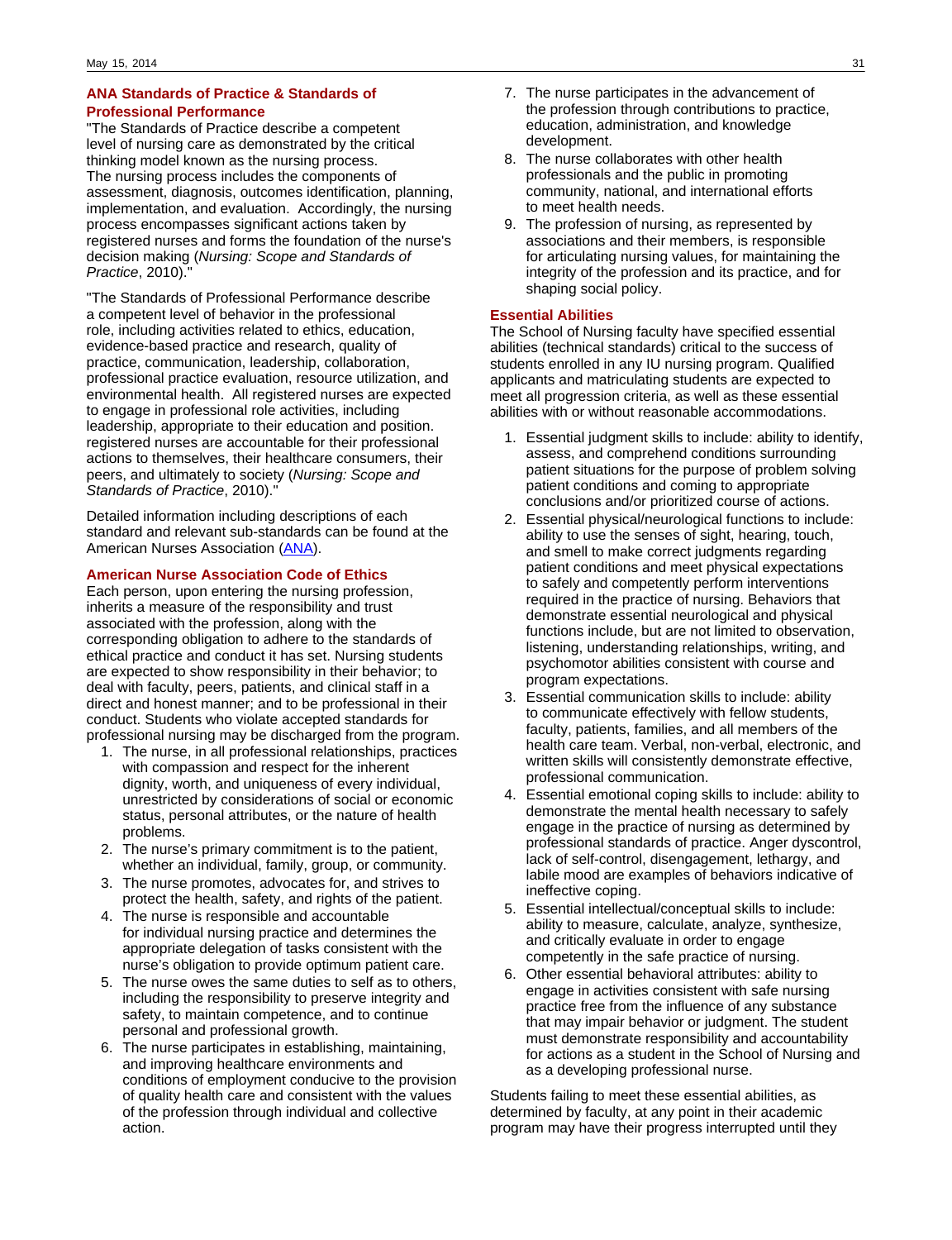### ANA Standards of Practice & Standards of Professional Performance

"The Standards of Practice describe a competent level of nursing care as demonstrated by the critical thinking model known as the nursing process. The nursing process includes the components of assessment, diagnosis, outcomes identification, planning, implementation, and evaluation. Accordingly, the nursing process encompasses significant actions taken by registered nurses and forms the foundation of the nurse's decision making (*Nursing: Scope and Standards of Practice*, 2010)."

"The Standards of Professional Performance describe a competent level of behavior in the professional role, including activities related to ethics, education, evidence-based practice and research, quality of practice, communication, leadership, collaboration, professional practice evaluation, resource utilization, and environmental health. All registered nurses are expected to engage in professional role activities, including leadership, appropriate to their education and position. registered nurses are accountable for their professional actions to themselves, their healthcare consumers, their peers, and ultimately to society (*Nursing: Scope and Standards of Practice*, 2010)."

Detailed information including descriptions of each standard and relevant sub-standards can be found at the American Nurses Association (ANA).

### American Nurse Association Code of Ethics

Each person, upon entering the nursing profession, inherits a measure of the responsibility and trust associated with the profession, along with the corresponding obligation to adhere to the standards of ethical practice and conduct it has set. Nursing students are expected to show responsibility in their behavior; to deal with faculty, peers, patients, and clinical staff in a direct and honest manner; and to be professional in their conduct. Students who violate accepted standards for professional nursing may be discharged from the program.

1. The nurse, in all professional relationships, practices with compassion and respect for the inherent dignity, worth, and uniqueness of every individual, unrestricted by considerations of social or economic status, personal attributes, or the nature of health problems.
2. The nurse's primary commitment is to the patient, whether an individual, family, group, or community.
3. The nurse promotes, advocates for, and strives to protect the health, safety, and rights of the patient.
4. The nurse is responsible and accountable for individual nursing practice and determines the appropriate delegation of tasks consistent with the nurse's obligation to provide optimum patient care.
5. The nurse owes the same duties to self as to others, including the responsibility to preserve integrity and safety, to maintain competence, and to continue personal and professional growth.
6. The nurse participates in establishing, maintaining, and improving healthcare environments and conditions of employment conducive to the provision of quality health care and consistent with the values of the profession through individual and collective action.
7. The nurse participates in the advancement of the profession through contributions to practice, education, administration, and knowledge development.
8. The nurse collaborates with other health professionals and the public in promoting community, national, and international efforts to meet health needs.
9. The profession of nursing, as represented by associations and their members, is responsible for articulating nursing values, for maintaining the integrity of the profession and its practice, and for shaping social policy.

### Essential Abilities

The School of Nursing faculty have specified essential abilities (technical standards) critical to the success of students enrolled in any IU nursing program. Qualified applicants and matriculating students are expected to meet all progression criteria, as well as these essential abilities with or without reasonable accommodations.

1. Essential judgment skills to include: ability to identify, assess, and comprehend conditions surrounding patient situations for the purpose of problem solving patient conditions and coming to appropriate conclusions and/or prioritized course of actions.
2. Essential physical/neurological functions to include: ability to use the senses of sight, hearing, touch, and smell to make correct judgments regarding patient conditions and meet physical expectations to safely and competently perform interventions required in the practice of nursing. Behaviors that demonstrate essential neurological and physical functions include, but are not limited to observation, listening, understanding relationships, writing, and psychomotor abilities consistent with course and program expectations.
3. Essential communication skills to include: ability to communicate effectively with fellow students, faculty, patients, families, and all members of the health care team. Verbal, non-verbal, electronic, and written skills will consistently demonstrate effective, professional communication.
4. Essential emotional coping skills to include: ability to demonstrate the mental health necessary to safely engage in the practice of nursing as determined by professional standards of practice. Anger dyscontrol, lack of self-control, disengagement, lethargy, and labile mood are examples of behaviors indicative of ineffective coping.
5. Essential intellectual/conceptual skills to include: ability to measure, calculate, analyze, synthesize, and critically evaluate in order to engage competently in the safe practice of nursing.
6. Other essential behavioral attributes: ability to engage in activities consistent with safe nursing practice free from the influence of any substance that may impair behavior or judgment. The student must demonstrate responsibility and accountability for actions as a student in the School of Nursing and as a developing professional nurse.

Students failing to meet these essential abilities, as determined by faculty, at any point in their academic program may have their progress interrupted until they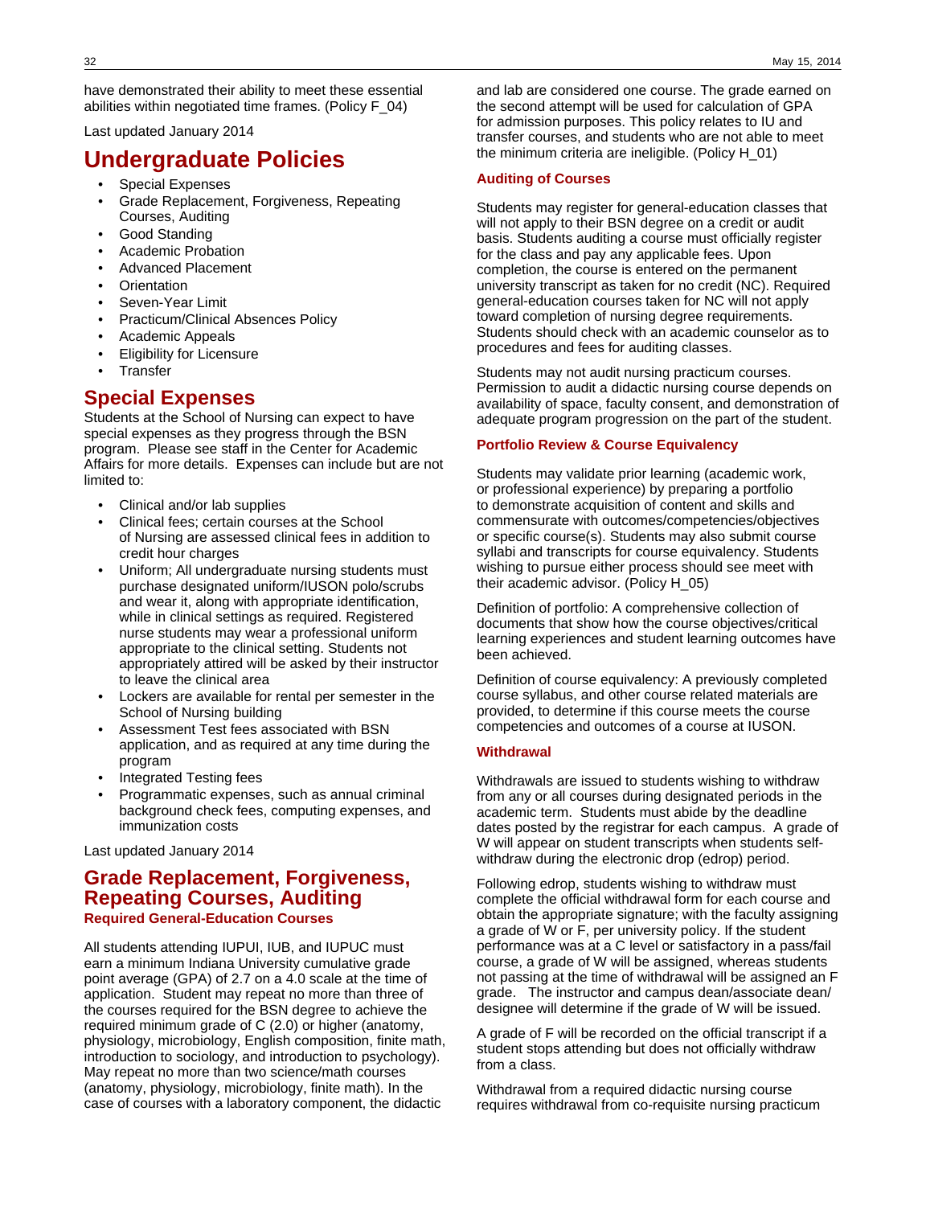have demonstrated their ability to meet these essential abilities within negotiated time frames. (Policy F_04)

Last updated January 2014

# Undergraduate Policies

- Special Expenses
- Grade Replacement, Forgiveness, Repeating Courses, Auditing
- Good Standing
- Academic Probation
- Advanced Placement
- Orientation
- Seven-Year Limit
- Practicum/Clinical Absences Policy
- Academic Appeals
- Eligibility for Licensure
- Transfer

## Special Expenses

Students at the School of Nursing can expect to have special expenses as they progress through the BSN program.  Please see staff in the Center for Academic Affairs for more details.  Expenses can include but are not limited to:

- Clinical and/or lab supplies
- Clinical fees; certain courses at the School of Nursing are assessed clinical fees in addition to credit hour charges
- Uniform; All undergraduate nursing students must purchase designated uniform/IUSON polo/scrubs and wear it, along with appropriate identification, while in clinical settings as required. Registered nurse students may wear a professional uniform appropriate to the clinical setting. Students not appropriately attired will be asked by their instructor to leave the clinical area
- Lockers are available for rental per semester in the School of Nursing building
- Assessment Test fees associated with BSN application, and as required at any time during the program
- Integrated Testing fees
- Programmatic expenses, such as annual criminal background check fees, computing expenses, and immunization costs

Last updated January 2014

## Grade Replacement, Forgiveness, Repeating Courses, Auditing

### Required General-Education Courses

All students attending IUPUI, IUB, and IUPUC must earn a minimum Indiana University cumulative grade point average (GPA) of 2.7 on a 4.0 scale at the time of application.  Student may repeat no more than three of the courses required for the BSN degree to achieve the required minimum grade of C (2.0) or higher (anatomy, physiology, microbiology, English composition, finite math, introduction to sociology, and introduction to psychology). May repeat no more than two science/math courses (anatomy, physiology, microbiology, finite math). In the case of courses with a laboratory component, the didactic and lab are considered one course. The grade earned on the second attempt will be used for calculation of GPA for admission purposes. This policy relates to IU and transfer courses, and students who are not able to meet the minimum criteria are ineligible. (Policy H_01)

### Auditing of Courses

Students may register for general-education classes that will not apply to their BSN degree on a credit or audit basis. Students auditing a course must officially register for the class and pay any applicable fees. Upon completion, the course is entered on the permanent university transcript as taken for no credit (NC). Required general-education courses taken for NC will not apply toward completion of nursing degree requirements. Students should check with an academic counselor as to procedures and fees for auditing classes.

Students may not audit nursing practicum courses. Permission to audit a didactic nursing course depends on availability of space, faculty consent, and demonstration of adequate program progression on the part of the student.

### Portfolio Review & Course Equivalency

Students may validate prior learning (academic work, or professional experience) by preparing a portfolio to demonstrate acquisition of content and skills and commensurate with outcomes/competencies/objectives or specific course(s). Students may also submit course syllabi and transcripts for course equivalency. Students wishing to pursue either process should see meet with their academic advisor. (Policy H_05)

Definition of portfolio: A comprehensive collection of documents that show how the course objectives/critical learning experiences and student learning outcomes have been achieved.

Definition of course equivalency: A previously completed course syllabus, and other course related materials are provided, to determine if this course meets the course competencies and outcomes of a course at IUSON.

### Withdrawal

Withdrawals are issued to students wishing to withdraw from any or all courses during designated periods in the academic term.  Students must abide by the deadline dates posted by the registrar for each campus.  A grade of W will appear on student transcripts when students self-withdraw during the electronic drop (edrop) period.

Following edrop, students wishing to withdraw must complete the official withdrawal form for each course and obtain the appropriate signature; with the faculty assigning a grade of W or F, per university policy. If the student performance was at a C level or satisfactory in a pass/fail course, a grade of W will be assigned, whereas students not passing at the time of withdrawal will be assigned an F grade.   The instructor and campus dean/associate dean/designee will determine if the grade of W will be issued.

A grade of F will be recorded on the official transcript if a student stops attending but does not officially withdraw from a class.

Withdrawal from a required didactic nursing course requires withdrawal from co-requisite nursing practicum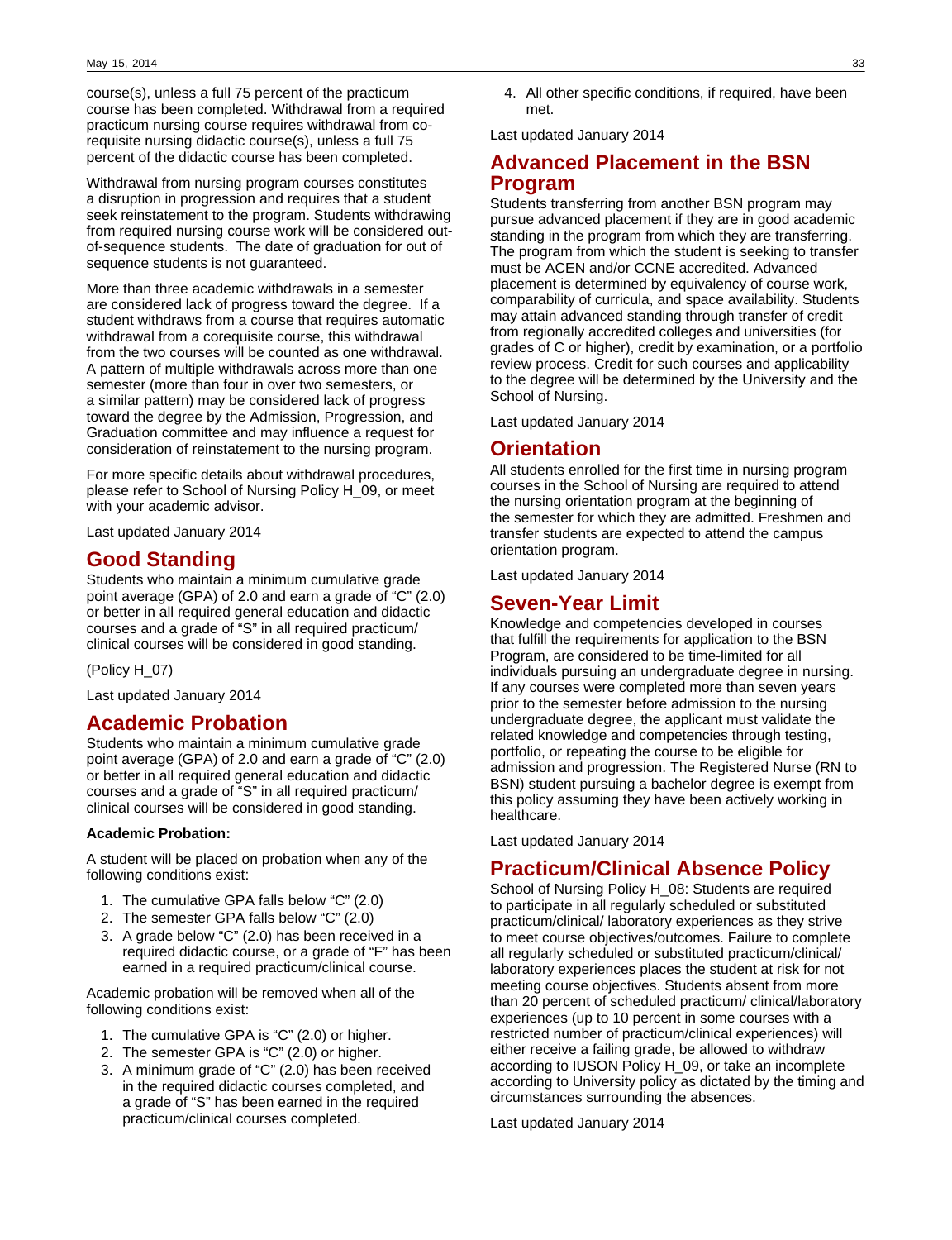course(s), unless a full 75 percent of the practicum course has been completed. Withdrawal from a required practicum nursing course requires withdrawal from co-requisite nursing didactic course(s), unless a full 75 percent of the didactic course has been completed.

Withdrawal from nursing program courses constitutes a disruption in progression and requires that a student seek reinstatement to the program. Students withdrawing from required nursing course work will be considered out-of-sequence students. The date of graduation for out of sequence students is not guaranteed.

More than three academic withdrawals in a semester are considered lack of progress toward the degree. If a student withdraws from a course that requires automatic withdrawal from a corequisite course, this withdrawal from the two courses will be counted as one withdrawal. A pattern of multiple withdrawals across more than one semester (more than four in over two semesters, or a similar pattern) may be considered lack of progress toward the degree by the Admission, Progression, and Graduation committee and may influence a request for consideration of reinstatement to the nursing program.

For more specific details about withdrawal procedures, please refer to School of Nursing Policy H_09, or meet with your academic advisor.

Last updated January 2014

## Good Standing

Students who maintain a minimum cumulative grade point average (GPA) of 2.0 and earn a grade of "C" (2.0) or better in all required general education and didactic courses and a grade of "S" in all required practicum/ clinical courses will be considered in good standing.

(Policy H_07)

Last updated January 2014

## Academic Probation

Students who maintain a minimum cumulative grade point average (GPA) of 2.0 and earn a grade of "C" (2.0) or better in all required general education and didactic courses and a grade of "S" in all required practicum/ clinical courses will be considered in good standing.

**Academic Probation:**

A student will be placed on probation when any of the following conditions exist:

1. The cumulative GPA falls below "C" (2.0)
2. The semester GPA falls below "C" (2.0)
3. A grade below "C" (2.0) has been received in a required didactic course, or a grade of "F" has been earned in a required practicum/clinical course.

Academic probation will be removed when all of the following conditions exist:

1. The cumulative GPA is "C" (2.0) or higher.
2. The semester GPA is "C" (2.0) or higher.
3. A minimum grade of "C" (2.0) has been received in the required didactic courses completed, and a grade of "S" has been earned in the required practicum/clinical courses completed.
4. All other specific conditions, if required, have been met.

Last updated January 2014

## Advanced Placement in the BSN Program

Students transferring from another BSN program may pursue advanced placement if they are in good academic standing in the program from which they are transferring. The program from which the student is seeking to transfer must be ACEN and/or CCNE accredited. Advanced placement is determined by equivalency of course work, comparability of curricula, and space availability. Students may attain advanced standing through transfer of credit from regionally accredited colleges and universities (for grades of C or higher), credit by examination, or a portfolio review process. Credit for such courses and applicability to the degree will be determined by the University and the School of Nursing.

Last updated January 2014

## Orientation

All students enrolled for the first time in nursing program courses in the School of Nursing are required to attend the nursing orientation program at the beginning of the semester for which they are admitted. Freshmen and transfer students are expected to attend the campus orientation program.

Last updated January 2014

## Seven-Year Limit

Knowledge and competencies developed in courses that fulfill the requirements for application to the BSN Program, are considered to be time-limited for all individuals pursuing an undergraduate degree in nursing. If any courses were completed more than seven years prior to the semester before admission to the nursing undergraduate degree, the applicant must validate the related knowledge and competencies through testing, portfolio, or repeating the course to be eligible for admission and progression. The Registered Nurse (RN to BSN) student pursuing a bachelor degree is exempt from this policy assuming they have been actively working in healthcare.

Last updated January 2014

## Practicum/Clinical Absence Policy

School of Nursing Policy H_08: Students are required to participate in all regularly scheduled or substituted practicum/clinical/ laboratory experiences as they strive to meet course objectives/outcomes. Failure to complete all regularly scheduled or substituted practicum/clinical/ laboratory experiences places the student at risk for not meeting course objectives. Students absent from more than 20 percent of scheduled practicum/ clinical/laboratory experiences (up to 10 percent in some courses with a restricted number of practicum/clinical experiences) will either receive a failing grade, be allowed to withdraw according to IUSON Policy H_09, or take an incomplete according to University policy as dictated by the timing and circumstances surrounding the absences.

Last updated January 2014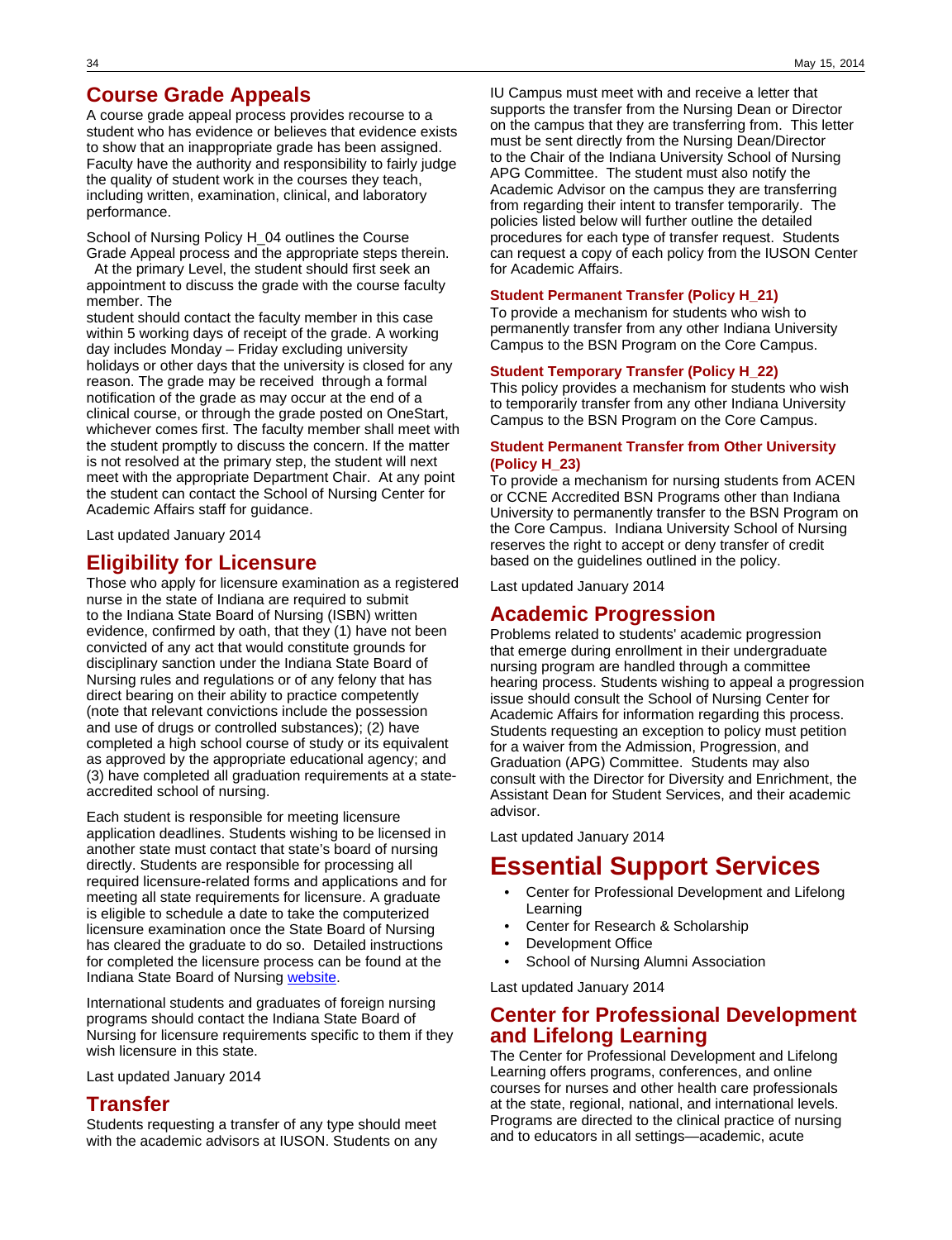## Course Grade Appeals

A course grade appeal process provides recourse to a student who has evidence or believes that evidence exists to show that an inappropriate grade has been assigned. Faculty have the authority and responsibility to fairly judge the quality of student work in the courses they teach, including written, examination, clinical, and laboratory performance.

School of Nursing Policy H_04 outlines the Course Grade Appeal process and the appropriate steps therein. At the primary Level, the student should first seek an appointment to discuss the grade with the course faculty member. The student should contact the faculty member in this case within 5 working days of receipt of the grade. A working day includes Monday – Friday excluding university holidays or other days that the university is closed for any reason. The grade may be received through a formal notification of the grade as may occur at the end of a clinical course, or through the grade posted on OneStart, whichever comes first. The faculty member shall meet with the student promptly to discuss the concern. If the matter is not resolved at the primary step, the student will next meet with the appropriate Department Chair. At any point the student can contact the School of Nursing Center for Academic Affairs staff for guidance.

Last updated January 2014

## Eligibility for Licensure

Those who apply for licensure examination as a registered nurse in the state of Indiana are required to submit to the Indiana State Board of Nursing (ISBN) written evidence, confirmed by oath, that they (1) have not been convicted of any act that would constitute grounds for disciplinary sanction under the Indiana State Board of Nursing rules and regulations or of any felony that has direct bearing on their ability to practice competently (note that relevant convictions include the possession and use of drugs or controlled substances); (2) have completed a high school course of study or its equivalent as approved by the appropriate educational agency; and (3) have completed all graduation requirements at a state-accredited school of nursing.

Each student is responsible for meeting licensure application deadlines. Students wishing to be licensed in another state must contact that state's board of nursing directly. Students are responsible for processing all required licensure-related forms and applications and for meeting all state requirements for licensure. A graduate is eligible to schedule a date to take the computerized licensure examination once the State Board of Nursing has cleared the graduate to do so. Detailed instructions for completed the licensure process can be found at the Indiana State Board of Nursing website.

International students and graduates of foreign nursing programs should contact the Indiana State Board of Nursing for licensure requirements specific to them if they wish licensure in this state.

Last updated January 2014

## Transfer

Students requesting a transfer of any type should meet with the academic advisors at IUSON. Students on any IU Campus must meet with and receive a letter that supports the transfer from the Nursing Dean or Director on the campus that they are transferring from. This letter must be sent directly from the Nursing Dean/Director to the Chair of the Indiana University School of Nursing APG Committee. The student must also notify the Academic Advisor on the campus they are transferring from regarding their intent to transfer temporarily. The policies listed below will further outline the detailed procedures for each type of transfer request. Students can request a copy of each policy from the IUSON Center for Academic Affairs.

### Student Permanent Transfer (Policy H_21)

To provide a mechanism for students who wish to permanently transfer from any other Indiana University Campus to the BSN Program on the Core Campus.

### Student Temporary Transfer (Policy H_22)

This policy provides a mechanism for students who wish to temporarily transfer from any other Indiana University Campus to the BSN Program on the Core Campus.

### Student Permanent Transfer from Other University (Policy H_23)

To provide a mechanism for nursing students from ACEN or CCNE Accredited BSN Programs other than Indiana University to permanently transfer to the BSN Program on the Core Campus. Indiana University School of Nursing reserves the right to accept or deny transfer of credit based on the guidelines outlined in the policy.

Last updated January 2014

## Academic Progression

Problems related to students' academic progression that emerge during enrollment in their undergraduate nursing program are handled through a committee hearing process. Students wishing to appeal a progression issue should consult the School of Nursing Center for Academic Affairs for information regarding this process. Students requesting an exception to policy must petition for a waiver from the Admission, Progression, and Graduation (APG) Committee. Students may also consult with the Director for Diversity and Enrichment, the Assistant Dean for Student Services, and their academic advisor.

Last updated January 2014

# Essential Support Services

- Center for Professional Development and Lifelong Learning
- Center for Research & Scholarship
- Development Office
- School of Nursing Alumni Association

Last updated January 2014

## Center for Professional Development and Lifelong Learning

The Center for Professional Development and Lifelong Learning offers programs, conferences, and online courses for nurses and other health care professionals at the state, regional, national, and international levels. Programs are directed to the clinical practice of nursing and to educators in all settings—academic, acute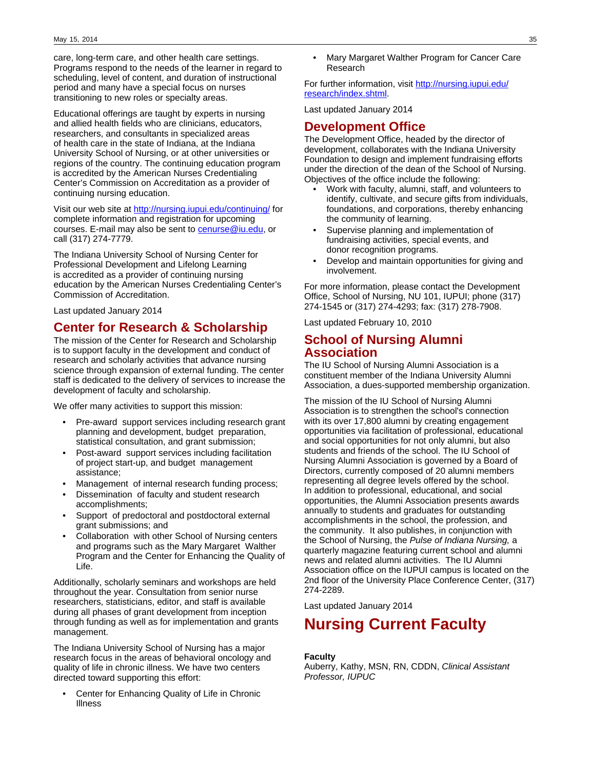care, long-term care, and other health care settings. Programs respond to the needs of the learner in regard to scheduling, level of content, and duration of instructional period and many have a special focus on nurses transitioning to new roles or specialty areas.

Educational offerings are taught by experts in nursing and allied health fields who are clinicians, educators, researchers, and consultants in specialized areas of health care in the state of Indiana, at the Indiana University School of Nursing, or at other universities or regions of the country. The continuing education program is accredited by the American Nurses Credentialing Center's Commission on Accreditation as a provider of continuing nursing education.

Visit our web site at [http://nursing.iupui.edu/continuing/](http://nursing.iupui.edu/continuing/) for complete information and registration for upcoming courses. E-mail may also be sent to [cenurse@iu.edu](mailto:cenurse@iu.edu), or call (317) 274-7779.

The Indiana University School of Nursing Center for Professional Development and Lifelong Learning is accredited as a provider of continuing nursing education by the American Nurses Credentialing Center's Commission of Accreditation.

Last updated January 2014

## Center for Research & Scholarship

The mission of the Center for Research and Scholarship is to support faculty in the development and conduct of research and scholarly activities that advance nursing science through expansion of external funding. The center staff is dedicated to the delivery of services to increase the development of faculty and scholarship.

We offer many activities to support this mission:

- Pre-award support services including research grant planning and development, budget preparation, statistical consultation, and grant submission;
- Post-award support services including facilitation of project start-up, and budget management assistance;
- Management of internal research funding process;
- Dissemination of faculty and student research accomplishments;
- Support of predoctoral and postdoctoral external grant submissions; and
- Collaboration with other School of Nursing centers and programs such as the Mary Margaret Walther Program and the Center for Enhancing the Quality of Life.

Additionally, scholarly seminars and workshops are held throughout the year. Consultation from senior nurse researchers, statisticians, editor, and staff is available during all phases of grant development from inception through funding as well as for implementation and grants management.

The Indiana University School of Nursing has a major research focus in the areas of behavioral oncology and quality of life in chronic illness. We have two centers directed toward supporting this effort:

- Center for Enhancing Quality of Life in Chronic Illness
- Mary Margaret Walther Program for Cancer Care Research

For further information, visit [http://nursing.iupui.edu/research/index.shtml](http://nursing.iupui.edu/research/index.shtml).

Last updated January 2014

## Development Office

The Development Office, headed by the director of development, collaborates with the Indiana University Foundation to design and implement fundraising efforts under the direction of the dean of the School of Nursing. Objectives of the office include the following:

- Work with faculty, alumni, staff, and volunteers to identify, cultivate, and secure gifts from individuals, foundations, and corporations, thereby enhancing the community of learning.
- Supervise planning and implementation of fundraising activities, special events, and donor recognition programs.
- Develop and maintain opportunities for giving and involvement.

For more information, please contact the Development Office, School of Nursing, NU 101, IUPUI; phone (317) 274-1545 or (317) 274-4293; fax: (317) 278-7908.

Last updated February 10, 2010

## School of Nursing Alumni Association

The IU School of Nursing Alumni Association is a constituent member of the Indiana University Alumni Association, a dues-supported membership organization.

The mission of the IU School of Nursing Alumni Association is to strengthen the school's connection with its over 17,800 alumni by creating engagement opportunities via facilitation of professional, educational and social opportunities for not only alumni, but also students and friends of the school. The IU School of Nursing Alumni Association is governed by a Board of Directors, currently composed of 20 alumni members representing all degree levels offered by the school. In addition to professional, educational, and social opportunities, the Alumni Association presents awards annually to students and graduates for outstanding accomplishments in the school, the profession, and the community. It also publishes, in conjunction with the School of Nursing, the *Pulse of Indiana Nursing,* a quarterly magazine featuring current school and alumni news and related alumni activities. The IU Alumni Association office on the IUPUI campus is located on the 2nd floor of the University Place Conference Center, (317) 274-2289.

Last updated January 2014

# Nursing Current Faculty

**Faculty**

Auberry, Kathy, MSN, RN, CDDN, *Clinical Assistant Professor, IUPUC*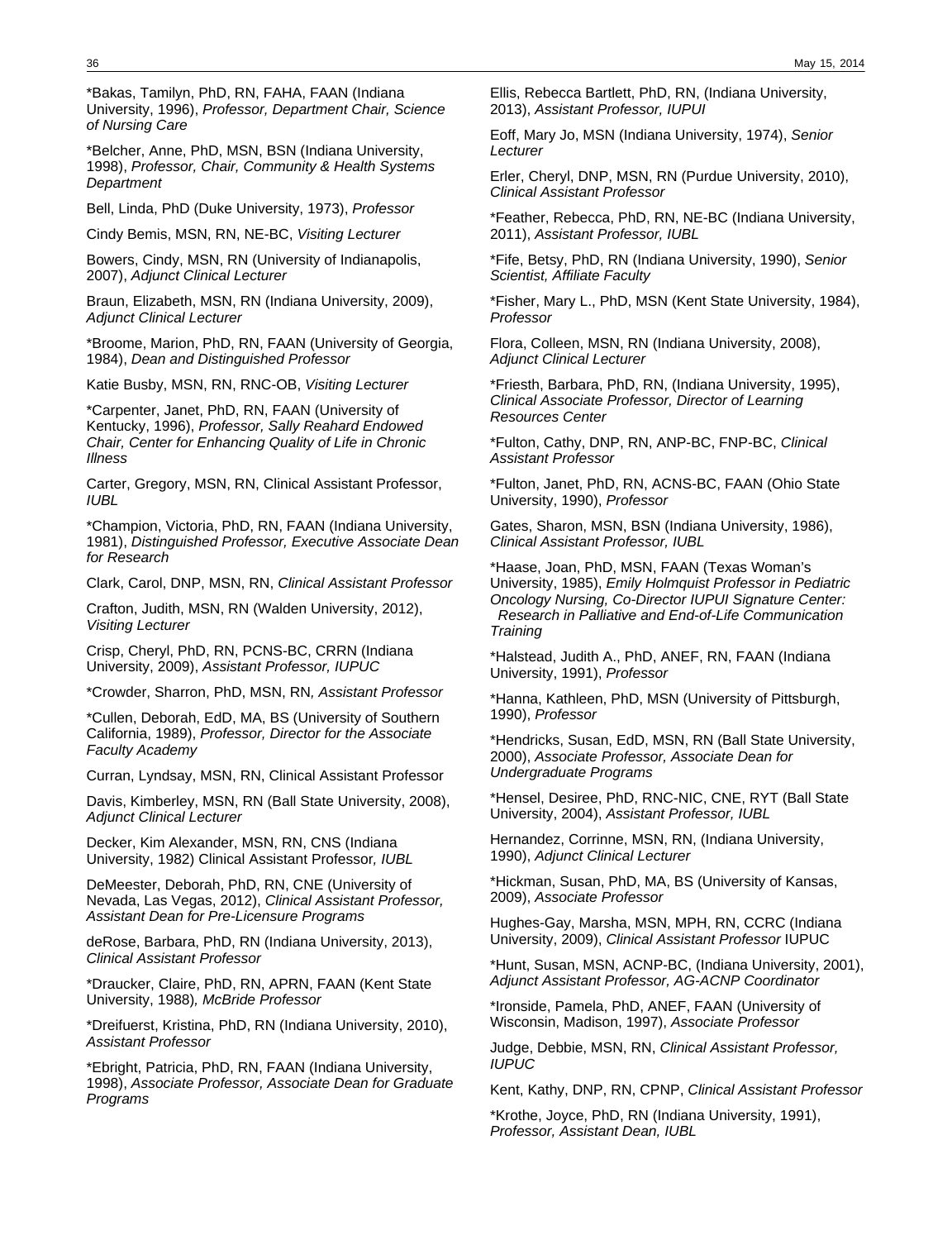*Bakas, Tamilyn, PhD, RN, FAHA, FAAN (Indiana University, 1996), *Professor, Department Chair, Science of Nursing Care*

*Belcher, Anne, PhD, MSN, BSN (Indiana University, 1998), *Professor, Chair, Community & Health Systems Department*

Bell, Linda, PhD (Duke University, 1973), *Professor*

Cindy Bemis, MSN, RN, NE-BC, *Visiting Lecturer*

Bowers, Cindy, MSN, RN (University of Indianapolis, 2007), *Adjunct Clinical Lecturer*

Braun, Elizabeth, MSN, RN (Indiana University, 2009), *Adjunct Clinical Lecturer*

*Broome, Marion, PhD, RN, FAAN (University of Georgia, 1984), *Dean and Distinguished Professor*

Katie Busby, MSN, RN, RNC-OB, *Visiting Lecturer*

*Carpenter, Janet, PhD, RN, FAAN (University of Kentucky, 1996), *Professor, Sally Reahard Endowed Chair, Center for Enhancing Quality of Life in Chronic Illness*

Carter, Gregory, MSN, RN, Clinical Assistant Professor, *IUBL*

*Champion, Victoria, PhD, RN, FAAN (Indiana University, 1981), *Distinguished Professor, Executive Associate Dean for Research*

Clark, Carol, DNP, MSN, RN, *Clinical Assistant Professor*

Crafton, Judith, MSN, RN (Walden University, 2012), *Visiting Lecturer*

Crisp, Cheryl, PhD, RN, PCNS-BC, CRRN (Indiana University, 2009), *Assistant Professor, IUPUC*

*Crowder, Sharron, PhD, MSN, RN*, Assistant Professor*

*Cullen, Deborah, EdD, MA, BS (University of Southern California, 1989), *Professor, Director for the Associate Faculty Academy*

Curran, Lyndsay, MSN, RN, Clinical Assistant Professor

Davis, Kimberley, MSN, RN (Ball State University, 2008), *Adjunct Clinical Lecturer*

Decker, Kim Alexander, MSN, RN, CNS (Indiana University, 1982) Clinical Assistant Professor*, IUBL*

DeMeester, Deborah, PhD, RN, CNE (University of Nevada, Las Vegas, 2012), *Clinical Assistant Professor, Assistant Dean for Pre-Licensure Programs*

deRose, Barbara, PhD, RN (Indiana University, 2013), *Clinical Assistant Professor*

*Draucker, Claire, PhD, RN, APRN, FAAN (Kent State University, 1988)*, McBride Professor*

*Dreifuerst, Kristina, PhD, RN (Indiana University, 2010), *Assistant Professor*

*Ebright, Patricia, PhD, RN, FAAN (Indiana University, 1998), *Associate Professor, Associate Dean for Graduate Programs*

Ellis, Rebecca Bartlett, PhD, RN, (Indiana University, 2013), *Assistant Professor, IUPUI*

Eoff, Mary Jo, MSN (Indiana University, 1974), *Senior Lecturer*

Erler, Cheryl, DNP, MSN, RN (Purdue University, 2010), *Clinical Assistant Professor*

*Feather, Rebecca, PhD, RN, NE-BC (Indiana University, 2011), *Assistant Professor, IUBL*

*Fife, Betsy, PhD, RN (Indiana University, 1990), *Senior Scientist, Affiliate Faculty*

*Fisher, Mary L., PhD, MSN (Kent State University, 1984), *Professor*

Flora, Colleen, MSN, RN (Indiana University, 2008), *Adjunct Clinical Lecturer*

*Friesth, Barbara, PhD, RN, (Indiana University, 1995), *Clinical Associate Professor, Director of Learning Resources Center*

*Fulton, Cathy, DNP, RN, ANP-BC, FNP-BC, *Clinical Assistant Professor*

*Fulton, Janet, PhD, RN, ACNS-BC, FAAN (Ohio State University, 1990), *Professor*

Gates, Sharon, MSN, BSN (Indiana University, 1986), *Clinical Assistant Professor, IUBL*

*Haase, Joan, PhD, MSN, FAAN (Texas Woman's University, 1985), *Emily Holmquist Professor in Pediatric Oncology Nursing, Co-Director IUPUI Signature Center: Research in Palliative and End-of-Life Communication Training*

*Halstead, Judith A., PhD, ANEF, RN, FAAN (Indiana University, 1991), *Professor*

*Hanna, Kathleen, PhD, MSN (University of Pittsburgh, 1990), *Professor*

*Hendricks, Susan, EdD, MSN, RN (Ball State University, 2000), *Associate Professor, Associate Dean for Undergraduate Programs*

*Hensel, Desiree, PhD, RNC-NIC, CNE, RYT (Ball State University, 2004), *Assistant Professor, IUBL*

Hernandez, Corrinne, MSN, RN, (Indiana University, 1990), *Adjunct Clinical Lecturer*

*Hickman, Susan, PhD, MA, BS (University of Kansas, 2009), *Associate Professor*

Hughes-Gay, Marsha, MSN, MPH, RN, CCRC (Indiana University, 2009), *Clinical Assistant Professor* IUPUC

*Hunt, Susan, MSN, ACNP-BC, (Indiana University, 2001), *Adjunct Assistant Professor, AG-ACNP Coordinator*

*Ironside, Pamela, PhD, ANEF, FAAN (University of Wisconsin, Madison, 1997), *Associate Professor*

Judge, Debbie, MSN, RN, *Clinical Assistant Professor, IUPUC*

Kent, Kathy, DNP, RN, CPNP, *Clinical Assistant Professor*

*Krothe, Joyce, PhD, RN (Indiana University, 1991), *Professor, Assistant Dean, IUBL*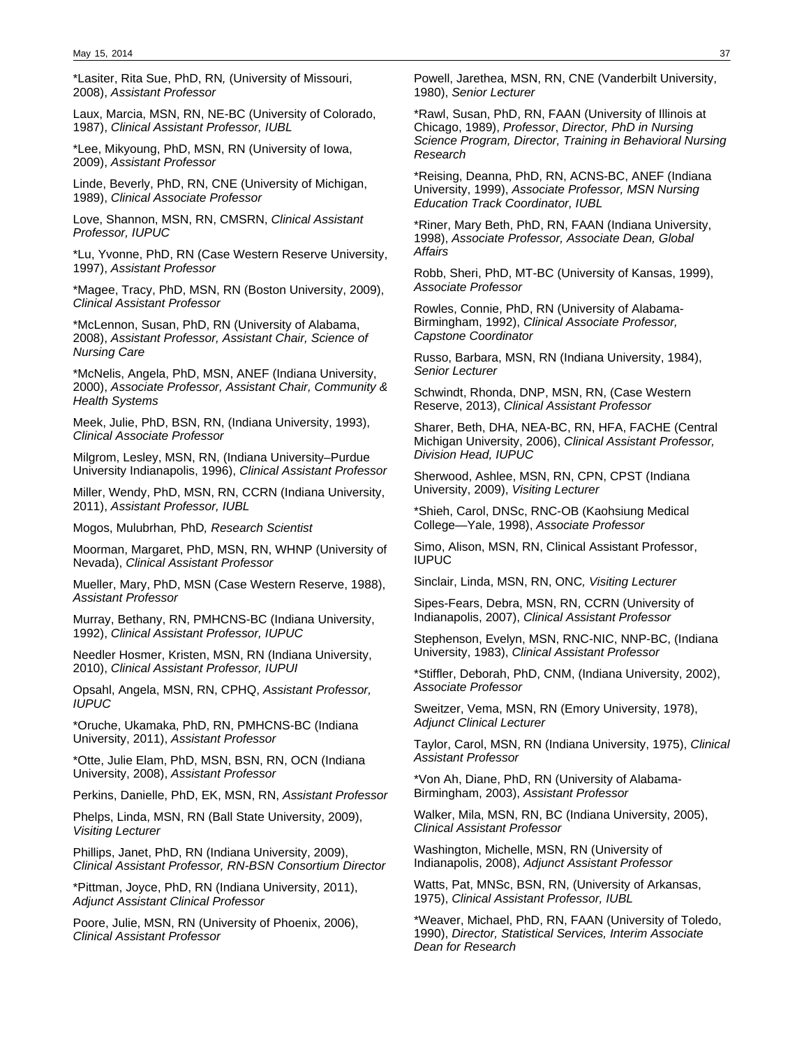*Lasiter, Rita Sue, PhD, RN*,* (University of Missouri, 2008), *Assistant Professor*

Laux, Marcia, MSN, RN, NE-BC (University of Colorado, 1987), *Clinical Assistant Professor, IUBL*

*Lee, Mikyoung, PhD, MSN, RN (University of Iowa, 2009), *Assistant Professor*

Linde, Beverly, PhD, RN, CNE (University of Michigan, 1989), *Clinical Associate Professor*

Love, Shannon, MSN, RN, CMSRN, *Clinical Assistant Professor, IUPUC*

*Lu, Yvonne, PhD, RN (Case Western Reserve University, 1997), *Assistant Professor*

*Magee, Tracy, PhD, MSN, RN (Boston University, 2009), *Clinical Assistant Professor*

*McLennon, Susan, PhD, RN (University of Alabama, 2008), *Assistant Professor, Assistant Chair, Science of Nursing Care*

*McNelis, Angela, PhD, MSN, ANEF (Indiana University, 2000), *Associate Professor, Assistant Chair, Community & Health Systems*

Meek, Julie, PhD, BSN, RN, (Indiana University, 1993), *Clinical Associate Professor*

Milgrom, Lesley, MSN, RN, (Indiana University–Purdue University Indianapolis, 1996), *Clinical Assistant Professor*

Miller, Wendy, PhD, MSN, RN, CCRN (Indiana University, 2011), *Assistant Professor, IUBL*

Mogos, Mulubrhan*,* PhD*, Research Scientist*

Moorman, Margaret, PhD, MSN, RN, WHNP (University of Nevada), *Clinical Assistant Professor*

Mueller, Mary, PhD, MSN (Case Western Reserve, 1988), *Assistant Professor*

Murray, Bethany, RN, PMHCNS-BC (Indiana University, 1992), *Clinical Assistant Professor, IUPUC*

Needler Hosmer, Kristen, MSN, RN (Indiana University, 2010), *Clinical Assistant Professor, IUPUI*

Opsahl, Angela, MSN, RN, CPHQ, *Assistant Professor, IUPUC*

*Oruche, Ukamaka, PhD, RN, PMHCNS-BC (Indiana University, 2011), *Assistant Professor*

*Otte, Julie Elam, PhD, MSN, BSN, RN, OCN (Indiana University, 2008), *Assistant Professor*

Perkins, Danielle, PhD, EK, MSN, RN, *Assistant Professor*

Phelps, Linda, MSN, RN (Ball State University, 2009), *Visiting Lecturer*

Phillips, Janet, PhD, RN (Indiana University, 2009), *Clinical Assistant Professor, RN-BSN Consortium Director*

*Pittman, Joyce, PhD, RN (Indiana University, 2011), *Adjunct Assistant Clinical Professor*

Poore, Julie, MSN, RN (University of Phoenix, 2006), *Clinical Assistant Professor*

Powell, Jarethea, MSN, RN, CNE (Vanderbilt University, 1980), *Senior Lecturer*

*Rawl, Susan, PhD, RN, FAAN (University of Illinois at Chicago, 1989), *Professor*, *Director, PhD in Nursing Science Program, Director, Training in Behavioral Nursing Research*

*Reising, Deanna, PhD, RN, ACNS-BC, ANEF (Indiana University, 1999), *Associate Professor, MSN Nursing Education Track Coordinator, IUBL*

*Riner, Mary Beth, PhD, RN, FAAN (Indiana University, 1998), *Associate Professor, Associate Dean, Global Affairs*

Robb, Sheri, PhD, MT-BC (University of Kansas, 1999), *Associate Professor*

Rowles, Connie, PhD, RN (University of Alabama-Birmingham, 1992), *Clinical Associate Professor, Capstone Coordinator*

Russo, Barbara, MSN, RN (Indiana University, 1984), *Senior Lecturer*

Schwindt, Rhonda, DNP, MSN, RN, (Case Western Reserve, 2013), *Clinical Assistant Professor*

Sharer, Beth, DHA, NEA-BC, RN, HFA, FACHE (Central Michigan University, 2006), *Clinical Assistant Professor, Division Head, IUPUC*

Sherwood, Ashlee, MSN, RN, CPN, CPST (Indiana University, 2009), *Visiting Lecturer*

*Shieh, Carol, DNSc, RNC-OB (Kaohsiung Medical College—Yale, 1998), *Associate Professor*

Simo, Alison, MSN, RN, Clinical Assistant Professor, IUPUC

Sinclair, Linda, MSN, RN, ONC*, Visiting Lecturer*

Sipes-Fears, Debra, MSN, RN, CCRN (University of Indianapolis, 2007), *Clinical Assistant Professor*

Stephenson, Evelyn, MSN, RNC-NIC, NNP-BC, (Indiana University, 1983), *Clinical Assistant Professor*

*Stiffler, Deborah, PhD, CNM, (Indiana University, 2002), *Associate Professor*

Sweitzer, Vema, MSN, RN (Emory University, 1978), *Adjunct Clinical Lecturer*

Taylor, Carol, MSN, RN (Indiana University, 1975), *Clinical Assistant Professor*

*Von Ah, Diane, PhD, RN (University of Alabama-Birmingham, 2003), *Assistant Professor*

Walker, Mila, MSN, RN, BC (Indiana University, 2005), *Clinical Assistant Professor*

Washington, Michelle, MSN, RN (University of Indianapolis, 2008), *Adjunct Assistant Professor*

Watts, Pat, MNSc, BSN, RN, (University of Arkansas, 1975), *Clinical Assistant Professor, IUBL*

*Weaver, Michael, PhD, RN, FAAN (University of Toledo, 1990), *Director, Statistical Services, Interim Associate Dean for Research*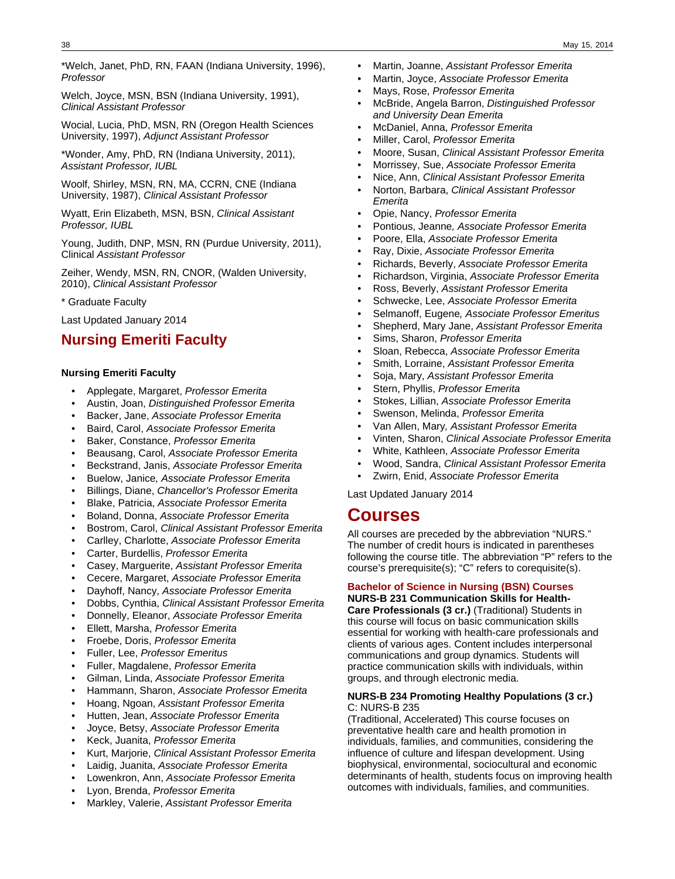*Welch, Janet, PhD, RN, FAAN (Indiana University, 1996), *Professor*

Welch, Joyce, MSN, BSN (Indiana University, 1991), *Clinical Assistant Professor*

Wocial, Lucia, PhD, MSN, RN (Oregon Health Sciences University, 1997), *Adjunct Assistant Professor*

*Wonder, Amy, PhD, RN (Indiana University, 2011), *Assistant Professor, IUBL*

Woolf, Shirley, MSN, RN, MA, CCRN, CNE (Indiana University, 1987), *Clinical Assistant Professor*

Wyatt, Erin Elizabeth, MSN, BSN, *Clinical Assistant Professor, IUBL*

Young, Judith, DNP, MSN, RN (Purdue University, 2011), Clinical *Assistant Professor*

Zeiher, Wendy, MSN, RN, CNOR, (Walden University, 2010), *Clinical Assistant Professor*

* Graduate Faculty

Last Updated January 2014

## Nursing Emeriti Faculty

**Nursing Emeriti Faculty**

- Applegate, Margaret, *Professor Emerita*
- Austin, Joan, *Distinguished Professor Emerita*
- Backer, Jane, *Associate Professor Emerita*
- Baird, Carol, *Associate Professor Emerita*
- Baker, Constance, *Professor Emerita*
- Beausang, Carol, *Associate Professor Emerita*
- Beckstrand, Janis, *Associate Professor Emerita*
- Buelow, Janice*, Associate Professor Emerita*
- Billings, Diane, *Chancellor's Professor Emerita*
- Blake, Patricia, *Associate Professor Emerita*
- Boland, Donna, *Associate Professor Emerita*
- Bostrom, Carol, *Clinical Assistant Professor Emerita*
- Carlley, Charlotte, *Associate Professor Emerita*
- Carter, Burdellis, *Professor Emerita*
- Casey, Marguerite, *Assistant Professor Emerita*
- Cecere, Margaret, *Associate Professor Emerita*
- Dayhoff, Nancy, *Associate Professor Emerita*
- Dobbs, Cynthia, *Clinical Assistant Professor Emerita*
- Donnelly, Eleanor, *Associate Professor Emerita*
- Ellett, Marsha, *Professor Emerita*
- Froebe, Doris, *Professor Emerita*
- Fuller, Lee, *Professor Emeritus*
- Fuller, Magdalene, *Professor Emerita*
- Gilman, Linda, *Associate Professor Emerita*
- Hammann, Sharon, *Associate Professor Emerita*
- Hoang, Ngoan, *Assistant Professor Emerita*
- Hutten, Jean, *Associate Professor Emerita*
- Joyce, Betsy, *Associate Professor Emerita*
- Keck, Juanita, *Professor Emerita*
- Kurt, Marjorie, *Clinical Assistant Professor Emerita*
- Laidig, Juanita, *Associate Professor Emerita*
- Lowenkron, Ann, *Associate Professor Emerita*
- Lyon, Brenda, *Professor Emerita*
- Markley, Valerie, *Assistant Professor Emerita*
- Martin, Joanne, *Assistant Professor Emerita*
- Martin, Joyce, *Associate Professor Emerita*
- Mays, Rose, *Professor Emerita*
- McBride, Angela Barron, *Distinguished Professor and University Dean Emerita*
- McDaniel, Anna, *Professor Emerita*
- Miller, Carol, *Professor Emerita*
- Moore, Susan, *Clinical Assistant Professor Emerita*
- Morrissey, Sue, *Associate Professor Emerita*
- Nice, Ann, *Clinical Assistant Professor Emerita*
- Norton, Barbara, *Clinical Assistant Professor Emerita*
- Opie, Nancy, *Professor Emerita*
- Pontious, Jeanne*, Associate Professor Emerita*
- Poore, Ella, *Associate Professor Emerita*
- Ray, Dixie, *Associate Professor Emerita*
- Richards, Beverly, *Associate Professor Emerita*
- Richardson, Virginia, *Associate Professor Emerita*
- Ross, Beverly, *Assistant Professor Emerita*
- Schwecke, Lee, *Associate Professor Emerita*
- Selmanoff, Eugene*, Associate Professor Emeritus*
- Shepherd, Mary Jane, *Assistant Professor Emerita*
- Sims, Sharon, *Professor Emerita*
- Sloan, Rebecca, *Associate Professor Emerita*
- Smith, Lorraine, *Assistant Professor Emerita*
- Soja, Mary, *Assistant Professor Emerita*
- Stern, Phyllis, *Professor Emerita*
- Stokes, Lillian, *Associate Professor Emerita*
- Swenson, Melinda, *Professor Emerita*
- Van Allen, Mary*, Assistant Professor Emerita*
- Vinten, Sharon, *Clinical Associate Professor Emerita*
- White, Kathleen, *Associate Professor Emerita*
- Wood, Sandra, *Clinical Assistant Professor Emerita*
- Zwirn, Enid, *Associate Professor Emerita*

Last Updated January 2014

# Courses

All courses are preceded by the abbreviation "NURS." The number of credit hours is indicated in parentheses following the course title. The abbreviation "P" refers to the course's prerequisite(s); "C" refers to corequisite(s).

### Bachelor of Science in Nursing (BSN) Courses

**NURS-B 231 Communication Skills for Health-Care Professionals (3 cr.)** (Traditional) Students in this course will focus on basic communication skills essential for working with health-care professionals and clients of various ages. Content includes interpersonal communications and group dynamics. Students will practice communication skills with individuals, within groups, and through electronic media.

**NURS-B 234 Promoting Healthy Populations (3 cr.)** C: NURS-B 235

(Traditional, Accelerated) This course focuses on preventative health care and health promotion in individuals, families, and communities, considering the influence of culture and lifespan development. Using biophysical, environmental, sociocultural and economic determinants of health, students focus on improving health outcomes with individuals, families, and communities.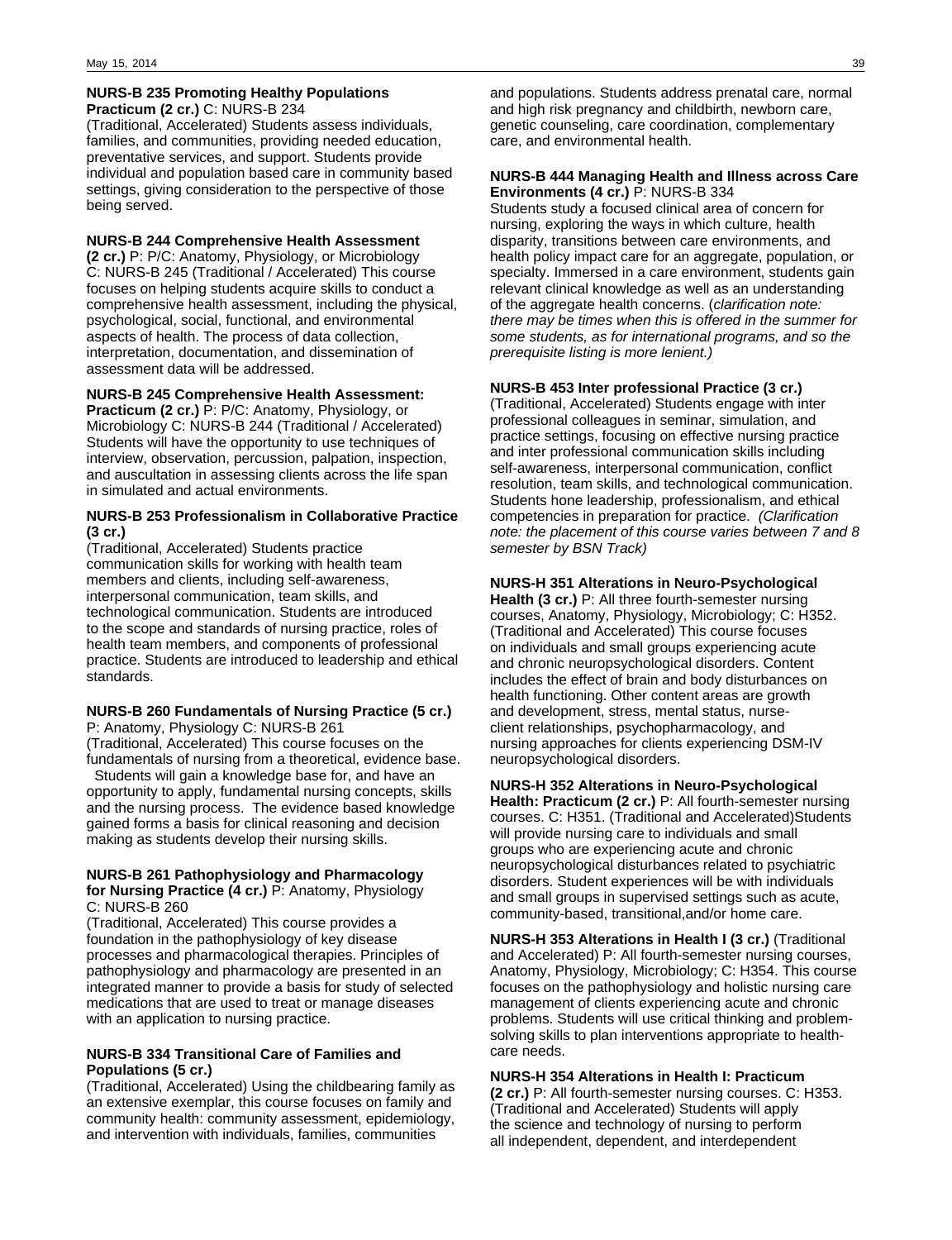**NURS-B 235 Promoting Healthy Populations Practicum (2 cr.)** C: NURS-B 234
(Traditional, Accelerated) Students assess individuals, families, and communities, providing needed education, preventative services, and support. Students provide individual and population based care in community based settings, giving consideration to the perspective of those being served.

**NURS-B 244 Comprehensive Health Assessment (2 cr.)** P: P/C: Anatomy, Physiology, or Microbiology C: NURS-B 245 (Traditional / Accelerated) This course focuses on helping students acquire skills to conduct a comprehensive health assessment, including the physical, psychological, social, functional, and environmental aspects of health. The process of data collection, interpretation, documentation, and dissemination of assessment data will be addressed.

**NURS-B 245 Comprehensive Health Assessment: Practicum (2 cr.)** P: P/C: Anatomy, Physiology, or Microbiology C: NURS-B 244 (Traditional / Accelerated) Students will have the opportunity to use techniques of interview, observation, percussion, palpation, inspection, and auscultation in assessing clients across the life span in simulated and actual environments.

**NURS-B 253 Professionalism in Collaborative Practice (3 cr.)**
(Traditional, Accelerated) Students practice communication skills for working with health team members and clients, including self-awareness, interpersonal communication, team skills, and technological communication. Students are introduced to the scope and standards of nursing practice, roles of health team members, and components of professional practice. Students are introduced to leadership and ethical standards.

**NURS-B 260 Fundamentals of Nursing Practice (5 cr.)** P: Anatomy, Physiology C: NURS-B 261
(Traditional, Accelerated) This course focuses on the fundamentals of nursing from a theoretical, evidence base. Students will gain a knowledge base for, and have an opportunity to apply, fundamental nursing concepts, skills and the nursing process. The evidence based knowledge gained forms a basis for clinical reasoning and decision making as students develop their nursing skills.

**NURS-B 261 Pathophysiology and Pharmacology for Nursing Practice (4 cr.)** P: Anatomy, Physiology C: NURS-B 260
(Traditional, Accelerated) This course provides a foundation in the pathophysiology of key disease processes and pharmacological therapies. Principles of pathophysiology and pharmacology are presented in an integrated manner to provide a basis for study of selected medications that are used to treat or manage diseases with an application to nursing practice.

**NURS-B 334 Transitional Care of Families and Populations (5 cr.)**
(Traditional, Accelerated) Using the childbearing family as an extensive exemplar, this course focuses on family and community health: community assessment, epidemiology, and intervention with individuals, families, communities and populations. Students address prenatal care, normal and high risk pregnancy and childbirth, newborn care, genetic counseling, care coordination, complementary care, and environmental health.

**NURS-B 444 Managing Health and Illness across Care Environments (4 cr.)** P: NURS-B 334
Students study a focused clinical area of concern for nursing, exploring the ways in which culture, health disparity, transitions between care environments, and health policy impact care for an aggregate, population, or specialty. Immersed in a care environment, students gain relevant clinical knowledge as well as an understanding of the aggregate health concerns. (*clarification note: there may be times when this is offered in the summer for some students, as for international programs, and so the prerequisite listing is more lenient.)*

**NURS-B 453 Inter professional Practice (3 cr.)**
(Traditional, Accelerated) Students engage with inter professional colleagues in seminar, simulation, and practice settings, focusing on effective nursing practice and inter professional communication skills including self-awareness, interpersonal communication, conflict resolution, team skills, and technological communication. Students hone leadership, professionalism, and ethical competencies in preparation for practice. *(Clarification note: the placement of this course varies between 7 and 8 semester by BSN Track)*

**NURS-H 351 Alterations in Neuro-Psychological Health (3 cr.)** P: All three fourth-semester nursing courses, Anatomy, Physiology, Microbiology; C: H352. (Traditional and Accelerated) This course focuses on individuals and small groups experiencing acute and chronic neuropsychological disorders. Content includes the effect of brain and body disturbances on health functioning. Other content areas are growth and development, stress, mental status, nurse-client relationships, psychopharmacology, and nursing approaches for clients experiencing DSM-IV neuropsychological disorders.

**NURS-H 352 Alterations in Neuro-Psychological Health: Practicum (2 cr.)** P: All fourth-semester nursing courses. C: H351. (Traditional and Accelerated)Students will provide nursing care to individuals and small groups who are experiencing acute and chronic neuropsychological disturbances related to psychiatric disorders. Student experiences will be with individuals and small groups in supervised settings such as acute, community-based, transitional,and/or home care.

**NURS-H 353 Alterations in Health I (3 cr.)** (Traditional and Accelerated) P: All fourth-semester nursing courses, Anatomy, Physiology, Microbiology; C: H354. This course focuses on the pathophysiology and holistic nursing care management of clients experiencing acute and chronic problems. Students will use critical thinking and problem-solving skills to plan interventions appropriate to health-care needs.

**NURS-H 354 Alterations in Health I: Practicum (2 cr.)** P: All fourth-semester nursing courses. C: H353. (Traditional and Accelerated) Students will apply the science and technology of nursing to perform all independent, dependent, and interdependent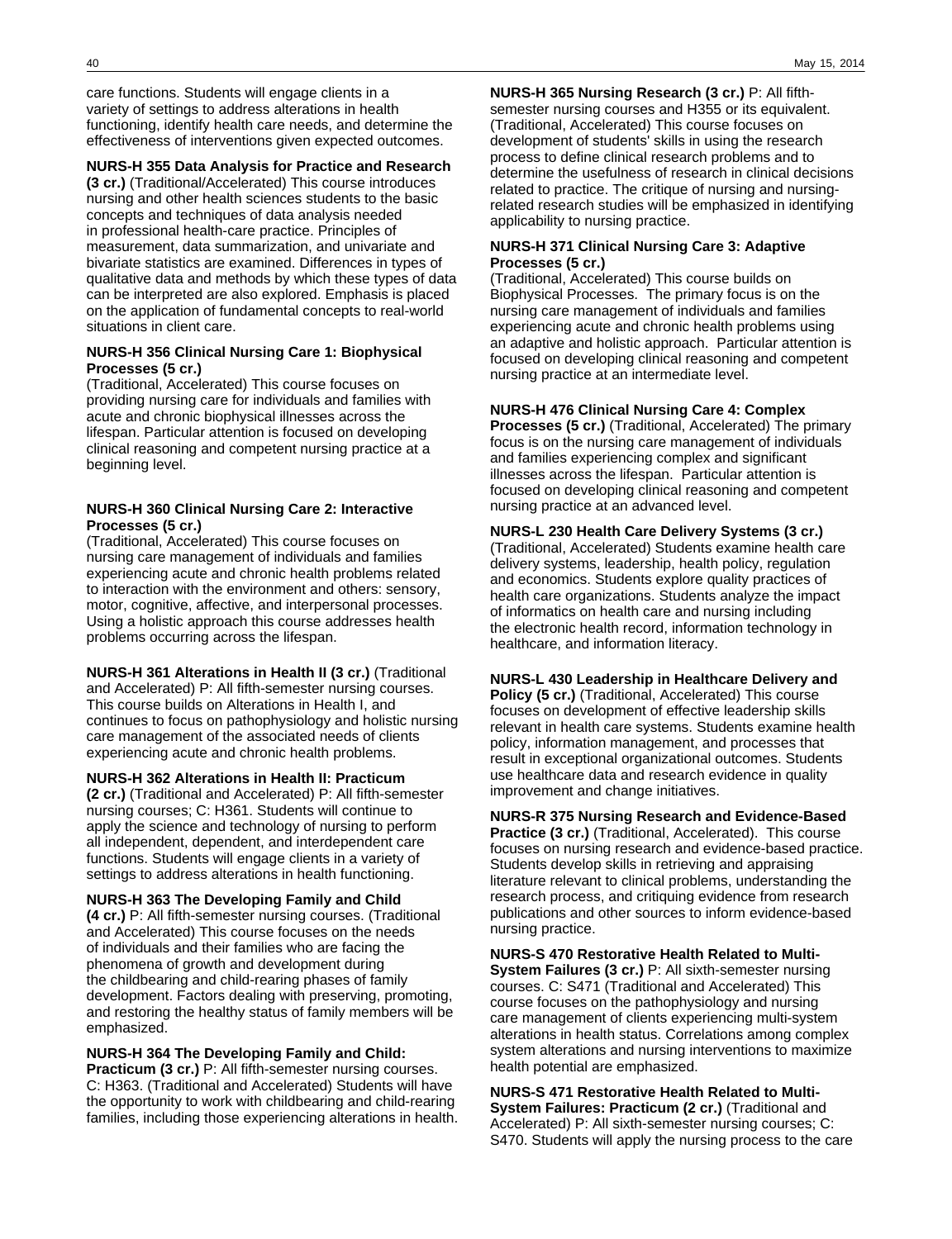care functions. Students will engage clients in a variety of settings to address alterations in health functioning, identify health care needs, and determine the effectiveness of interventions given expected outcomes.

**NURS-H 355 Data Analysis for Practice and Research (3 cr.)** (Traditional/Accelerated) This course introduces nursing and other health sciences students to the basic concepts and techniques of data analysis needed in professional health-care practice. Principles of measurement, data summarization, and univariate and bivariate statistics are examined. Differences in types of qualitative data and methods by which these types of data can be interpreted are also explored. Emphasis is placed on the application of fundamental concepts to real-world situations in client care.

**NURS-H 356 Clinical Nursing Care 1: Biophysical Processes (5 cr.)**
(Traditional, Accelerated) This course focuses on providing nursing care for individuals and families with acute and chronic biophysical illnesses across the lifespan. Particular attention is focused on developing clinical reasoning and competent nursing practice at a beginning level.

**NURS-H 360 Clinical Nursing Care 2: Interactive Processes (5 cr.)**
(Traditional, Accelerated) This course focuses on nursing care management of individuals and families experiencing acute and chronic health problems related to interaction with the environment and others: sensory, motor, cognitive, affective, and interpersonal processes. Using a holistic approach this course addresses health problems occurring across the lifespan.

**NURS-H 361 Alterations in Health II (3 cr.)** (Traditional and Accelerated) P: All fifth-semester nursing courses. This course builds on Alterations in Health I, and continues to focus on pathophysiology and holistic nursing care management of the associated needs of clients experiencing acute and chronic health problems.

**NURS-H 362 Alterations in Health II: Practicum (2 cr.)** (Traditional and Accelerated) P: All fifth-semester nursing courses; C: H361. Students will continue to apply the science and technology of nursing to perform all independent, dependent, and interdependent care functions. Students will engage clients in a variety of settings to address alterations in health functioning.

**NURS-H 363 The Developing Family and Child (4 cr.)** P: All fifth-semester nursing courses. (Traditional and Accelerated) This course focuses on the needs of individuals and their families who are facing the phenomena of growth and development during the childbearing and child-rearing phases of family development. Factors dealing with preserving, promoting, and restoring the healthy status of family members will be emphasized.

**NURS-H 364 The Developing Family and Child: Practicum (3 cr.)** P: All fifth-semester nursing courses. C: H363. (Traditional and Accelerated) Students will have the opportunity to work with childbearing and child-rearing families, including those experiencing alterations in health.

**NURS-H 365 Nursing Research (3 cr.)** P: All fifth-semester nursing courses and H355 or its equivalent. (Traditional, Accelerated) This course focuses on development of students' skills in using the research process to define clinical research problems and to determine the usefulness of research in clinical decisions related to practice. The critique of nursing and nursing-related research studies will be emphasized in identifying applicability to nursing practice.

**NURS-H 371 Clinical Nursing Care 3: Adaptive Processes (5 cr.)**
(Traditional, Accelerated) This course builds on Biophysical Processes. The primary focus is on the nursing care management of individuals and families experiencing acute and chronic health problems using an adaptive and holistic approach. Particular attention is focused on developing clinical reasoning and competent nursing practice at an intermediate level.

**NURS-H 476 Clinical Nursing Care 4: Complex Processes (5 cr.)** (Traditional, Accelerated) The primary focus is on the nursing care management of individuals and families experiencing complex and significant illnesses across the lifespan. Particular attention is focused on developing clinical reasoning and competent nursing practice at an advanced level.

**NURS-L 230 Health Care Delivery Systems (3 cr.)**
(Traditional, Accelerated) Students examine health care delivery systems, leadership, health policy, regulation and economics. Students explore quality practices of health care organizations. Students analyze the impact of informatics on health care and nursing including the electronic health record, information technology in healthcare, and information literacy.

**NURS-L 430 Leadership in Healthcare Delivery and Policy (5 cr.)** (Traditional, Accelerated) This course focuses on development of effective leadership skills relevant in health care systems. Students examine health policy, information management, and processes that result in exceptional organizational outcomes. Students use healthcare data and research evidence in quality improvement and change initiatives.

**NURS-R 375 Nursing Research and Evidence-Based Practice (3 cr.)** (Traditional, Accelerated). This course focuses on nursing research and evidence-based practice. Students develop skills in retrieving and appraising literature relevant to clinical problems, understanding the research process, and critiquing evidence from research publications and other sources to inform evidence-based nursing practice.

**NURS-S 470 Restorative Health Related to Multi-System Failures (3 cr.)** P: All sixth-semester nursing courses. C: S471 (Traditional and Accelerated) This course focuses on the pathophysiology and nursing care management of clients experiencing multi-system alterations in health status. Correlations among complex system alterations and nursing interventions to maximize health potential are emphasized.

**NURS-S 471 Restorative Health Related to Multi-System Failures: Practicum (2 cr.)** (Traditional and Accelerated) P: All sixth-semester nursing courses; C: S470. Students will apply the nursing process to the care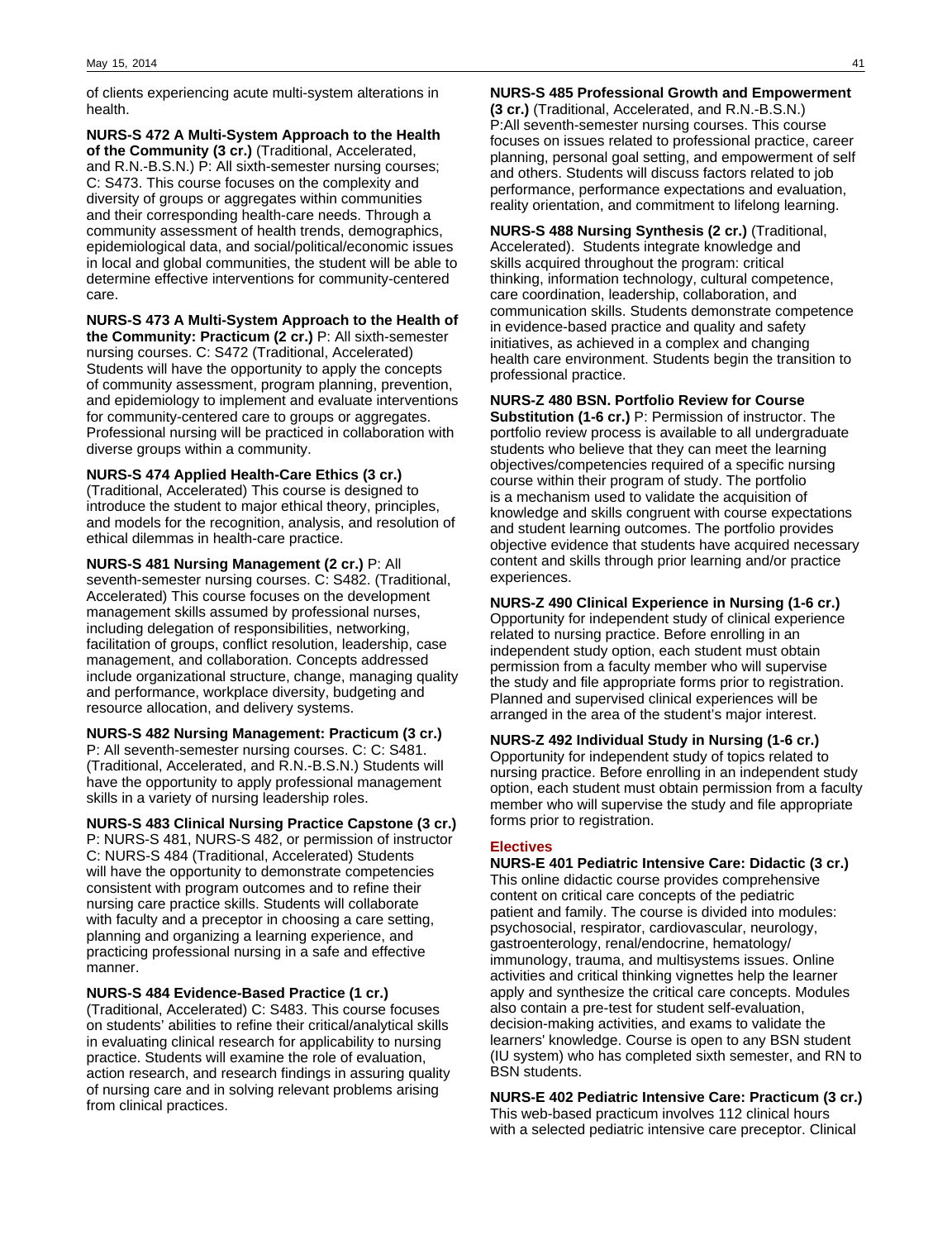of clients experiencing acute multi-system alterations in health.

**NURS-S 472 A Multi-System Approach to the Health of the Community (3 cr.)** (Traditional, Accelerated, and R.N.-B.S.N.) P: All sixth-semester nursing courses; C: S473. This course focuses on the complexity and diversity of groups or aggregates within communities and their corresponding health-care needs. Through a community assessment of health trends, demographics, epidemiological data, and social/political/economic issues in local and global communities, the student will be able to determine effective interventions for community-centered care.

**NURS-S 473 A Multi-System Approach to the Health of the Community: Practicum (2 cr.)** P: All sixth-semester nursing courses. C: S472 (Traditional, Accelerated) Students will have the opportunity to apply the concepts of community assessment, program planning, prevention, and epidemiology to implement and evaluate interventions for community-centered care to groups or aggregates. Professional nursing will be practiced in collaboration with diverse groups within a community.

**NURS-S 474 Applied Health-Care Ethics (3 cr.)** (Traditional, Accelerated) This course is designed to introduce the student to major ethical theory, principles, and models for the recognition, analysis, and resolution of ethical dilemmas in health-care practice.

**NURS-S 481 Nursing Management (2 cr.)** P: All seventh-semester nursing courses. C: S482. (Traditional, Accelerated) This course focuses on the development management skills assumed by professional nurses, including delegation of responsibilities, networking, facilitation of groups, conflict resolution, leadership, case management, and collaboration. Concepts addressed include organizational structure, change, managing quality and performance, workplace diversity, budgeting and resource allocation, and delivery systems.

**NURS-S 482 Nursing Management: Practicum (3 cr.)** P: All seventh-semester nursing courses. C: C: S481. (Traditional, Accelerated, and R.N.-B.S.N.) Students will have the opportunity to apply professional management skills in a variety of nursing leadership roles.

**NURS-S 483 Clinical Nursing Practice Capstone (3 cr.)** P: NURS-S 481, NURS-S 482, or permission of instructor C: NURS-S 484 (Traditional, Accelerated) Students will have the opportunity to demonstrate competencies consistent with program outcomes and to refine their nursing care practice skills. Students will collaborate with faculty and a preceptor in choosing a care setting, planning and organizing a learning experience, and practicing professional nursing in a safe and effective manner.

**NURS-S 484 Evidence-Based Practice (1 cr.)** (Traditional, Accelerated) C: S483. This course focuses on students' abilities to refine their critical/analytical skills in evaluating clinical research for applicability to nursing practice. Students will examine the role of evaluation, action research, and research findings in assuring quality of nursing care and in solving relevant problems arising from clinical practices.

**NURS-S 485 Professional Growth and Empowerment (3 cr.)** (Traditional, Accelerated, and R.N.-B.S.N.) P:All seventh-semester nursing courses. This course focuses on issues related to professional practice, career planning, personal goal setting, and empowerment of self and others. Students will discuss factors related to job performance, performance expectations and evaluation, reality orientation, and commitment to lifelong learning.

**NURS-S 488 Nursing Synthesis (2 cr.)** (Traditional, Accelerated). Students integrate knowledge and skills acquired throughout the program: critical thinking, information technology, cultural competence, care coordination, leadership, collaboration, and communication skills. Students demonstrate competence in evidence-based practice and quality and safety initiatives, as achieved in a complex and changing health care environment. Students begin the transition to professional practice.

**NURS-Z 480 BSN. Portfolio Review for Course Substitution (1-6 cr.)** P: Permission of instructor. The portfolio review process is available to all undergraduate students who believe that they can meet the learning objectives/competencies required of a specific nursing course within their program of study. The portfolio is a mechanism used to validate the acquisition of knowledge and skills congruent with course expectations and student learning outcomes. The portfolio provides objective evidence that students have acquired necessary content and skills through prior learning and/or practice experiences.

**NURS-Z 490 Clinical Experience in Nursing (1-6 cr.)** Opportunity for independent study of clinical experience related to nursing practice. Before enrolling in an independent study option, each student must obtain permission from a faculty member who will supervise the study and file appropriate forms prior to registration. Planned and supervised clinical experiences will be arranged in the area of the student's major interest.

**NURS-Z 492 Individual Study in Nursing (1-6 cr.)** Opportunity for independent study of topics related to nursing practice. Before enrolling in an independent study option, each student must obtain permission from a faculty member who will supervise the study and file appropriate forms prior to registration.

### Electives

**NURS-E 401 Pediatric Intensive Care: Didactic (3 cr.)** This online didactic course provides comprehensive content on critical care concepts of the pediatric patient and family. The course is divided into modules: psychosocial, respirator, cardiovascular, neurology, gastroenterology, renal/endocrine, hematology/immunology, trauma, and multisystems issues. Online activities and critical thinking vignettes help the learner apply and synthesize the critical care concepts. Modules also contain a pre-test for student self-evaluation, decision-making activities, and exams to validate the learners' knowledge. Course is open to any BSN student (IU system) who has completed sixth semester, and RN to BSN students.

**NURS-E 402 Pediatric Intensive Care: Practicum (3 cr.)** This web-based practicum involves 112 clinical hours with a selected pediatric intensive care preceptor. Clinical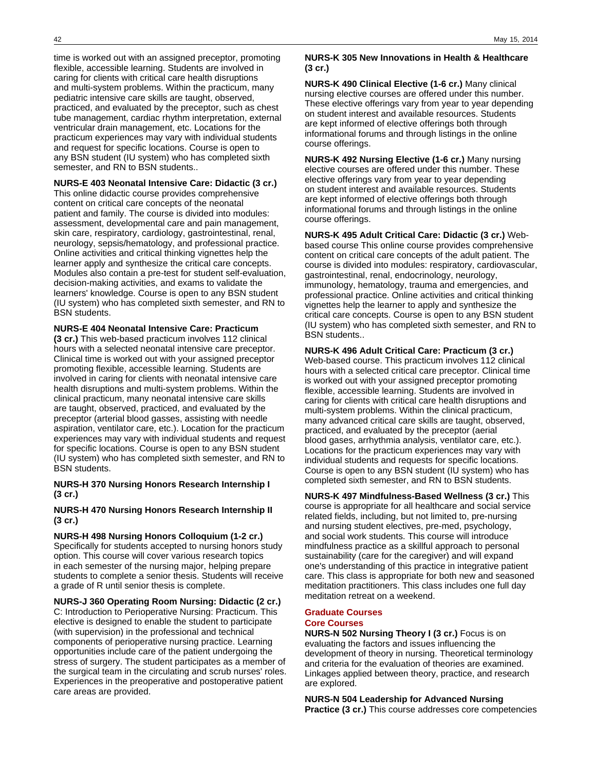time is worked out with an assigned preceptor, promoting flexible, accessible learning. Students are involved in caring for clients with critical care health disruptions and multi-system problems. Within the practicum, many pediatric intensive care skills are taught, observed, practiced, and evaluated by the preceptor, such as chest tube management, cardiac rhythm interpretation, external ventricular drain management, etc. Locations for the practicum experiences may vary with individual students and request for specific locations. Course is open to any BSN student (IU system) who has completed sixth semester, and RN to BSN students..

**NURS-E 403 Neonatal Intensive Care: Didactic (3 cr.)** This online didactic course provides comprehensive content on critical care concepts of the neonatal patient and family. The course is divided into modules: assessment, developmental care and pain management, skin care, respiratory, cardiology, gastrointestinal, renal, neurology, sepsis/hematology, and professional practice. Online activities and critical thinking vignettes help the learner apply and synthesize the critical care concepts. Modules also contain a pre-test for student self-evaluation, decision-making activities, and exams to validate the learners' knowledge. Course is open to any BSN student (IU system) who has completed sixth semester, and RN to BSN students.

**NURS-E 404 Neonatal Intensive Care: Practicum (3 cr.)** This web-based practicum involves 112 clinical hours with a selected neonatal intensive care preceptor. Clinical time is worked out with your assigned preceptor promoting flexible, accessible learning. Students are involved in caring for clients with neonatal intensive care health disruptions and multi-system problems. Within the clinical practicum, many neonatal intensive care skills are taught, observed, practiced, and evaluated by the preceptor (arterial blood gasses, assisting with needle aspiration, ventilator care, etc.). Location for the practicum experiences may vary with individual students and request for specific locations. Course is open to any BSN student (IU system) who has completed sixth semester, and RN to BSN students.

**NURS-H 370 Nursing Honors Research Internship I (3 cr.)**

**NURS-H 470 Nursing Honors Research Internship II (3 cr.)**

**NURS-H 498 Nursing Honors Colloquium (1-2 cr.)** Specifically for students accepted to nursing honors study option. This course will cover various research topics in each semester of the nursing major, helping prepare students to complete a senior thesis. Students will receive a grade of R until senior thesis is complete.

**NURS-J 360 Operating Room Nursing: Didactic (2 cr.)** C: Introduction to Perioperative Nursing: Practicum. This elective is designed to enable the student to participate (with supervision) in the professional and technical components of perioperative nursing practice. Learning opportunities include care of the patient undergoing the stress of surgery. The student participates as a member of the surgical team in the circulating and scrub nurses' roles. Experiences in the preoperative and postoperative patient care areas are provided.

**NURS-K 305 New Innovations in Health & Healthcare (3 cr.)**

**NURS-K 490 Clinical Elective (1-6 cr.)** Many clinical nursing elective courses are offered under this number. These elective offerings vary from year to year depending on student interest and available resources. Students are kept informed of elective offerings both through informational forums and through listings in the online course offerings.

**NURS-K 492 Nursing Elective (1-6 cr.)** Many nursing elective courses are offered under this number. These elective offerings vary from year to year depending on student interest and available resources. Students are kept informed of elective offerings both through informational forums and through listings in the online course offerings.

**NURS-K 495 Adult Critical Care: Didactic (3 cr.)** Web-based course This online course provides comprehensive content on critical care concepts of the adult patient. The course is divided into modules: respiratory, cardiovascular, gastrointestinal, renal, endocrinology, neurology, immunology, hematology, trauma and emergencies, and professional practice. Online activities and critical thinking vignettes help the learner to apply and synthesize the critical care concepts. Course is open to any BSN student (IU system) who has completed sixth semester, and RN to BSN students..

**NURS-K 496 Adult Critical Care: Practicum (3 cr.)** Web-based course. This practicum involves 112 clinical hours with a selected critical care preceptor. Clinical time is worked out with your assigned preceptor promoting flexible, accessible learning. Students are involved in caring for clients with critical care health disruptions and multi-system problems. Within the clinical practicum, many advanced critical care skills are taught, observed, practiced, and evaluated by the preceptor (aerial blood gases, arrhythmia analysis, ventilator care, etc.). Locations for the practicum experiences may vary with individual students and requests for specific locations. Course is open to any BSN student (IU system) who has completed sixth semester, and RN to BSN students.

**NURS-K 497 Mindfulness-Based Wellness (3 cr.)** This course is appropriate for all healthcare and social service related fields, including, but not limited to, pre-nursing and nursing student electives, pre-med, psychology, and social work students. This course will introduce mindfulness practice as a skillful approach to personal sustainability (care for the caregiver) and will expand one's understanding of this practice in integrative patient care. This class is appropriate for both new and seasoned meditation practitioners. This class includes one full day meditation retreat on a weekend.

## Graduate Courses

### Core Courses

**NURS-N 502 Nursing Theory I (3 cr.)** Focus is on evaluating the factors and issues influencing the development of theory in nursing. Theoretical terminology and criteria for the evaluation of theories are examined. Linkages applied between theory, practice, and research are explored.

**NURS-N 504 Leadership for Advanced Nursing Practice (3 cr.)** This course addresses core competencies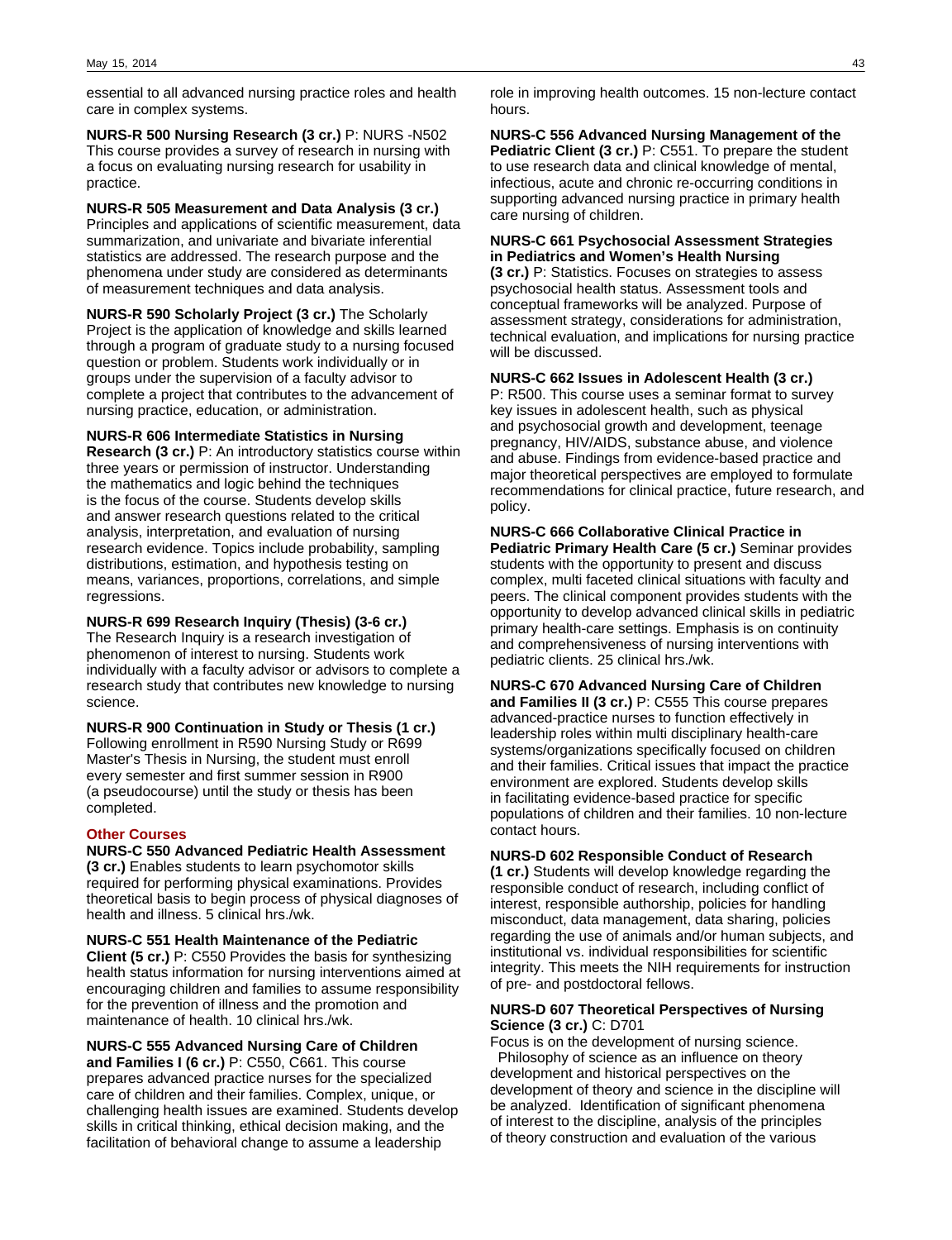essential to all advanced nursing practice roles and health care in complex systems.

**NURS-R 500 Nursing Research (3 cr.)** P: NURS -N502 This course provides a survey of research in nursing with a focus on evaluating nursing research for usability in practice.

**NURS-R 505 Measurement and Data Analysis (3 cr.)** Principles and applications of scientific measurement, data summarization, and univariate and bivariate inferential statistics are addressed. The research purpose and the phenomena under study are considered as determinants of measurement techniques and data analysis.

**NURS-R 590 Scholarly Project (3 cr.)** The Scholarly Project is the application of knowledge and skills learned through a program of graduate study to a nursing focused question or problem. Students work individually or in groups under the supervision of a faculty advisor to complete a project that contributes to the advancement of nursing practice, education, or administration.

**NURS-R 606 Intermediate Statistics in Nursing Research (3 cr.)** P: An introductory statistics course within three years or permission of instructor. Understanding the mathematics and logic behind the techniques is the focus of the course. Students develop skills and answer research questions related to the critical analysis, interpretation, and evaluation of nursing research evidence. Topics include probability, sampling distributions, estimation, and hypothesis testing on means, variances, proportions, correlations, and simple regressions.

**NURS-R 699 Research Inquiry (Thesis) (3-6 cr.)** The Research Inquiry is a research investigation of phenomenon of interest to nursing. Students work individually with a faculty advisor or advisors to complete a research study that contributes new knowledge to nursing science.

**NURS-R 900 Continuation in Study or Thesis (1 cr.)** Following enrollment in R590 Nursing Study or R699 Master's Thesis in Nursing, the student must enroll every semester and first summer session in R900 (a pseudocourse) until the study or thesis has been completed.

## Other Courses

**NURS-C 550 Advanced Pediatric Health Assessment (3 cr.)** Enables students to learn psychomotor skills required for performing physical examinations. Provides theoretical basis to begin process of physical diagnoses of health and illness. 5 clinical hrs./wk.

**NURS-C 551 Health Maintenance of the Pediatric Client (5 cr.)** P: C550 Provides the basis for synthesizing health status information for nursing interventions aimed at encouraging children and families to assume responsibility for the prevention of illness and the promotion and maintenance of health. 10 clinical hrs./wk.

**NURS-C 555 Advanced Nursing Care of Children and Families I (6 cr.)** P: C550, C661. This course prepares advanced practice nurses for the specialized care of children and their families. Complex, unique, or challenging health issues are examined. Students develop skills in critical thinking, ethical decision making, and the facilitation of behavioral change to assume a leadership role in improving health outcomes. 15 non-lecture contact hours.

**NURS-C 556 Advanced Nursing Management of the Pediatric Client (3 cr.)** P: C551. To prepare the student to use research data and clinical knowledge of mental, infectious, acute and chronic re-occurring conditions in supporting advanced nursing practice in primary health care nursing of children.

**NURS-C 661 Psychosocial Assessment Strategies in Pediatrics and Women's Health Nursing (3 cr.)** P: Statistics. Focuses on strategies to assess psychosocial health status. Assessment tools and conceptual frameworks will be analyzed. Purpose of assessment strategy, considerations for administration, technical evaluation, and implications for nursing practice will be discussed.

**NURS-C 662 Issues in Adolescent Health (3 cr.)** P: R500. This course uses a seminar format to survey key issues in adolescent health, such as physical and psychosocial growth and development, teenage pregnancy, HIV/AIDS, substance abuse, and violence and abuse. Findings from evidence-based practice and major theoretical perspectives are employed to formulate recommendations for clinical practice, future research, and policy.

**NURS-C 666 Collaborative Clinical Practice in Pediatric Primary Health Care (5 cr.)** Seminar provides students with the opportunity to present and discuss complex, multi faceted clinical situations with faculty and peers. The clinical component provides students with the opportunity to develop advanced clinical skills in pediatric primary health-care settings. Emphasis is on continuity and comprehensiveness of nursing interventions with pediatric clients. 25 clinical hrs./wk.

**NURS-C 670 Advanced Nursing Care of Children and Families II (3 cr.)** P: C555 This course prepares advanced-practice nurses to function effectively in leadership roles within multi disciplinary health-care systems/organizations specifically focused on children and their families. Critical issues that impact the practice environment are explored. Students develop skills in facilitating evidence-based practice for specific populations of children and their families. 10 non-lecture contact hours.

**NURS-D 602 Responsible Conduct of Research (1 cr.)** Students will develop knowledge regarding the responsible conduct of research, including conflict of interest, responsible authorship, policies for handling misconduct, data management, data sharing, policies regarding the use of animals and/or human subjects, and institutional vs. individual responsibilities for scientific integrity. This meets the NIH requirements for instruction of pre- and postdoctoral fellows.

**NURS-D 607 Theoretical Perspectives of Nursing Science (3 cr.)** C: D701
Focus is on the development of nursing science. Philosophy of science as an influence on theory development and historical perspectives on the development of theory and science in the discipline will be analyzed. Identification of significant phenomena of interest to the discipline, analysis of the principles of theory construction and evaluation of the various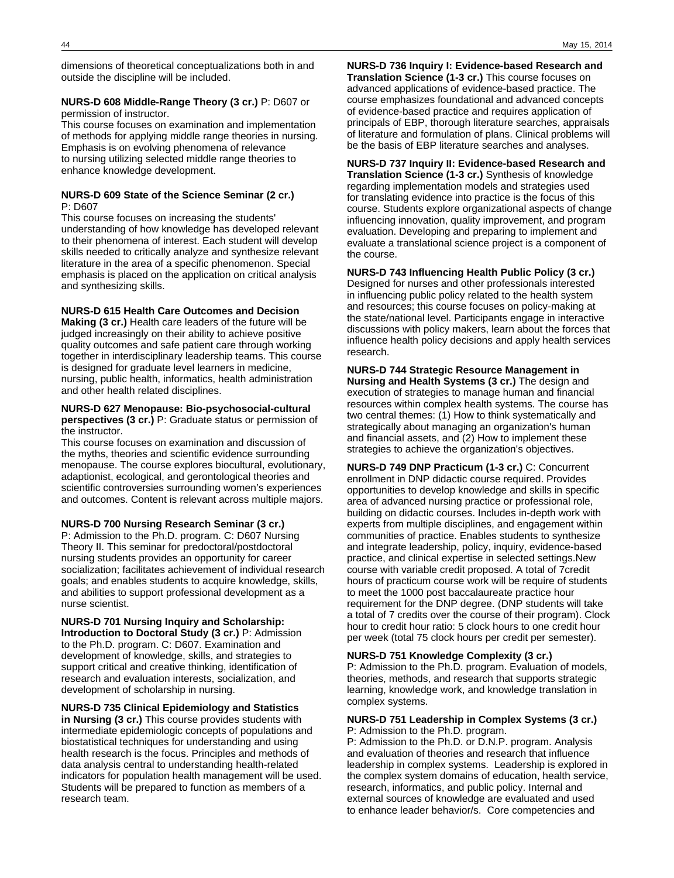dimensions of theoretical conceptualizations both in and outside the discipline will be included.

**NURS-D 608 Middle-Range Theory (3 cr.)** P: D607 or permission of instructor.
This course focuses on examination and implementation of methods for applying middle range theories in nursing. Emphasis is on evolving phenomena of relevance to nursing utilizing selected middle range theories to enhance knowledge development.

**NURS-D 609 State of the Science Seminar (2 cr.)** P: D607
This course focuses on increasing the students' understanding of how knowledge has developed relevant to their phenomena of interest. Each student will develop skills needed to critically analyze and synthesize relevant literature in the area of a specific phenomenon. Special emphasis is placed on the application on critical analysis and synthesizing skills.

**NURS-D 615 Health Care Outcomes and Decision Making (3 cr.)** Health care leaders of the future will be judged increasingly on their ability to achieve positive quality outcomes and safe patient care through working together in interdisciplinary leadership teams. This course is designed for graduate level learners in medicine, nursing, public health, informatics, health administration and other health related disciplines.

**NURS-D 627 Menopause: Bio-psychosocial-cultural perspectives (3 cr.)** P: Graduate status or permission of the instructor.
This course focuses on examination and discussion of the myths, theories and scientific evidence surrounding menopause. The course explores biocultural, evolutionary, adaptionist, ecological, and gerontological theories and scientific controversies surrounding women's experiences and outcomes. Content is relevant across multiple majors.

**NURS-D 700 Nursing Research Seminar (3 cr.)** P: Admission to the Ph.D. program. C: D607 Nursing Theory II. This seminar for predoctoral/postdoctoral nursing students provides an opportunity for career socialization; facilitates achievement of individual research goals; and enables students to acquire knowledge, skills, and abilities to support professional development as a nurse scientist.

**NURS-D 701 Nursing Inquiry and Scholarship: Introduction to Doctoral Study (3 cr.)** P: Admission to the Ph.D. program. C: D607. Examination and development of knowledge, skills, and strategies to support critical and creative thinking, identification of research and evaluation interests, socialization, and development of scholarship in nursing.

**NURS-D 735 Clinical Epidemiology and Statistics in Nursing (3 cr.)** This course provides students with intermediate epidemiologic concepts of populations and biostatistical techniques for understanding and using health research is the focus. Principles and methods of data analysis central to understanding health-related indicators for population health management will be used. Students will be prepared to function as members of a research team.

**NURS-D 736 Inquiry I: Evidence-based Research and Translation Science (1-3 cr.)** This course focuses on advanced applications of evidence-based practice. The course emphasizes foundational and advanced concepts of evidence-based practice and requires application of principals of EBP, thorough literature searches, appraisals of literature and formulation of plans. Clinical problems will be the basis of EBP literature searches and analyses.

**NURS-D 737 Inquiry II: Evidence-based Research and Translation Science (1-3 cr.)** Synthesis of knowledge regarding implementation models and strategies used for translating evidence into practice is the focus of this course. Students explore organizational aspects of change influencing innovation, quality improvement, and program evaluation. Developing and preparing to implement and evaluate a translational science project is a component of the course.

**NURS-D 743 Influencing Health Public Policy (3 cr.)** Designed for nurses and other professionals interested in influencing public policy related to the health system and resources; this course focuses on policy-making at the state/national level. Participants engage in interactive discussions with policy makers, learn about the forces that influence health policy decisions and apply health services research.

**NURS-D 744 Strategic Resource Management in Nursing and Health Systems (3 cr.)** The design and execution of strategies to manage human and financial resources within complex health systems. The course has two central themes: (1) How to think systematically and strategically about managing an organization's human and financial assets, and (2) How to implement these strategies to achieve the organization's objectives.

**NURS-D 749 DNP Practicum (1-3 cr.)** C: Concurrent enrollment in DNP didactic course required. Provides opportunities to develop knowledge and skills in specific area of advanced nursing practice or professional role, building on didactic courses. Includes in-depth work with experts from multiple disciplines, and engagement within communities of practice. Enables students to synthesize and integrate leadership, policy, inquiry, evidence-based practice, and clinical expertise in selected settings.New course with variable credit proposed. A total of 7credit hours of practicum course work will be require of students to meet the 1000 post baccalaureate practice hour requirement for the DNP degree. (DNP students will take a total of 7 credits over the course of their program). Clock hour to credit hour ratio: 5 clock hours to one credit hour per week (total 75 clock hours per credit per semester).

**NURS-D 751 Knowledge Complexity (3 cr.)** P: Admission to the Ph.D. program. Evaluation of models, theories, methods, and research that supports strategic learning, knowledge work, and knowledge translation in complex systems.

**NURS-D 751 Leadership in Complex Systems (3 cr.)** P: Admission to the Ph.D. program.
P: Admission to the Ph.D. or D.N.P. program. Analysis and evaluation of theories and research that influence leadership in complex systems. Leadership is explored in the complex system domains of education, health service, research, informatics, and public policy. Internal and external sources of knowledge are evaluated and used to enhance leader behavior/s. Core competencies and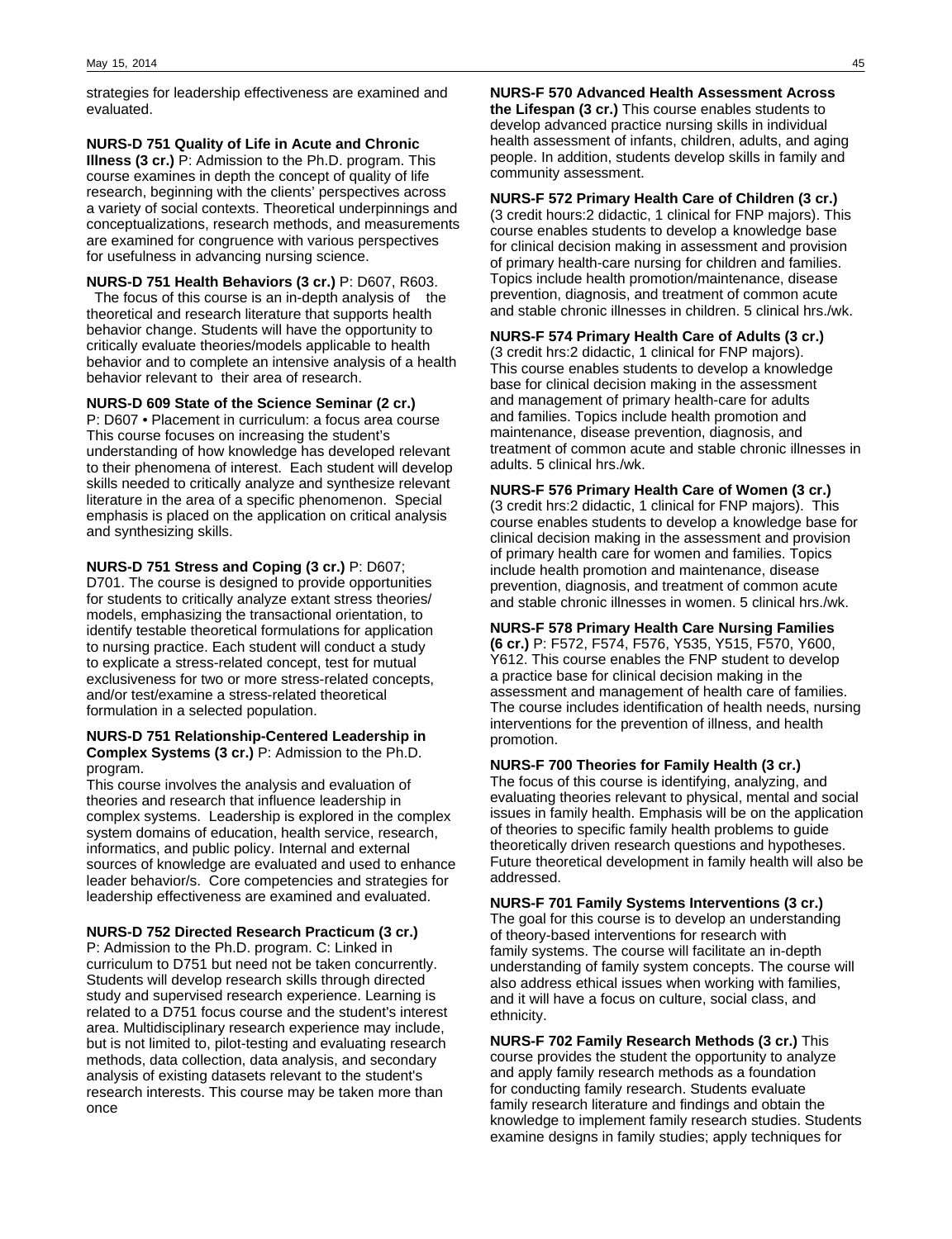strategies for leadership effectiveness are examined and evaluated.

**NURS-D 751 Quality of Life in Acute and Chronic Illness (3 cr.)** P: Admission to the Ph.D. program. This course examines in depth the concept of quality of life research, beginning with the clients' perspectives across a variety of social contexts. Theoretical underpinnings and conceptualizations, research methods, and measurements are examined for congruence with various perspectives for usefulness in advancing nursing science.

**NURS-D 751 Health Behaviors (3 cr.)** P: D607, R603. The focus of this course is an in-depth analysis of the theoretical and research literature that supports health behavior change. Students will have the opportunity to critically evaluate theories/models applicable to health behavior and to complete an intensive analysis of a health behavior relevant to their area of research.

**NURS-D 609 State of the Science Seminar (2 cr.)** P: D607 • Placement in curriculum: a focus area course This course focuses on increasing the student's understanding of how knowledge has developed relevant to their phenomena of interest. Each student will develop skills needed to critically analyze and synthesize relevant literature in the area of a specific phenomenon. Special emphasis is placed on the application on critical analysis and synthesizing skills.

**NURS-D 751 Stress and Coping (3 cr.)** P: D607; D701. The course is designed to provide opportunities for students to critically analyze extant stress theories/ models, emphasizing the transactional orientation, to identify testable theoretical formulations for application to nursing practice. Each student will conduct a study to explicate a stress-related concept, test for mutual exclusiveness for two or more stress-related concepts, and/or test/examine a stress-related theoretical formulation in a selected population.

**NURS-D 751 Relationship-Centered Leadership in Complex Systems (3 cr.)** P: Admission to the Ph.D. program.
This course involves the analysis and evaluation of theories and research that influence leadership in complex systems. Leadership is explored in the complex system domains of education, health service, research, informatics, and public policy. Internal and external sources of knowledge are evaluated and used to enhance leader behavior/s. Core competencies and strategies for leadership effectiveness are examined and evaluated.

**NURS-D 752 Directed Research Practicum (3 cr.)** P: Admission to the Ph.D. program. C: Linked in curriculum to D751 but need not be taken concurrently. Students will develop research skills through directed study and supervised research experience. Learning is related to a D751 focus course and the student's interest area. Multidisciplinary research experience may include, but is not limited to, pilot-testing and evaluating research methods, data collection, data analysis, and secondary analysis of existing datasets relevant to the student's research interests. This course may be taken more than once

**NURS-F 570 Advanced Health Assessment Across the Lifespan (3 cr.)** This course enables students to develop advanced practice nursing skills in individual health assessment of infants, children, adults, and aging people. In addition, students develop skills in family and community assessment.

**NURS-F 572 Primary Health Care of Children (3 cr.)** (3 credit hours:2 didactic, 1 clinical for FNP majors). This course enables students to develop a knowledge base for clinical decision making in assessment and provision of primary health-care nursing for children and families. Topics include health promotion/maintenance, disease prevention, diagnosis, and treatment of common acute and stable chronic illnesses in children. 5 clinical hrs./wk.

**NURS-F 574 Primary Health Care of Adults (3 cr.)** (3 credit hrs:2 didactic, 1 clinical for FNP majors). This course enables students to develop a knowledge base for clinical decision making in the assessment and management of primary health-care for adults and families. Topics include health promotion and maintenance, disease prevention, diagnosis, and treatment of common acute and stable chronic illnesses in adults. 5 clinical hrs./wk.

**NURS-F 576 Primary Health Care of Women (3 cr.)** (3 credit hrs:2 didactic, 1 clinical for FNP majors). This course enables students to develop a knowledge base for clinical decision making in the assessment and provision of primary health care for women and families. Topics include health promotion and maintenance, disease prevention, diagnosis, and treatment of common acute and stable chronic illnesses in women. 5 clinical hrs./wk.

**NURS-F 578 Primary Health Care Nursing Families (6 cr.)** P: F572, F574, F576, Y535, Y515, F570, Y600, Y612. This course enables the FNP student to develop a practice base for clinical decision making in the assessment and management of health care of families. The course includes identification of health needs, nursing interventions for the prevention of illness, and health promotion.

**NURS-F 700 Theories for Family Health (3 cr.)** The focus of this course is identifying, analyzing, and evaluating theories relevant to physical, mental and social issues in family health. Emphasis will be on the application of theories to specific family health problems to guide theoretically driven research questions and hypotheses. Future theoretical development in family health will also be addressed.

**NURS-F 701 Family Systems Interventions (3 cr.)** The goal for this course is to develop an understanding of theory-based interventions for research with family systems. The course will facilitate an in-depth understanding of family system concepts. The course will also address ethical issues when working with families, and it will have a focus on culture, social class, and ethnicity.

**NURS-F 702 Family Research Methods (3 cr.)** This course provides the student the opportunity to analyze and apply family research methods as a foundation for conducting family research. Students evaluate family research literature and findings and obtain the knowledge to implement family research studies. Students examine designs in family studies; apply techniques for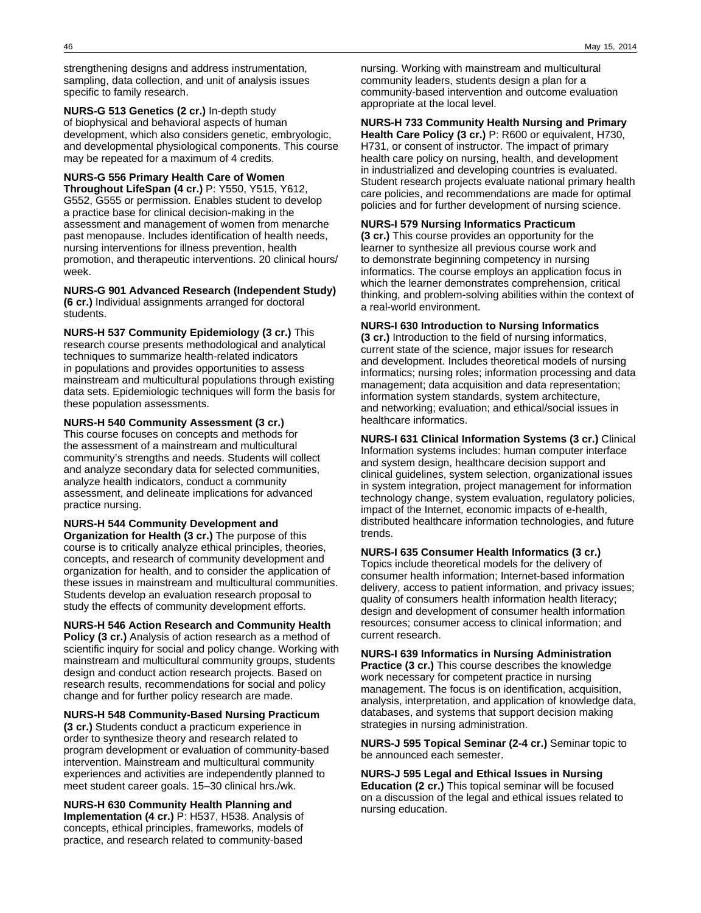strengthening designs and address instrumentation, sampling, data collection, and unit of analysis issues specific to family research.

**NURS-G 513 Genetics (2 cr.)** In-depth study of biophysical and behavioral aspects of human development, which also considers genetic, embryologic, and developmental physiological components. This course may be repeated for a maximum of 4 credits.

**NURS-G 556 Primary Health Care of Women Throughout LifeSpan (4 cr.)** P: Y550, Y515, Y612, G552, G555 or permission. Enables student to develop a practice base for clinical decision-making in the assessment and management of women from menarche past menopause. Includes identification of health needs, nursing interventions for illness prevention, health promotion, and therapeutic interventions. 20 clinical hours/week.

**NURS-G 901 Advanced Research (Independent Study) (6 cr.)** Individual assignments arranged for doctoral students.

**NURS-H 537 Community Epidemiology (3 cr.)** This research course presents methodological and analytical techniques to summarize health-related indicators in populations and provides opportunities to assess mainstream and multicultural populations through existing data sets. Epidemiologic techniques will form the basis for these population assessments.

**NURS-H 540 Community Assessment (3 cr.)** This course focuses on concepts and methods for the assessment of a mainstream and multicultural community's strengths and needs. Students will collect and analyze secondary data for selected communities, analyze health indicators, conduct a community assessment, and delineate implications for advanced practice nursing.

**NURS-H 544 Community Development and Organization for Health (3 cr.)** The purpose of this course is to critically analyze ethical principles, theories, concepts, and research of community development and organization for health, and to consider the application of these issues in mainstream and multicultural communities. Students develop an evaluation research proposal to study the effects of community development efforts.

**NURS-H 546 Action Research and Community Health Policy (3 cr.)** Analysis of action research as a method of scientific inquiry for social and policy change. Working with mainstream and multicultural community groups, students design and conduct action research projects. Based on research results, recommendations for social and policy change and for further policy research are made.

**NURS-H 548 Community-Based Nursing Practicum (3 cr.)** Students conduct a practicum experience in order to synthesize theory and research related to program development or evaluation of community-based intervention. Mainstream and multicultural community experiences and activities are independently planned to meet student career goals. 15–30 clinical hrs./wk.

**NURS-H 630 Community Health Planning and Implementation (4 cr.)** P: H537, H538. Analysis of concepts, ethical principles, frameworks, models of practice, and research related to community-based nursing. Working with mainstream and multicultural community leaders, students design a plan for a community-based intervention and outcome evaluation appropriate at the local level.

**NURS-H 733 Community Health Nursing and Primary Health Care Policy (3 cr.)** P: R600 or equivalent, H730, H731, or consent of instructor. The impact of primary health care policy on nursing, health, and development in industrialized and developing countries is evaluated. Student research projects evaluate national primary health care policies, and recommendations are made for optimal policies and for further development of nursing science.

**NURS-I 579 Nursing Informatics Practicum (3 cr.)** This course provides an opportunity for the learner to synthesize all previous course work and to demonstrate beginning competency in nursing informatics. The course employs an application focus in which the learner demonstrates comprehension, critical thinking, and problem-solving abilities within the context of a real-world environment.

**NURS-I 630 Introduction to Nursing Informatics (3 cr.)** Introduction to the field of nursing informatics, current state of the science, major issues for research and development. Includes theoretical models of nursing informatics; nursing roles; information processing and data management; data acquisition and data representation; information system standards, system architecture, and networking; evaluation; and ethical/social issues in healthcare informatics.

**NURS-I 631 Clinical Information Systems (3 cr.)** Clinical Information systems includes: human computer interface and system design, healthcare decision support and clinical guidelines, system selection, organizational issues in system integration, project management for information technology change, system evaluation, regulatory policies, impact of the Internet, economic impacts of e-health, distributed healthcare information technologies, and future trends.

**NURS-I 635 Consumer Health Informatics (3 cr.)** Topics include theoretical models for the delivery of consumer health information; Internet-based information delivery, access to patient information, and privacy issues; quality of consumers health information health literacy; design and development of consumer health information resources; consumer access to clinical information; and current research.

**NURS-I 639 Informatics in Nursing Administration Practice (3 cr.)** This course describes the knowledge work necessary for competent practice in nursing management. The focus is on identification, acquisition, analysis, interpretation, and application of knowledge data, databases, and systems that support decision making strategies in nursing administration.

**NURS-J 595 Topical Seminar (2-4 cr.)** Seminar topic to be announced each semester.

**NURS-J 595 Legal and Ethical Issues in Nursing Education (2 cr.)** This topical seminar will be focused on a discussion of the legal and ethical issues related to nursing education.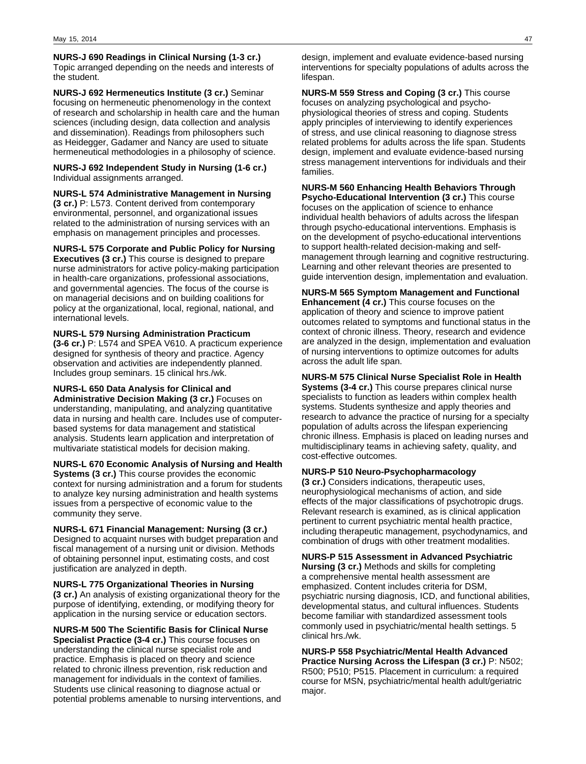**NURS-J 690 Readings in Clinical Nursing (1-3 cr.)** Topic arranged depending on the needs and interests of the student.

**NURS-J 692 Hermeneutics Institute (3 cr.)** Seminar focusing on hermeneutic phenomenology in the context of research and scholarship in health care and the human sciences (including design, data collection and analysis and dissemination). Readings from philosophers such as Heidegger, Gadamer and Nancy are used to situate hermeneutical methodologies in a philosophy of science.

**NURS-J 692 Independent Study in Nursing (1-6 cr.)** Individual assignments arranged.

**NURS-L 574 Administrative Management in Nursing (3 cr.)** P: L573. Content derived from contemporary environmental, personnel, and organizational issues related to the administration of nursing services with an emphasis on management principles and processes.

**NURS-L 575 Corporate and Public Policy for Nursing Executives (3 cr.)** This course is designed to prepare nurse administrators for active policy-making participation in health-care organizations, professional associations, and governmental agencies. The focus of the course is on managerial decisions and on building coalitions for policy at the organizational, local, regional, national, and international levels.

**NURS-L 579 Nursing Administration Practicum (3-6 cr.)** P: L574 and SPEA V610. A practicum experience designed for synthesis of theory and practice. Agency observation and activities are independently planned. Includes group seminars. 15 clinical hrs./wk.

**NURS-L 650 Data Analysis for Clinical and Administrative Decision Making (3 cr.)** Focuses on understanding, manipulating, and analyzing quantitative data in nursing and health care. Includes use of computer-based systems for data management and statistical analysis. Students learn application and interpretation of multivariate statistical models for decision making.

**NURS-L 670 Economic Analysis of Nursing and Health Systems (3 cr.)** This course provides the economic context for nursing administration and a forum for students to analyze key nursing administration and health systems issues from a perspective of economic value to the community they serve.

**NURS-L 671 Financial Management: Nursing (3 cr.)** Designed to acquaint nurses with budget preparation and fiscal management of a nursing unit or division. Methods of obtaining personnel input, estimating costs, and cost justification are analyzed in depth.

**NURS-L 775 Organizational Theories in Nursing (3 cr.)** An analysis of existing organizational theory for the purpose of identifying, extending, or modifying theory for application in the nursing service or education sectors.

**NURS-M 500 The Scientific Basis for Clinical Nurse Specialist Practice (3-4 cr.)** This course focuses on understanding the clinical nurse specialist role and practice. Emphasis is placed on theory and science related to chronic illness prevention, risk reduction and management for individuals in the context of families. Students use clinical reasoning to diagnose actual or potential problems amenable to nursing interventions, and design, implement and evaluate evidence-based nursing interventions for specialty populations of adults across the lifespan.

**NURS-M 559 Stress and Coping (3 cr.)** This course focuses on analyzing psychological and psycho-physiological theories of stress and coping. Students apply principles of interviewing to identify experiences of stress, and use clinical reasoning to diagnose stress related problems for adults across the life span. Students design, implement and evaluate evidence-based nursing stress management interventions for individuals and their families.

**NURS-M 560 Enhancing Health Behaviors Through Psycho-Educational Intervention (3 cr.)** This course focuses on the application of science to enhance individual health behaviors of adults across the lifespan through psycho-educational interventions. Emphasis is on the development of psycho-educational interventions to support health-related decision-making and self-management through learning and cognitive restructuring. Learning and other relevant theories are presented to guide intervention design, implementation and evaluation.

**NURS-M 565 Symptom Management and Functional Enhancement (4 cr.)** This course focuses on the application of theory and science to improve patient outcomes related to symptoms and functional status in the context of chronic illness. Theory, research and evidence are analyzed in the design, implementation and evaluation of nursing interventions to optimize outcomes for adults across the adult life span.

**NURS-M 575 Clinical Nurse Specialist Role in Health Systems (3-4 cr.)** This course prepares clinical nurse specialists to function as leaders within complex health systems. Students synthesize and apply theories and research to advance the practice of nursing for a specialty population of adults across the lifespan experiencing chronic illness. Emphasis is placed on leading nurses and multidisciplinary teams in achieving safety, quality, and cost-effective outcomes.

**NURS-P 510 Neuro-Psychopharmacology (3 cr.)** Considers indications, therapeutic uses, neurophysiological mechanisms of action, and side effects of the major classifications of psychotropic drugs. Relevant research is examined, as is clinical application pertinent to current psychiatric mental health practice, including therapeutic management, psychodynamics, and combination of drugs with other treatment modalities.

**NURS-P 515 Assessment in Advanced Psychiatric Nursing (3 cr.)** Methods and skills for completing a comprehensive mental health assessment are emphasized. Content includes criteria for DSM, psychiatric nursing diagnosis, ICD, and functional abilities, developmental status, and cultural influences. Students become familiar with standardized assessment tools commonly used in psychiatric/mental health settings. 5 clinical hrs./wk.

**NURS-P 558 Psychiatric/Mental Health Advanced Practice Nursing Across the Lifespan (3 cr.)** P: N502; R500; P510; P515. Placement in curriculum: a required course for MSN, psychiatric/mental health adult/geriatric major.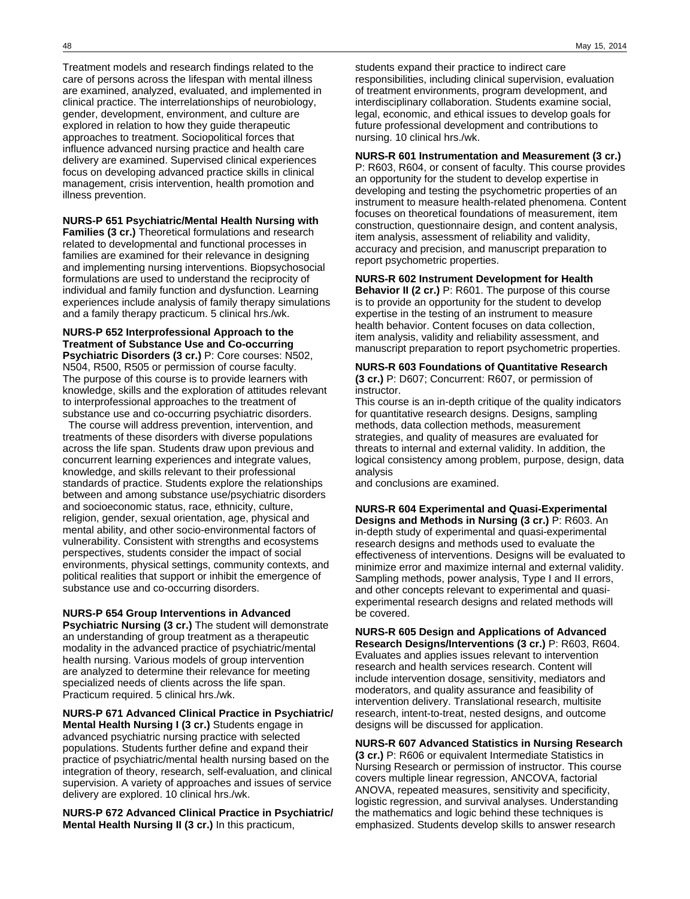Treatment models and research findings related to the care of persons across the lifespan with mental illness are examined, analyzed, evaluated, and implemented in clinical practice. The interrelationships of neurobiology, gender, development, environment, and culture are explored in relation to how they guide therapeutic approaches to treatment. Sociopolitical forces that influence advanced nursing practice and health care delivery are examined. Supervised clinical experiences focus on developing advanced practice skills in clinical management, crisis intervention, health promotion and illness prevention.

**NURS-P 651 Psychiatric/Mental Health Nursing with Families (3 cr.)** Theoretical formulations and research related to developmental and functional processes in families are examined for their relevance in designing and implementing nursing interventions. Biopsychosocial formulations are used to understand the reciprocity of individual and family function and dysfunction. Learning experiences include analysis of family therapy simulations and a family therapy practicum. 5 clinical hrs./wk.

**NURS-P 652 Interprofessional Approach to the Treatment of Substance Use and Co-occurring Psychiatric Disorders (3 cr.)** P: Core courses: N502, N504, R500, R505 or permission of course faculty. The purpose of this course is to provide learners with knowledge, skills and the exploration of attitudes relevant to interprofessional approaches to the treatment of substance use and co-occurring psychiatric disorders.

The course will address prevention, intervention, and treatments of these disorders with diverse populations across the life span. Students draw upon previous and concurrent learning experiences and integrate values, knowledge, and skills relevant to their professional standards of practice. Students explore the relationships between and among substance use/psychiatric disorders and socioeconomic status, race, ethnicity, culture, religion, gender, sexual orientation, age, physical and mental ability, and other socio-environmental factors of vulnerability. Consistent with strengths and ecosystems perspectives, students consider the impact of social environments, physical settings, community contexts, and political realities that support or inhibit the emergence of substance use and co-occurring disorders.

**NURS-P 654 Group Interventions in Advanced Psychiatric Nursing (3 cr.)** The student will demonstrate an understanding of group treatment as a therapeutic modality in the advanced practice of psychiatric/mental health nursing. Various models of group intervention are analyzed to determine their relevance for meeting specialized needs of clients across the life span. Practicum required. 5 clinical hrs./wk.

**NURS-P 671 Advanced Clinical Practice in Psychiatric/ Mental Health Nursing I (3 cr.)** Students engage in advanced psychiatric nursing practice with selected populations. Students further define and expand their practice of psychiatric/mental health nursing based on the integration of theory, research, self-evaluation, and clinical supervision. A variety of approaches and issues of service delivery are explored. 10 clinical hrs./wk.

**NURS-P 672 Advanced Clinical Practice in Psychiatric/ Mental Health Nursing II (3 cr.)** In this practicum, students expand their practice to indirect care responsibilities, including clinical supervision, evaluation of treatment environments, program development, and interdisciplinary collaboration. Students examine social, legal, economic, and ethical issues to develop goals for future professional development and contributions to nursing. 10 clinical hrs./wk.

**NURS-R 601 Instrumentation and Measurement (3 cr.)** P: R603, R604, or consent of faculty. This course provides an opportunity for the student to develop expertise in developing and testing the psychometric properties of an instrument to measure health-related phenomena. Content focuses on theoretical foundations of measurement, item construction, questionnaire design, and content analysis, item analysis, assessment of reliability and validity, accuracy and precision, and manuscript preparation to report psychometric properties.

**NURS-R 602 Instrument Development for Health Behavior II (2 cr.)** P: R601. The purpose of this course is to provide an opportunity for the student to develop expertise in the testing of an instrument to measure health behavior. Content focuses on data collection, item analysis, validity and reliability assessment, and manuscript preparation to report psychometric properties.

**NURS-R 603 Foundations of Quantitative Research (3 cr.)** P: D607; Concurrent: R607, or permission of instructor.
This course is an in-depth critique of the quality indicators for quantitative research designs. Designs, sampling methods, data collection methods, measurement strategies, and quality of measures are evaluated for threats to internal and external validity. In addition, the logical consistency among problem, purpose, design, data analysis
and conclusions are examined.

**NURS-R 604 Experimental and Quasi-Experimental Designs and Methods in Nursing (3 cr.)** P: R603. An in-depth study of experimental and quasi-experimental research designs and methods used to evaluate the effectiveness of interventions. Designs will be evaluated to minimize error and maximize internal and external validity. Sampling methods, power analysis, Type I and II errors, and other concepts relevant to experimental and quasi-experimental research designs and related methods will be covered.

**NURS-R 605 Design and Applications of Advanced Research Designs/Interventions (3 cr.)** P: R603, R604. Evaluates and applies issues relevant to intervention research and health services research. Content will include intervention dosage, sensitivity, mediators and moderators, and quality assurance and feasibility of intervention delivery. Translational research, multisite research, intent-to-treat, nested designs, and outcome designs will be discussed for application.

**NURS-R 607 Advanced Statistics in Nursing Research (3 cr.)** P: R606 or equivalent Intermediate Statistics in Nursing Research or permission of instructor. This course covers multiple linear regression, ANCOVA, factorial ANOVA, repeated measures, sensitivity and specificity, logistic regression, and survival analyses. Understanding the mathematics and logic behind these techniques is emphasized. Students develop skills to answer research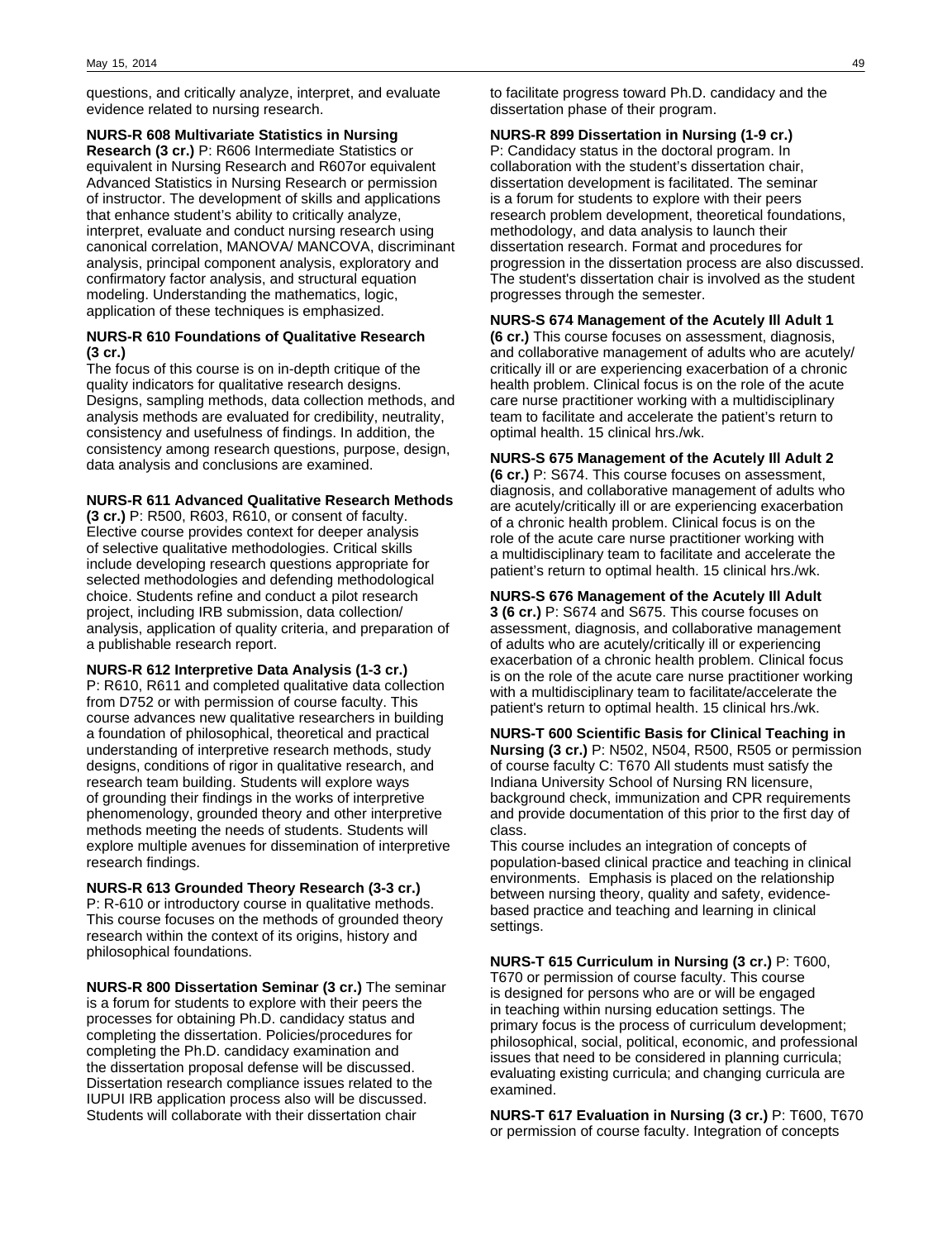questions, and critically analyze, interpret, and evaluate evidence related to nursing research.

**NURS-R 608 Multivariate Statistics in Nursing Research (3 cr.)** P: R606 Intermediate Statistics or equivalent in Nursing Research and R607or equivalent Advanced Statistics in Nursing Research or permission of instructor. The development of skills and applications that enhance student's ability to critically analyze, interpret, evaluate and conduct nursing research using canonical correlation, MANOVA/ MANCOVA, discriminant analysis, principal component analysis, exploratory and confirmatory factor analysis, and structural equation modeling. Understanding the mathematics, logic, application of these techniques is emphasized.

**NURS-R 610 Foundations of Qualitative Research (3 cr.)**
The focus of this course is on in-depth critique of the quality indicators for qualitative research designs. Designs, sampling methods, data collection methods, and analysis methods are evaluated for credibility, neutrality, consistency and usefulness of findings. In addition, the consistency among research questions, purpose, design, data analysis and conclusions are examined.

**NURS-R 611 Advanced Qualitative Research Methods (3 cr.)** P: R500, R603, R610, or consent of faculty. Elective course provides context for deeper analysis of selective qualitative methodologies. Critical skills include developing research questions appropriate for selected methodologies and defending methodological choice. Students refine and conduct a pilot research project, including IRB submission, data collection/ analysis, application of quality criteria, and preparation of a publishable research report.

**NURS-R 612 Interpretive Data Analysis (1-3 cr.)**
P: R610, R611 and completed qualitative data collection from D752 or with permission of course faculty. This course advances new qualitative researchers in building a foundation of philosophical, theoretical and practical understanding of interpretive research methods, study designs, conditions of rigor in qualitative research, and research team building. Students will explore ways of grounding their findings in the works of interpretive phenomenology, grounded theory and other interpretive methods meeting the needs of students. Students will explore multiple avenues for dissemination of interpretive research findings.

**NURS-R 613 Grounded Theory Research (3-3 cr.)**
P: R-610 or introductory course in qualitative methods. This course focuses on the methods of grounded theory research within the context of its origins, history and philosophical foundations.

**NURS-R 800 Dissertation Seminar (3 cr.)** The seminar is a forum for students to explore with their peers the processes for obtaining Ph.D. candidacy status and completing the dissertation. Policies/procedures for completing the Ph.D. candidacy examination and the dissertation proposal defense will be discussed. Dissertation research compliance issues related to the IUPUI IRB application process also will be discussed. Students will collaborate with their dissertation chair to facilitate progress toward Ph.D. candidacy and the dissertation phase of their program.

**NURS-R 899 Dissertation in Nursing (1-9 cr.)**
P: Candidacy status in the doctoral program. In collaboration with the student's dissertation chair, dissertation development is facilitated. The seminar is a forum for students to explore with their peers research problem development, theoretical foundations, methodology, and data analysis to launch their dissertation research. Format and procedures for progression in the dissertation process are also discussed. The student's dissertation chair is involved as the student progresses through the semester.

**NURS-S 674 Management of the Acutely Ill Adult 1 (6 cr.)** This course focuses on assessment, diagnosis, and collaborative management of adults who are acutely/ critically ill or are experiencing exacerbation of a chronic health problem. Clinical focus is on the role of the acute care nurse practitioner working with a multidisciplinary team to facilitate and accelerate the patient's return to optimal health. 15 clinical hrs./wk.

**NURS-S 675 Management of the Acutely Ill Adult 2 (6 cr.)** P: S674. This course focuses on assessment, diagnosis, and collaborative management of adults who are acutely/critically ill or are experiencing exacerbation of a chronic health problem. Clinical focus is on the role of the acute care nurse practitioner working with a multidisciplinary team to facilitate and accelerate the patient's return to optimal health. 15 clinical hrs./wk.

**NURS-S 676 Management of the Acutely Ill Adult 3 (6 cr.)** P: S674 and S675. This course focuses on assessment, diagnosis, and collaborative management of adults who are acutely/critically ill or experiencing exacerbation of a chronic health problem. Clinical focus is on the role of the acute care nurse practitioner working with a multidisciplinary team to facilitate/accelerate the patient's return to optimal health. 15 clinical hrs./wk.

**NURS-T 600 Scientific Basis for Clinical Teaching in Nursing (3 cr.)** P: N502, N504, R500, R505 or permission of course faculty C: T670 All students must satisfy the Indiana University School of Nursing RN licensure, background check, immunization and CPR requirements and provide documentation of this prior to the first day of class.
This course includes an integration of concepts of population-based clinical practice and teaching in clinical environments. Emphasis is placed on the relationship between nursing theory, quality and safety, evidence-based practice and teaching and learning in clinical settings.

**NURS-T 615 Curriculum in Nursing (3 cr.)** P: T600, T670 or permission of course faculty. This course is designed for persons who are or will be engaged in teaching within nursing education settings. The primary focus is the process of curriculum development; philosophical, social, political, economic, and professional issues that need to be considered in planning curricula; evaluating existing curricula; and changing curricula are examined.

**NURS-T 617 Evaluation in Nursing (3 cr.)** P: T600, T670 or permission of course faculty. Integration of concepts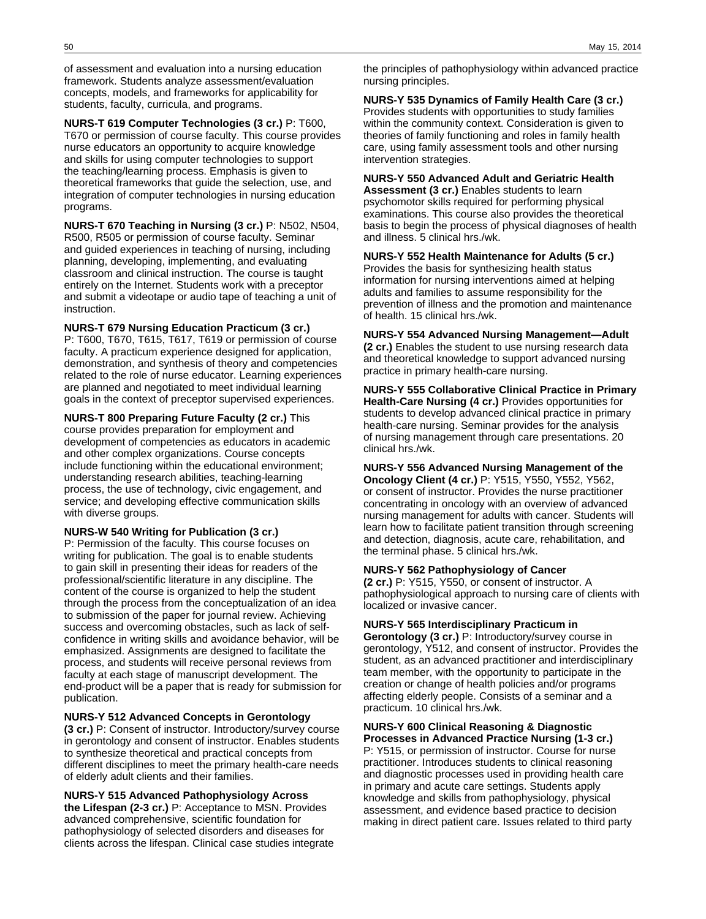of assessment and evaluation into a nursing education framework. Students analyze assessment/evaluation concepts, models, and frameworks for applicability for students, faculty, curricula, and programs.

**NURS-T 619 Computer Technologies (3 cr.)** P: T600, T670 or permission of course faculty. This course provides nurse educators an opportunity to acquire knowledge and skills for using computer technologies to support the teaching/learning process. Emphasis is given to theoretical frameworks that guide the selection, use, and integration of computer technologies in nursing education programs.

**NURS-T 670 Teaching in Nursing (3 cr.)** P: N502, N504, R500, R505 or permission of course faculty. Seminar and guided experiences in teaching of nursing, including planning, developing, implementing, and evaluating classroom and clinical instruction. The course is taught entirely on the Internet. Students work with a preceptor and submit a videotape or audio tape of teaching a unit of instruction.

**NURS-T 679 Nursing Education Practicum (3 cr.)** P: T600, T670, T615, T617, T619 or permission of course faculty. A practicum experience designed for application, demonstration, and synthesis of theory and competencies related to the role of nurse educator. Learning experiences are planned and negotiated to meet individual learning goals in the context of preceptor supervised experiences.

**NURS-T 800 Preparing Future Faculty (2 cr.)** This course provides preparation for employment and development of competencies as educators in academic and other complex organizations. Course concepts include functioning within the educational environment; understanding research abilities, teaching-learning process, the use of technology, civic engagement, and service; and developing effective communication skills with diverse groups.

**NURS-W 540 Writing for Publication (3 cr.)** P: Permission of the faculty. This course focuses on writing for publication. The goal is to enable students to gain skill in presenting their ideas for readers of the professional/scientific literature in any discipline. The content of the course is organized to help the student through the process from the conceptualization of an idea to submission of the paper for journal review. Achieving success and overcoming obstacles, such as lack of self-confidence in writing skills and avoidance behavior, will be emphasized. Assignments are designed to facilitate the process, and students will receive personal reviews from faculty at each stage of manuscript development. The end-product will be a paper that is ready for submission for publication.

**NURS-Y 512 Advanced Concepts in Gerontology (3 cr.)** P: Consent of instructor. Introductory/survey course in gerontology and consent of instructor. Enables students to synthesize theoretical and practical concepts from different disciplines to meet the primary health-care needs of elderly adult clients and their families.

**NURS-Y 515 Advanced Pathophysiology Across the Lifespan (2-3 cr.)** P: Acceptance to MSN. Provides advanced comprehensive, scientific foundation for pathophysiology of selected disorders and diseases for clients across the lifespan. Clinical case studies integrate the principles of pathophysiology within advanced practice nursing principles.

**NURS-Y 535 Dynamics of Family Health Care (3 cr.)** Provides students with opportunities to study families within the community context. Consideration is given to theories of family functioning and roles in family health care, using family assessment tools and other nursing intervention strategies.

**NURS-Y 550 Advanced Adult and Geriatric Health Assessment (3 cr.)** Enables students to learn psychomotor skills required for performing physical examinations. This course also provides the theoretical basis to begin the process of physical diagnoses of health and illness. 5 clinical hrs./wk.

**NURS-Y 552 Health Maintenance for Adults (5 cr.)** Provides the basis for synthesizing health status information for nursing interventions aimed at helping adults and families to assume responsibility for the prevention of illness and the promotion and maintenance of health. 15 clinical hrs./wk.

**NURS-Y 554 Advanced Nursing Management—Adult (2 cr.)** Enables the student to use nursing research data and theoretical knowledge to support advanced nursing practice in primary health-care nursing.

**NURS-Y 555 Collaborative Clinical Practice in Primary Health-Care Nursing (4 cr.)** Provides opportunities for students to develop advanced clinical practice in primary health-care nursing. Seminar provides for the analysis of nursing management through care presentations. 20 clinical hrs./wk.

**NURS-Y 556 Advanced Nursing Management of the Oncology Client (4 cr.)** P: Y515, Y550, Y552, Y562, or consent of instructor. Provides the nurse practitioner concentrating in oncology with an overview of advanced nursing management for adults with cancer. Students will learn how to facilitate patient transition through screening and detection, diagnosis, acute care, rehabilitation, and the terminal phase. 5 clinical hrs./wk.

**NURS-Y 562 Pathophysiology of Cancer (2 cr.)** P: Y515, Y550, or consent of instructor. A pathophysiological approach to nursing care of clients with localized or invasive cancer.

**NURS-Y 565 Interdisciplinary Practicum in Gerontology (3 cr.)** P: Introductory/survey course in gerontology, Y512, and consent of instructor. Provides the student, as an advanced practitioner and interdisciplinary team member, with the opportunity to participate in the creation or change of health policies and/or programs affecting elderly people. Consists of a seminar and a practicum. 10 clinical hrs./wk.

**NURS-Y 600 Clinical Reasoning & Diagnostic Processes in Advanced Practice Nursing (1-3 cr.)** P: Y515, or permission of instructor. Course for nurse practitioner. Introduces students to clinical reasoning and diagnostic processes used in providing health care in primary and acute care settings. Students apply knowledge and skills from pathophysiology, physical assessment, and evidence based practice to decision making in direct patient care. Issues related to third party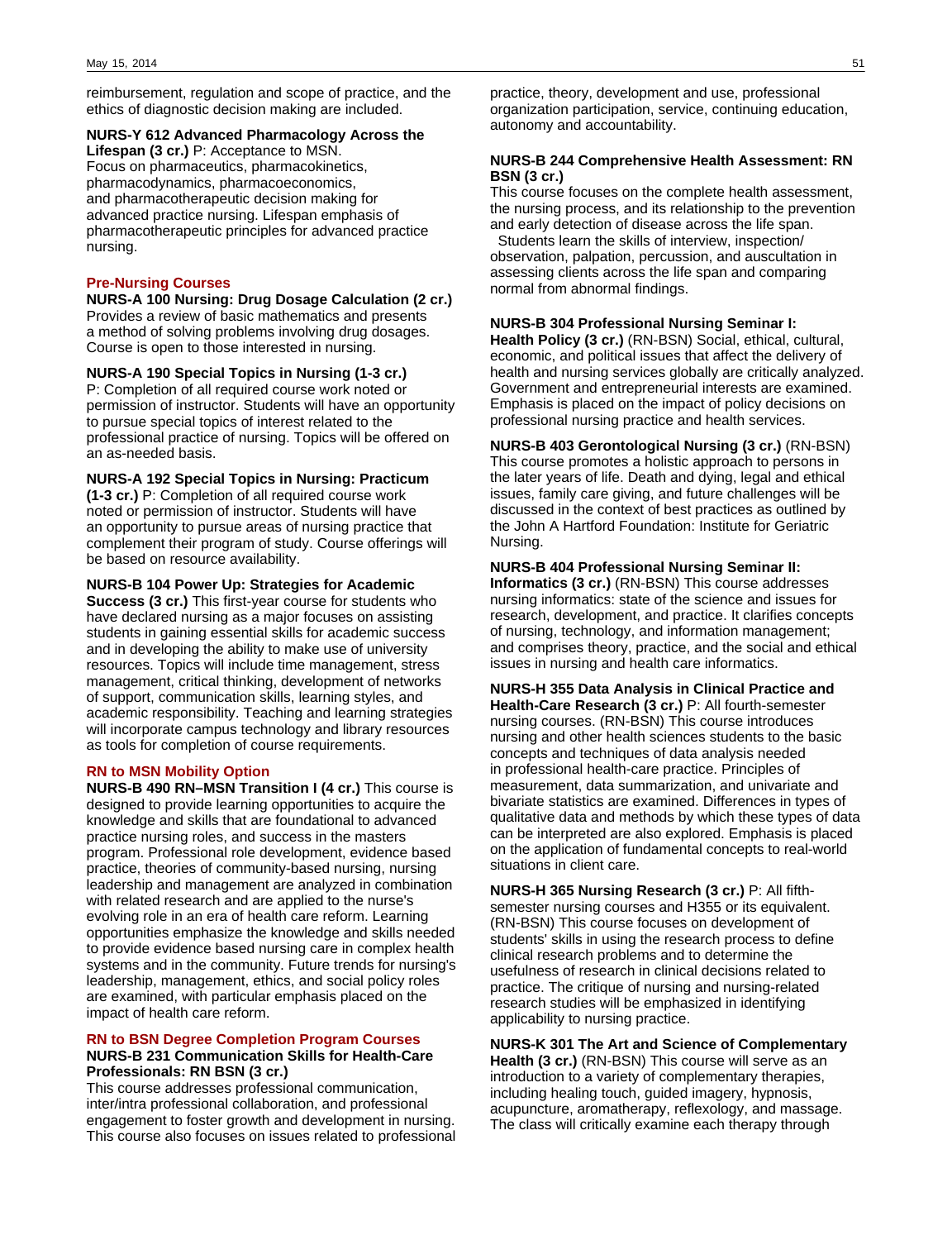reimbursement, regulation and scope of practice, and the ethics of diagnostic decision making are included.

**NURS-Y 612 Advanced Pharmacology Across the Lifespan (3 cr.)** P: Acceptance to MSN. Focus on pharmaceutics, pharmacokinetics, pharmacodynamics, pharmacoeconomics, and pharmacotherapeutic decision making for advanced practice nursing. Lifespan emphasis of pharmacotherapeutic principles for advanced practice nursing.

## Pre-Nursing Courses

**NURS-A 100 Nursing: Drug Dosage Calculation (2 cr.)** Provides a review of basic mathematics and presents a method of solving problems involving drug dosages. Course is open to those interested in nursing.

**NURS-A 190 Special Topics in Nursing (1-3 cr.)** P: Completion of all required course work noted or permission of instructor. Students will have an opportunity to pursue special topics of interest related to the professional practice of nursing. Topics will be offered on an as-needed basis.

**NURS-A 192 Special Topics in Nursing: Practicum (1-3 cr.)** P: Completion of all required course work noted or permission of instructor. Students will have an opportunity to pursue areas of nursing practice that complement their program of study. Course offerings will be based on resource availability.

**NURS-B 104 Power Up: Strategies for Academic Success (3 cr.)** This first-year course for students who have declared nursing as a major focuses on assisting students in gaining essential skills for academic success and in developing the ability to make use of university resources. Topics will include time management, stress management, critical thinking, development of networks of support, communication skills, learning styles, and academic responsibility. Teaching and learning strategies will incorporate campus technology and library resources as tools for completion of course requirements.

## RN to MSN Mobility Option

**NURS-B 490 RN–MSN Transition I (4 cr.)** This course is designed to provide learning opportunities to acquire the knowledge and skills that are foundational to advanced practice nursing roles, and success in the masters program. Professional role development, evidence based practice, theories of community-based nursing, nursing leadership and management are analyzed in combination with related research and are applied to the nurse's evolving role in an era of health care reform. Learning opportunities emphasize the knowledge and skills needed to provide evidence based nursing care in complex health systems and in the community. Future trends for nursing's leadership, management, ethics, and social policy roles are examined, with particular emphasis placed on the impact of health care reform.

## RN to BSN Degree Completion Program Courses

**NURS-B 231 Communication Skills for Health-Care Professionals: RN BSN (3 cr.)**

This course addresses professional communication, inter/intra professional collaboration, and professional engagement to foster growth and development in nursing. This course also focuses on issues related to professional practice, theory, development and use, professional organization participation, service, continuing education, autonomy and accountability.

**NURS-B 244 Comprehensive Health Assessment: RN BSN (3 cr.)**

This course focuses on the complete health assessment, the nursing process, and its relationship to the prevention and early detection of disease across the life span.

Students learn the skills of interview, inspection/observation, palpation, percussion, and auscultation in assessing clients across the life span and comparing normal from abnormal findings.

**NURS-B 304 Professional Nursing Seminar I: Health Policy (3 cr.)** (RN-BSN) Social, ethical, cultural, economic, and political issues that affect the delivery of health and nursing services globally are critically analyzed. Government and entrepreneurial interests are examined. Emphasis is placed on the impact of policy decisions on professional nursing practice and health services.

**NURS-B 403 Gerontological Nursing (3 cr.)** (RN-BSN) This course promotes a holistic approach to persons in the later years of life. Death and dying, legal and ethical issues, family care giving, and future challenges will be discussed in the context of best practices as outlined by the John A Hartford Foundation: Institute for Geriatric Nursing.

**NURS-B 404 Professional Nursing Seminar II: Informatics (3 cr.)** (RN-BSN) This course addresses nursing informatics: state of the science and issues for research, development, and practice. It clarifies concepts of nursing, technology, and information management; and comprises theory, practice, and the social and ethical issues in nursing and health care informatics.

**NURS-H 355 Data Analysis in Clinical Practice and Health-Care Research (3 cr.)** P: All fourth-semester nursing courses. (RN-BSN) This course introduces nursing and other health sciences students to the basic concepts and techniques of data analysis needed in professional health-care practice. Principles of measurement, data summarization, and univariate and bivariate statistics are examined. Differences in types of qualitative data and methods by which these types of data can be interpreted are also explored. Emphasis is placed on the application of fundamental concepts to real-world situations in client care.

**NURS-H 365 Nursing Research (3 cr.)** P: All fifth-semester nursing courses and H355 or its equivalent. (RN-BSN) This course focuses on development of students' skills in using the research process to define clinical research problems and to determine the usefulness of research in clinical decisions related to practice. The critique of nursing and nursing-related research studies will be emphasized in identifying applicability to nursing practice.

**NURS-K 301 The Art and Science of Complementary Health (3 cr.)** (RN-BSN) This course will serve as an introduction to a variety of complementary therapies, including healing touch, guided imagery, hypnosis, acupuncture, aromatherapy, reflexology, and massage. The class will critically examine each therapy through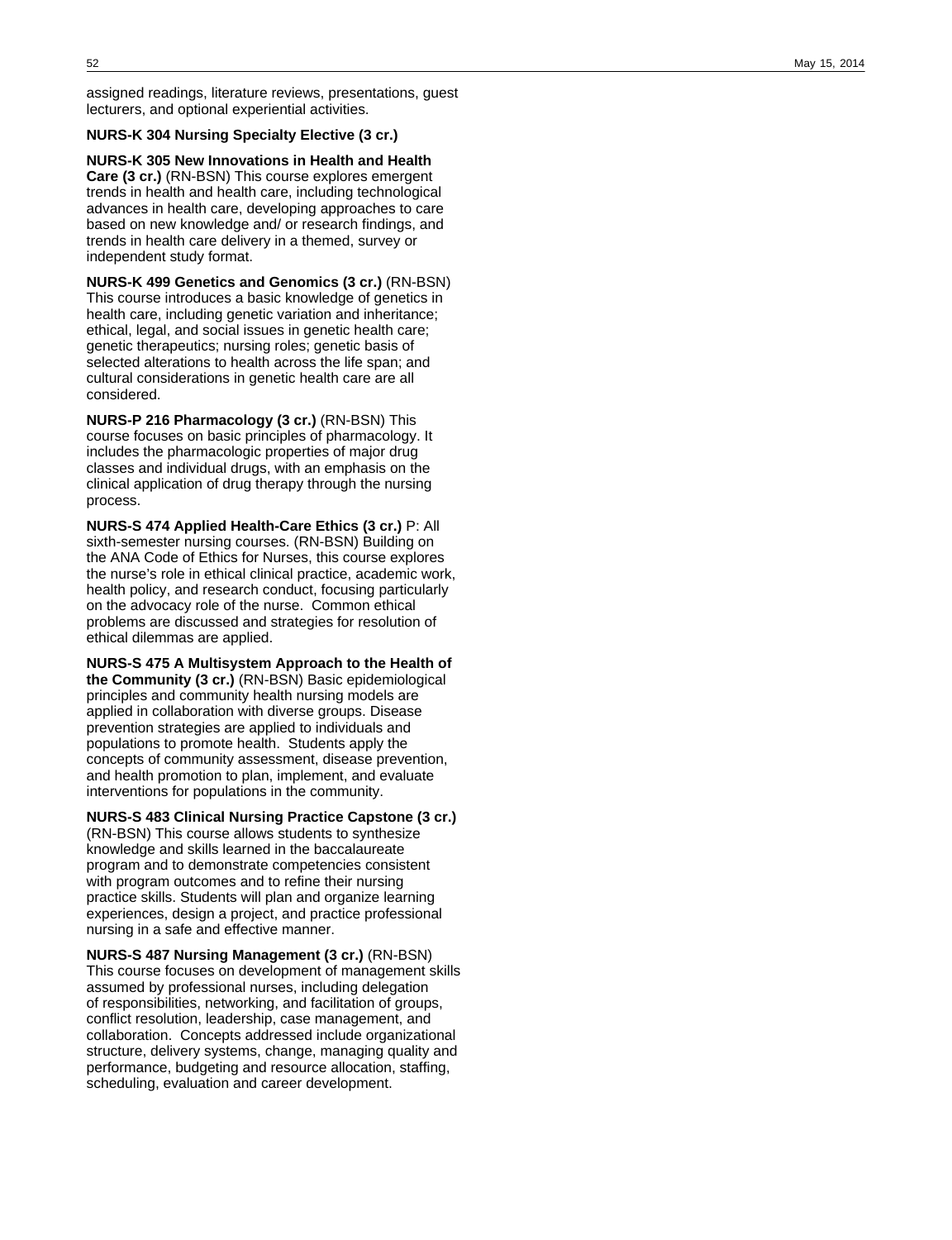assigned readings, literature reviews, presentations, guest lecturers, and optional experiential activities.

**NURS-K 304 Nursing Specialty Elective (3 cr.)**

**NURS-K 305 New Innovations in Health and Health Care (3 cr.)** (RN-BSN) This course explores emergent trends in health and health care, including technological advances in health care, developing approaches to care based on new knowledge and/ or research findings, and trends in health care delivery in a themed, survey or independent study format.

**NURS-K 499 Genetics and Genomics (3 cr.)** (RN-BSN) This course introduces a basic knowledge of genetics in health care, including genetic variation and inheritance; ethical, legal, and social issues in genetic health care; genetic therapeutics; nursing roles; genetic basis of selected alterations to health across the life span; and cultural considerations in genetic health care are all considered.

**NURS-P 216 Pharmacology (3 cr.)** (RN-BSN) This course focuses on basic principles of pharmacology. It includes the pharmacologic properties of major drug classes and individual drugs, with an emphasis on the clinical application of drug therapy through the nursing process.

**NURS-S 474 Applied Health-Care Ethics (3 cr.)** P: All sixth-semester nursing courses. (RN-BSN) Building on the ANA Code of Ethics for Nurses, this course explores the nurse's role in ethical clinical practice, academic work, health policy, and research conduct, focusing particularly on the advocacy role of the nurse. Common ethical problems are discussed and strategies for resolution of ethical dilemmas are applied.

**NURS-S 475 A Multisystem Approach to the Health of the Community (3 cr.)** (RN-BSN) Basic epidemiological principles and community health nursing models are applied in collaboration with diverse groups. Disease prevention strategies are applied to individuals and populations to promote health. Students apply the concepts of community assessment, disease prevention, and health promotion to plan, implement, and evaluate interventions for populations in the community.

**NURS-S 483 Clinical Nursing Practice Capstone (3 cr.)** (RN-BSN) This course allows students to synthesize knowledge and skills learned in the baccalaureate program and to demonstrate competencies consistent with program outcomes and to refine their nursing practice skills. Students will plan and organize learning experiences, design a project, and practice professional nursing in a safe and effective manner.

**NURS-S 487 Nursing Management (3 cr.)** (RN-BSN) This course focuses on development of management skills assumed by professional nurses, including delegation of responsibilities, networking, and facilitation of groups, conflict resolution, leadership, case management, and collaboration. Concepts addressed include organizational structure, delivery systems, change, managing quality and performance, budgeting and resource allocation, staffing, scheduling, evaluation and career development.